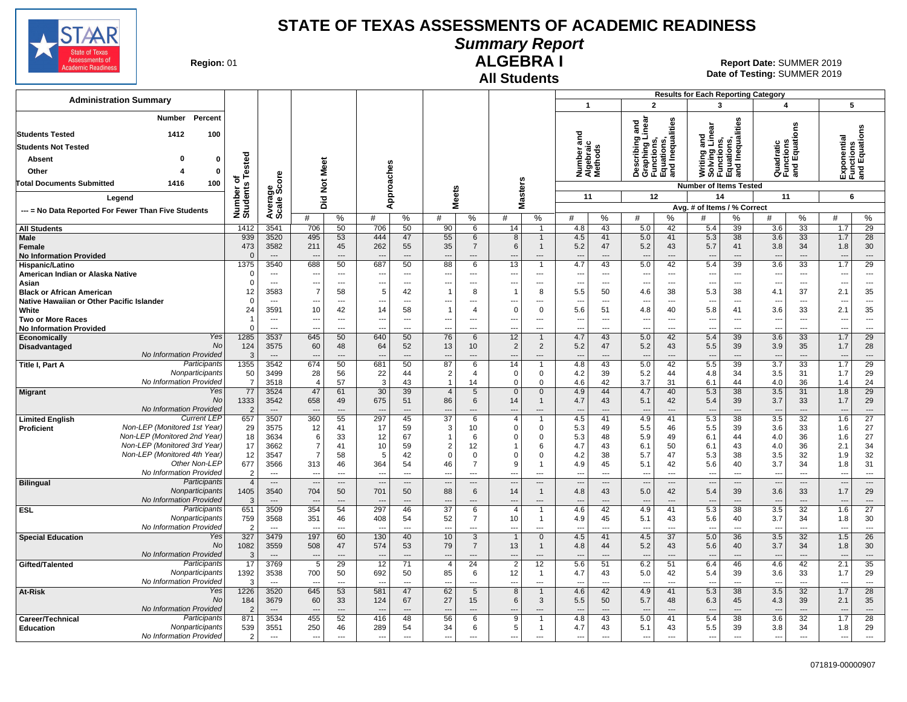# STATE OF TEXAS ASSESSMENTS OF ACADEMIC READINESS

## Summary Report

## ALGEBRA I

### All Students

**Region:** 01

**Report Date:** SUMMER 2019
**Date of Testing:** SUMMER 2019

**Administration Summary**

| | Number | Percent |
|---|---|---|
| Students Tested | 1412 | 100 |
| Students Not Tested | | |
| Absent | 0 | 0 |
| Other | 4 | 0 |
| Total Documents Submitted | 1416 | 100 |

Legend: --- = No Data Reported For Fewer Than Five Students

Results for Each Reporting Category: 1 = Number and Algebraic Methods (11 items); 2 = Describing and Graphing Linear Functions, Equations, and Inequalities (12 items); 3 = Writing and Solving Linear Functions, Equations, and Inequalities (14 items); 4 = Quadratic Functions and Equations (11 items); 5 = Exponential Functions and Equations (6 items). Values are Avg. # of Items / % Correct.

| Group | | Number of Students Tested | Average Scale Score | Did Not Meet # | Did Not Meet % | Approaches # | Approaches % | Meets # | Meets % | Masters # | Masters % | Cat 1 # | Cat 1 % | Cat 2 # | Cat 2 % | Cat 3 # | Cat 3 % | Cat 4 # | Cat 4 % | Cat 5 # | Cat 5 % |
|---|---|---|---|---|---|---|---|---|---|---|---|---|---|---|---|---|---|---|---|---|---|
| All Students | | 1412 | 3541 | 706 | 50 | 706 | 50 | 90 | 6 | 14 | 1 | 4.8 | 43 | 5.0 | 42 | 5.4 | 39 | 3.6 | 33 | 1.7 | 29 |
| Male | | 939 | 3520 | 495 | 53 | 444 | 47 | 55 | 6 | 8 | 1 | 4.5 | 41 | 5.0 | 41 | 5.3 | 38 | 3.6 | 33 | 1.7 | 28 |
| Female | | 473 | 3582 | 211 | 45 | 262 | 55 | 35 | 7 | 6 | 1 | 5.2 | 47 | 5.2 | 43 | 5.7 | 41 | 3.8 | 34 | 1.8 | 30 |
| No Information Provided | | 0 | --- | --- | --- | --- | --- | --- | --- | --- | --- | --- | --- | --- | --- | --- | --- | --- | --- | --- | --- |
| Hispanic/Latino | | 1375 | 3540 | 688 | 50 | 687 | 50 | 88 | 6 | 13 | 1 | 4.7 | 43 | 5.0 | 42 | 5.4 | 39 | 3.6 | 33 | 1.7 | 29 |
| American Indian or Alaska Native | | 0 | --- | --- | --- | --- | --- | --- | --- | --- | --- | --- | --- | --- | --- | --- | --- | --- | --- | --- | --- |
| Asian | | 0 | --- | --- | --- | --- | --- | --- | --- | --- | --- | --- | --- | --- | --- | --- | --- | --- | --- | --- | --- |
| Black or African American | | 12 | 3583 | 7 | 58 | 5 | 42 | 1 | 8 | 1 | 8 | 5.5 | 50 | 4.6 | 38 | 5.3 | 38 | 4.1 | 37 | 2.1 | 35 |
| Native Hawaiian or Other Pacific Islander | | 0 | --- | --- | --- | --- | --- | --- | --- | --- | --- | --- | --- | --- | --- | --- | --- | --- | --- | --- | --- |
| White | | 24 | 3591 | 10 | 42 | 14 | 58 | 1 | 4 | 0 | 0 | 5.6 | 51 | 4.8 | 40 | 5.8 | 41 | 3.6 | 33 | 2.1 | 35 |
| Two or More Races | | 1 | --- | --- | --- | --- | --- | --- | --- | --- | --- | --- | --- | --- | --- | --- | --- | --- | --- | --- | --- |
| No Information Provided | | 0 | --- | --- | --- | --- | --- | --- | --- | --- | --- | --- | --- | --- | --- | --- | --- | --- | --- | --- | --- |
| Economically Disadvantaged | Yes | 1285 | 3537 | 645 | 50 | 640 | 50 | 76 | 6 | 12 | 1 | 4.7 | 43 | 5.0 | 42 | 5.4 | 39 | 3.6 | 33 | 1.7 | 29 |
| | No | 124 | 3575 | 60 | 48 | 64 | 52 | 13 | 10 | 2 | 2 | 5.2 | 47 | 5.2 | 43 | 5.5 | 39 | 3.9 | 35 | 1.7 | 28 |
| | No Information Provided | 3 | --- | --- | --- | --- | --- | --- | --- | --- | --- | --- | --- | --- | --- | --- | --- | --- | --- | --- | --- |
| Title I, Part A | Participants | 1355 | 3542 | 674 | 50 | 681 | 50 | 87 | 6 | 14 | 1 | 4.8 | 43 | 5.0 | 42 | 5.5 | 39 | 3.7 | 33 | 1.7 | 29 |
| | Nonparticipants | 50 | 3499 | 28 | 56 | 22 | 44 | 2 | 4 | 0 | 0 | 4.2 | 39 | 5.2 | 44 | 4.8 | 34 | 3.5 | 31 | 1.7 | 29 |
| | No Information Provided | 7 | 3518 | 4 | 57 | 3 | 43 | 1 | 14 | 0 | 0 | 4.6 | 42 | 3.7 | 31 | 6.1 | 44 | 4.0 | 36 | 1.4 | 24 |
| Migrant | Yes | 77 | 3524 | 47 | 61 | 30 | 39 | 4 | 5 | 0 | 0 | 4.9 | 44 | 4.7 | 40 | 5.3 | 38 | 3.5 | 31 | 1.8 | 29 |
| | No | 1333 | 3542 | 658 | 49 | 675 | 51 | 86 | 6 | 14 | 1 | 4.7 | 43 | 5.1 | 42 | 5.4 | 39 | 3.7 | 33 | 1.7 | 29 |
| | No Information Provided | 2 | --- | --- | --- | --- | --- | --- | --- | --- | --- | --- | --- | --- | --- | --- | --- | --- | --- | --- | --- |
| Limited English Proficient | Current LEP | 657 | 3507 | 360 | 55 | 297 | 45 | 37 | 6 | 4 | 1 | 4.5 | 41 | 4.9 | 41 | 5.3 | 38 | 3.5 | 32 | 1.6 | 27 |
| | Non-LEP (Monitored 1st Year) | 29 | 3575 | 12 | 41 | 17 | 59 | 3 | 10 | 0 | 0 | 5.3 | 49 | 5.5 | 46 | 5.5 | 39 | 3.6 | 33 | 1.6 | 27 |
| | Non-LEP (Monitored 2nd Year) | 18 | 3634 | 6 | 33 | 12 | 67 | 1 | 6 | 0 | 0 | 5.3 | 48 | 5.9 | 49 | 6.1 | 44 | 4.0 | 36 | 1.6 | 27 |
| | Non-LEP (Monitored 3rd Year) | 17 | 3662 | 7 | 41 | 10 | 59 | 2 | 12 | 1 | 6 | 4.7 | 43 | 6.1 | 50 | 6.1 | 43 | 4.0 | 36 | 2.1 | 34 |
| | Non-LEP (Monitored 4th Year) | 12 | 3547 | 7 | 58 | 5 | 42 | 0 | 0 | 0 | 0 | 4.2 | 38 | 5.7 | 47 | 5.3 | 38 | 3.5 | 32 | 1.9 | 32 |
| | Other Non-LEP | 677 | 3566 | 313 | 46 | 364 | 54 | 46 | 7 | 9 | 1 | 4.9 | 45 | 5.1 | 42 | 5.6 | 40 | 3.7 | 34 | 1.8 | 31 |
| | No Information Provided | 2 | --- | --- | --- | --- | --- | --- | --- | --- | --- | --- | --- | --- | --- | --- | --- | --- | --- | --- | --- |
| Bilingual | Participants | 4 | --- | --- | --- | --- | --- | --- | --- | --- | --- | --- | --- | --- | --- | --- | --- | --- | --- | --- | --- |
| | Nonparticipants | 1405 | 3540 | 704 | 50 | 701 | 50 | 88 | 6 | 14 | 1 | 4.8 | 43 | 5.0 | 42 | 5.4 | 39 | 3.6 | 33 | 1.7 | 29 |
| | No Information Provided | 3 | --- | --- | --- | --- | --- | --- | --- | --- | --- | --- | --- | --- | --- | --- | --- | --- | --- | --- | --- |
| ESL | Participants | 651 | 3509 | 354 | 54 | 297 | 46 | 37 | 6 | 4 | 1 | 4.6 | 42 | 4.9 | 41 | 5.3 | 38 | 3.5 | 32 | 1.6 | 27 |
| | Nonparticipants | 759 | 3568 | 351 | 46 | 408 | 54 | 52 | 7 | 10 | 1 | 4.9 | 45 | 5.1 | 43 | 5.6 | 40 | 3.7 | 34 | 1.8 | 30 |
| | No Information Provided | 2 | --- | --- | --- | --- | --- | --- | --- | --- | --- | --- | --- | --- | --- | --- | --- | --- | --- | --- | --- |
| Special Education | Yes | 327 | 3479 | 197 | 60 | 130 | 40 | 10 | 3 | 1 | 0 | 4.5 | 41 | 4.5 | 37 | 5.0 | 36 | 3.5 | 32 | 1.5 | 26 |
| | No | 1082 | 3559 | 508 | 47 | 574 | 53 | 79 | 7 | 13 | 1 | 4.8 | 44 | 5.2 | 43 | 5.6 | 40 | 3.7 | 34 | 1.8 | 30 |
| | No Information Provided | 3 | --- | --- | --- | --- | --- | --- | --- | --- | --- | --- | --- | --- | --- | --- | --- | --- | --- | --- | --- |
| Gifted/Talented | Participants | 17 | 3769 | 5 | 29 | 12 | 71 | 4 | 24 | 2 | 12 | 5.6 | 51 | 6.2 | 51 | 6.4 | 46 | 4.6 | 42 | 2.1 | 35 |
| | Nonparticipants | 1392 | 3538 | 700 | 50 | 692 | 50 | 85 | 6 | 12 | 1 | 4.7 | 43 | 5.0 | 42 | 5.4 | 39 | 3.6 | 33 | 1.7 | 29 |
| | No Information Provided | 3 | --- | --- | --- | --- | --- | --- | --- | --- | --- | --- | --- | --- | --- | --- | --- | --- | --- | --- | --- |
| At-Risk | Yes | 1226 | 3520 | 645 | 53 | 581 | 47 | 62 | 5 | 8 | 1 | 4.6 | 42 | 4.9 | 41 | 5.3 | 38 | 3.5 | 32 | 1.7 | 28 |
| | No | 184 | 3679 | 60 | 33 | 124 | 67 | 27 | 15 | 6 | 3 | 5.5 | 50 | 5.7 | 48 | 6.3 | 45 | 4.3 | 39 | 2.1 | 35 |
| | No Information Provided | 2 | --- | --- | --- | --- | --- | --- | --- | --- | --- | --- | --- | --- | --- | --- | --- | --- | --- | --- | --- |
| Career/Technical Education | Participants | 871 | 3534 | 455 | 52 | 416 | 48 | 56 | 6 | 9 | 1 | 4.8 | 43 | 5.0 | 41 | 5.4 | 38 | 3.6 | 32 | 1.7 | 28 |
| | Nonparticipants | 539 | 3551 | 250 | 46 | 289 | 54 | 34 | 6 | 5 | 1 | 4.7 | 43 | 5.1 | 43 | 5.5 | 39 | 3.8 | 34 | 1.8 | 29 |
| | No Information Provided | 2 | --- | --- | --- | --- | --- | --- | --- | --- | --- | --- | --- | --- | --- | --- | --- | --- | --- | --- | --- |

071819-00000907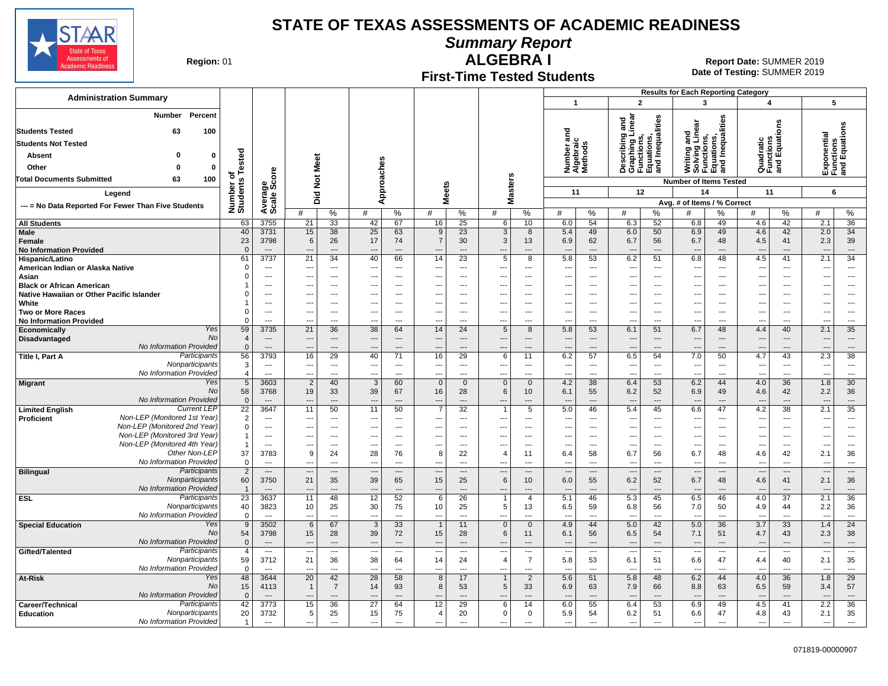# STATE OF TEXAS ASSESSMENTS OF ACADEMIC READINESS

## Summary Report

## ALGEBRA I

### First-Time Tested Students

**Region:** 01

**Report Date:** SUMMER 2019
**Date of Testing:** SUMMER 2019

**Administration Summary**

| | Number | Percent |
|---|---|---|
| Students Tested | 63 | 100 |
| Students Not Tested | | |
| Absent | 0 | 0 |
| Other | 0 | 0 |
| Total Documents Submitted | 63 | 100 |

**Legend**

--- = No Data Reported For Fewer Than Five Students

Results for Each Reporting Category:
1. Number and Algebraic Methods (Number of Items Tested: 11)
2. Describing and Graphing Linear Functions, Equations, and Inequalities (Number of Items Tested: 12)
3. Writing and Solving Linear Functions, Equations, and Inequalities (Number of Items Tested: 14)
4. Quadratic Functions and Equations (Number of Items Tested: 11)
5. Exponential Functions and Equations (Number of Items Tested: 6)

Category columns show Avg. # of Items / % Correct.

| Group | | Number of Students Tested | Average Scale Score | Did Not Meet # | Did Not Meet % | Approaches # | Approaches % | Meets # | Meets % | Masters # | Masters % | Cat 1 # | Cat 1 % | Cat 2 # | Cat 2 % | Cat 3 # | Cat 3 % | Cat 4 # | Cat 4 % | Cat 5 # | Cat 5 % |
|---|---|---|---|---|---|---|---|---|---|---|---|---|---|---|---|---|---|---|---|---|---|
| All Students | | 63 | 3755 | 21 | 33 | 42 | 67 | 16 | 25 | 6 | 10 | 6.0 | 54 | 6.3 | 52 | 6.8 | 49 | 4.6 | 42 | 2.1 | 36 |
| Male | | 40 | 3731 | 15 | 38 | 25 | 63 | 9 | 23 | 3 | 8 | 5.4 | 49 | 6.0 | 50 | 6.9 | 49 | 4.6 | 42 | 2.0 | 34 |
| Female | | 23 | 3798 | 6 | 26 | 17 | 74 | 7 | 30 | 3 | 13 | 6.9 | 62 | 6.7 | 56 | 6.7 | 48 | 4.5 | 41 | 2.3 | 39 |
| No Information Provided | | 0 | --- | --- | --- | --- | --- | --- | --- | --- | --- | --- | --- | --- | --- | --- | --- | --- | --- | --- | --- |
| Hispanic/Latino | | 61 | 3737 | 21 | 34 | 40 | 66 | 14 | 23 | 5 | 8 | 5.8 | 53 | 6.2 | 51 | 6.8 | 48 | 4.5 | 41 | 2.1 | 34 |
| American Indian or Alaska Native | | 0 | --- | --- | --- | --- | --- | --- | --- | --- | --- | --- | --- | --- | --- | --- | --- | --- | --- | --- | --- |
| Asian | | 0 | --- | --- | --- | --- | --- | --- | --- | --- | --- | --- | --- | --- | --- | --- | --- | --- | --- | --- | --- |
| Black or African American | | 1 | --- | --- | --- | --- | --- | --- | --- | --- | --- | --- | --- | --- | --- | --- | --- | --- | --- | --- | --- |
| Native Hawaiian or Other Pacific Islander | | 0 | --- | --- | --- | --- | --- | --- | --- | --- | --- | --- | --- | --- | --- | --- | --- | --- | --- | --- | --- |
| White | | 1 | --- | --- | --- | --- | --- | --- | --- | --- | --- | --- | --- | --- | --- | --- | --- | --- | --- | --- | --- |
| Two or More Races | | 0 | --- | --- | --- | --- | --- | --- | --- | --- | --- | --- | --- | --- | --- | --- | --- | --- | --- | --- | --- |
| No Information Provided | | 0 | --- | --- | --- | --- | --- | --- | --- | --- | --- | --- | --- | --- | --- | --- | --- | --- | --- | --- | --- |
| Economically Disadvantaged | Yes | 59 | 3735 | 21 | 36 | 38 | 64 | 14 | 24 | 5 | 8 | 5.8 | 53 | 6.1 | 51 | 6.7 | 48 | 4.4 | 40 | 2.1 | 35 |
| | No | 4 | --- | --- | --- | --- | --- | --- | --- | --- | --- | --- | --- | --- | --- | --- | --- | --- | --- | --- | --- |
| | No Information Provided | 0 | --- | --- | --- | --- | --- | --- | --- | --- | --- | --- | --- | --- | --- | --- | --- | --- | --- | --- | --- |
| Title I, Part A | Participants | 56 | 3793 | 16 | 29 | 40 | 71 | 16 | 29 | 6 | 11 | 6.2 | 57 | 6.5 | 54 | 7.0 | 50 | 4.7 | 43 | 2.3 | 38 |
| | Nonparticipants | 3 | --- | --- | --- | --- | --- | --- | --- | --- | --- | --- | --- | --- | --- | --- | --- | --- | --- | --- | --- |
| | No Information Provided | 4 | --- | --- | --- | --- | --- | --- | --- | --- | --- | --- | --- | --- | --- | --- | --- | --- | --- | --- | --- |
| Migrant | Yes | 5 | 3603 | 2 | 40 | 3 | 60 | 0 | 0 | 0 | 0 | 4.2 | 38 | 6.4 | 53 | 6.2 | 44 | 4.0 | 36 | 1.8 | 30 |
| | No | 58 | 3768 | 19 | 33 | 39 | 67 | 16 | 28 | 6 | 10 | 6.1 | 55 | 6.2 | 52 | 6.9 | 49 | 4.6 | 42 | 2.2 | 36 |
| | No Information Provided | 0 | --- | --- | --- | --- | --- | --- | --- | --- | --- | --- | --- | --- | --- | --- | --- | --- | --- | --- | --- |
| Limited English Proficient | Current LEP | 22 | 3647 | 11 | 50 | 11 | 50 | 7 | 32 | 1 | 5 | 5.0 | 46 | 5.4 | 45 | 6.6 | 47 | 4.2 | 38 | 2.1 | 35 |
| | Non-LEP (Monitored 1st Year) | 2 | --- | --- | --- | --- | --- | --- | --- | --- | --- | --- | --- | --- | --- | --- | --- | --- | --- | --- | --- |
| | Non-LEP (Monitored 2nd Year) | 0 | --- | --- | --- | --- | --- | --- | --- | --- | --- | --- | --- | --- | --- | --- | --- | --- | --- | --- | --- |
| | Non-LEP (Monitored 3rd Year) | 1 | --- | --- | --- | --- | --- | --- | --- | --- | --- | --- | --- | --- | --- | --- | --- | --- | --- | --- | --- |
| | Non-LEP (Monitored 4th Year) | 1 | --- | --- | --- | --- | --- | --- | --- | --- | --- | --- | --- | --- | --- | --- | --- | --- | --- | --- | --- |
| | Other Non-LEP | 37 | 3783 | 9 | 24 | 28 | 76 | 8 | 22 | 4 | 11 | 6.4 | 58 | 6.7 | 56 | 6.7 | 48 | 4.6 | 42 | 2.1 | 36 |
| | No Information Provided | 0 | --- | --- | --- | --- | --- | --- | --- | --- | --- | --- | --- | --- | --- | --- | --- | --- | --- | --- | --- |
| Bilingual | Participants | 2 | --- | --- | --- | --- | --- | --- | --- | --- | --- | --- | --- | --- | --- | --- | --- | --- | --- | --- | --- |
| | Nonparticipants | 60 | 3750 | 21 | 35 | 39 | 65 | 15 | 25 | 6 | 10 | 6.0 | 55 | 6.2 | 52 | 6.7 | 48 | 4.6 | 41 | 2.1 | 36 |
| | No Information Provided | 1 | --- | --- | --- | --- | --- | --- | --- | --- | --- | --- | --- | --- | --- | --- | --- | --- | --- | --- | --- |
| ESL | Participants | 23 | 3637 | 11 | 48 | 12 | 52 | 6 | 26 | 1 | 4 | 5.1 | 46 | 5.3 | 45 | 6.5 | 46 | 4.0 | 37 | 2.1 | 36 |
| | Nonparticipants | 40 | 3823 | 10 | 25 | 30 | 75 | 10 | 25 | 5 | 13 | 6.5 | 59 | 6.8 | 56 | 7.0 | 50 | 4.9 | 44 | 2.2 | 36 |
| | No Information Provided | 0 | --- | --- | --- | --- | --- | --- | --- | --- | --- | --- | --- | --- | --- | --- | --- | --- | --- | --- | --- |
| Special Education | Yes | 9 | 3502 | 6 | 67 | 3 | 33 | 1 | 11 | 0 | 0 | 4.9 | 44 | 5.0 | 42 | 5.0 | 36 | 3.7 | 33 | 1.4 | 24 |
| | No | 54 | 3798 | 15 | 28 | 39 | 72 | 15 | 28 | 6 | 11 | 6.1 | 56 | 6.5 | 54 | 7.1 | 51 | 4.7 | 43 | 2.3 | 38 |
| | No Information Provided | 0 | --- | --- | --- | --- | --- | --- | --- | --- | --- | --- | --- | --- | --- | --- | --- | --- | --- | --- | --- |
| Gifted/Talented | Participants | 4 | --- | --- | --- | --- | --- | --- | --- | --- | --- | --- | --- | --- | --- | --- | --- | --- | --- | --- | --- |
| | Nonparticipants | 59 | 3712 | 21 | 36 | 38 | 64 | 14 | 24 | 4 | 7 | 5.8 | 53 | 6.1 | 51 | 6.6 | 47 | 4.4 | 40 | 2.1 | 35 |
| | No Information Provided | 0 | --- | --- | --- | --- | --- | --- | --- | --- | --- | --- | --- | --- | --- | --- | --- | --- | --- | --- | --- |
| At-Risk | Yes | 48 | 3644 | 20 | 42 | 28 | 58 | 8 | 17 | 1 | 2 | 5.6 | 51 | 5.8 | 48 | 6.2 | 44 | 4.0 | 36 | 1.8 | 29 |
| | No | 15 | 4113 | 1 | 7 | 14 | 93 | 8 | 53 | 5 | 33 | 6.9 | 63 | 7.9 | 66 | 8.8 | 63 | 6.5 | 59 | 3.4 | 57 |
| | No Information Provided | 0 | --- | --- | --- | --- | --- | --- | --- | --- | --- | --- | --- | --- | --- | --- | --- | --- | --- | --- | --- |
| Career/Technical Education | Participants | 42 | 3773 | 15 | 36 | 27 | 64 | 12 | 29 | 6 | 14 | 6.0 | 55 | 6.4 | 53 | 6.9 | 49 | 4.5 | 41 | 2.2 | 36 |
| | Nonparticipants | 20 | 3732 | 5 | 25 | 15 | 75 | 4 | 20 | 0 | 0 | 5.9 | 54 | 6.2 | 51 | 6.6 | 47 | 4.8 | 43 | 2.1 | 35 |
| | No Information Provided | 1 | --- | --- | --- | --- | --- | --- | --- | --- | --- | --- | --- | --- | --- | --- | --- | --- | --- | --- | --- |

071819-00000907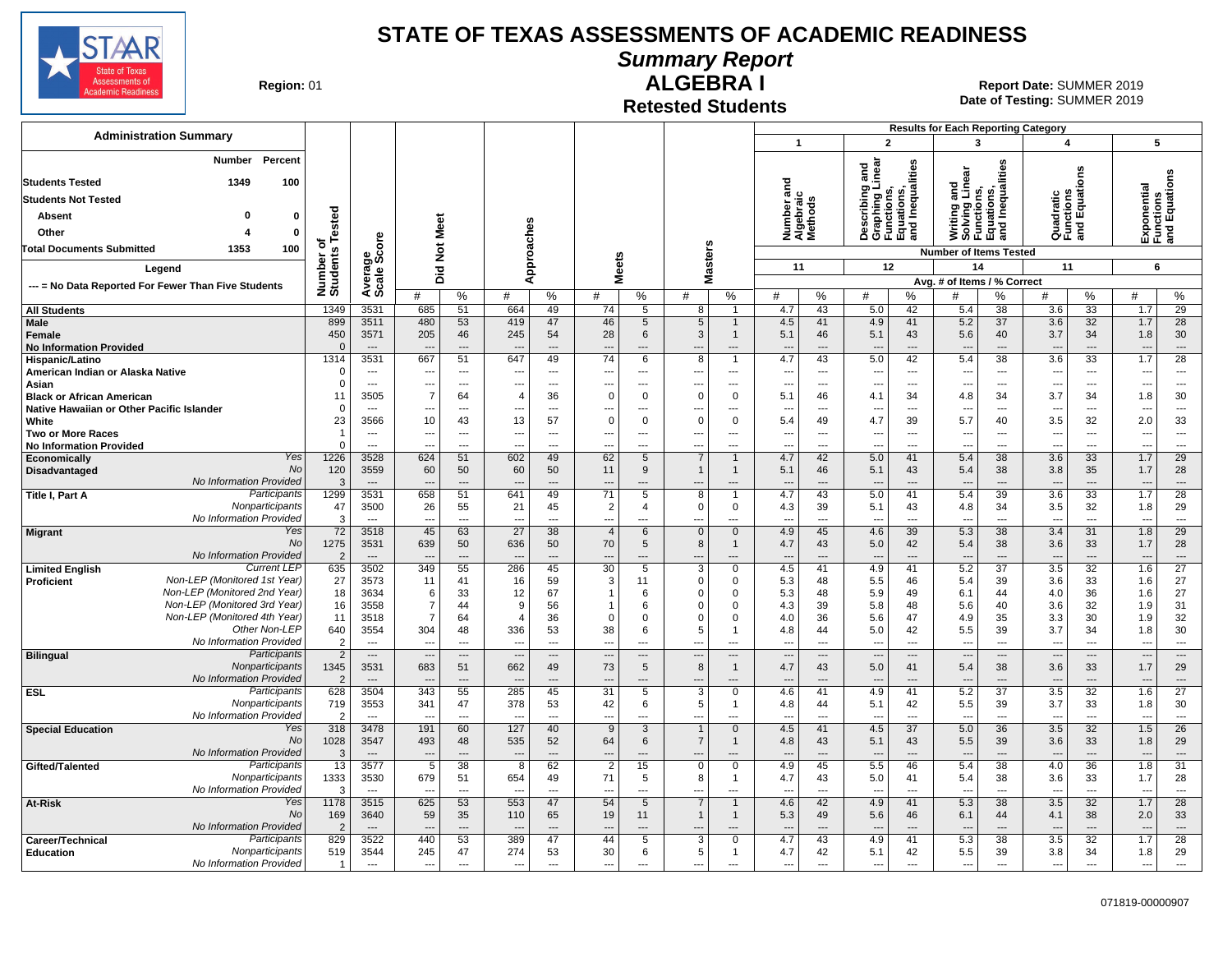# STATE OF TEXAS ASSESSMENTS OF ACADEMIC READINESS

## Summary Report

## ALGEBRA I

### Retested Students

**Region:** 01

**Report Date:** SUMMER 2019
**Date of Testing:** SUMMER 2019

**Administration Summary**

| | Number | Percent |
|---|---|---|
| Students Tested | 1349 | 100 |
| Students Not Tested | | |
| Absent | 0 | 0 |
| Other | 4 | 0 |
| Total Documents Submitted | 1353 | 100 |

**Legend**

--- = No Data Reported For Fewer Than Five Students

Results for Each Reporting Category: 1 = Number and Algebraic Methods (11 items); 2 = Describing and Graphing Linear Functions, Equations, and Inequalities (12 items); 3 = Writing and Solving Linear Functions, Equations, and Inequalities (14 items); 4 = Quadratic Functions and Equations (11 items); 5 = Exponential Functions and Equations (6 items). Values are Avg. # of Items / % Correct.

| Group | | Number of Students Tested | Average Scale Score | Did Not Meet # | Did Not Meet % | Approaches # | Approaches % | Meets # | Meets % | Masters # | Masters % | Cat 1 # | Cat 1 % | Cat 2 # | Cat 2 % | Cat 3 # | Cat 3 % | Cat 4 # | Cat 4 % | Cat 5 # | Cat 5 % |
|---|---|---|---|---|---|---|---|---|---|---|---|---|---|---|---|---|---|---|---|---|---|
| All Students | | 1349 | 3531 | 685 | 51 | 664 | 49 | 74 | 5 | 8 | 1 | 4.7 | 43 | 5.0 | 42 | 5.4 | 38 | 3.6 | 33 | 1.7 | 29 |
| Male | | 899 | 3511 | 480 | 53 | 419 | 47 | 46 | 5 | 5 | 1 | 4.5 | 41 | 4.9 | 41 | 5.2 | 37 | 3.6 | 32 | 1.7 | 28 |
| Female | | 450 | 3571 | 205 | 46 | 245 | 54 | 28 | 6 | 3 | 1 | 5.1 | 46 | 5.1 | 43 | 5.6 | 40 | 3.7 | 34 | 1.8 | 30 |
| No Information Provided | | 0 | --- | --- | --- | --- | --- | --- | --- | --- | --- | --- | --- | --- | --- | --- | --- | --- | --- | --- | --- |
| Hispanic/Latino | | 1314 | 3531 | 667 | 51 | 647 | 49 | 74 | 6 | 8 | 1 | 4.7 | 43 | 5.0 | 42 | 5.4 | 38 | 3.6 | 33 | 1.7 | 28 |
| American Indian or Alaska Native | | 0 | --- | --- | --- | --- | --- | --- | --- | --- | --- | --- | --- | --- | --- | --- | --- | --- | --- | --- | --- |
| Asian | | 0 | --- | --- | --- | --- | --- | --- | --- | --- | --- | --- | --- | --- | --- | --- | --- | --- | --- | --- | --- |
| Black or African American | | 11 | 3505 | 7 | 64 | 4 | 36 | 0 | 0 | 0 | 0 | 5.1 | 46 | 4.1 | 34 | 4.8 | 34 | 3.7 | 34 | 1.8 | 30 |
| Native Hawaiian or Other Pacific Islander | | 0 | --- | --- | --- | --- | --- | --- | --- | --- | --- | --- | --- | --- | --- | --- | --- | --- | --- | --- | --- |
| White | | 23 | 3566 | 10 | 43 | 13 | 57 | 0 | 0 | 0 | 0 | 5.4 | 49 | 4.7 | 39 | 5.7 | 40 | 3.5 | 32 | 2.0 | 33 |
| Two or More Races | | 1 | --- | --- | --- | --- | --- | --- | --- | --- | --- | --- | --- | --- | --- | --- | --- | --- | --- | --- | --- |
| No Information Provided | | 0 | --- | --- | --- | --- | --- | --- | --- | --- | --- | --- | --- | --- | --- | --- | --- | --- | --- | --- | --- |
| Economically Disadvantaged | Yes | 1226 | 3528 | 624 | 51 | 602 | 49 | 62 | 5 | 7 | 1 | 4.7 | 42 | 5.0 | 41 | 5.4 | 38 | 3.6 | 33 | 1.7 | 29 |
| | No | 120 | 3559 | 60 | 50 | 60 | 50 | 11 | 9 | 1 | 1 | 5.1 | 46 | 5.1 | 43 | 5.4 | 38 | 3.8 | 35 | 1.7 | 28 |
| | No Information Provided | 3 | --- | --- | --- | --- | --- | --- | --- | --- | --- | --- | --- | --- | --- | --- | --- | --- | --- | --- | --- |
| Title I, Part A | Participants | 1299 | 3531 | 658 | 51 | 641 | 49 | 71 | 5 | 8 | 1 | 4.7 | 43 | 5.0 | 41 | 5.4 | 39 | 3.6 | 33 | 1.7 | 28 |
| | Nonparticipants | 47 | 3500 | 26 | 55 | 21 | 45 | 2 | 4 | 0 | 0 | 4.3 | 39 | 5.1 | 43 | 4.8 | 34 | 3.5 | 32 | 1.8 | 29 |
| | No Information Provided | 3 | --- | --- | --- | --- | --- | --- | --- | --- | --- | --- | --- | --- | --- | --- | --- | --- | --- | --- | --- |
| Migrant | Yes | 72 | 3518 | 45 | 63 | 27 | 38 | 4 | 6 | 0 | 0 | 4.9 | 45 | 4.6 | 39 | 5.3 | 38 | 3.4 | 31 | 1.8 | 29 |
| | No | 1275 | 3531 | 639 | 50 | 636 | 50 | 70 | 5 | 8 | 1 | 4.7 | 43 | 5.0 | 42 | 5.4 | 38 | 3.6 | 33 | 1.7 | 28 |
| | No Information Provided | 2 | --- | --- | --- | --- | --- | --- | --- | --- | --- | --- | --- | --- | --- | --- | --- | --- | --- | --- | --- |
| Limited English Proficient | Current LEP | 635 | 3502 | 349 | 55 | 286 | 45 | 30 | 5 | 3 | 0 | 4.5 | 41 | 4.9 | 41 | 5.2 | 37 | 3.5 | 32 | 1.6 | 27 |
| | Non-LEP (Monitored 1st Year) | 27 | 3573 | 11 | 41 | 16 | 59 | 3 | 11 | 0 | 0 | 5.3 | 48 | 5.5 | 46 | 5.4 | 39 | 3.6 | 33 | 1.6 | 27 |
| | Non-LEP (Monitored 2nd Year) | 18 | 3634 | 6 | 33 | 12 | 67 | 1 | 6 | 0 | 0 | 5.3 | 48 | 5.9 | 49 | 6.1 | 44 | 4.0 | 36 | 1.6 | 27 |
| | Non-LEP (Monitored 3rd Year) | 16 | 3558 | 7 | 44 | 9 | 56 | 1 | 6 | 0 | 0 | 4.3 | 39 | 5.8 | 48 | 5.6 | 40 | 3.6 | 32 | 1.9 | 31 |
| | Non-LEP (Monitored 4th Year) | 11 | 3518 | 7 | 64 | 4 | 36 | 0 | 0 | 0 | 0 | 4.0 | 36 | 5.6 | 47 | 4.9 | 35 | 3.3 | 30 | 1.9 | 32 |
| | Other Non-LEP | 640 | 3554 | 304 | 48 | 336 | 53 | 38 | 6 | 5 | 1 | 4.8 | 44 | 5.0 | 42 | 5.5 | 39 | 3.7 | 34 | 1.8 | 30 |
| | No Information Provided | 2 | --- | --- | --- | --- | --- | --- | --- | --- | --- | --- | --- | --- | --- | --- | --- | --- | --- | --- | --- |
| Bilingual | Participants | 2 | --- | --- | --- | --- | --- | --- | --- | --- | --- | --- | --- | --- | --- | --- | --- | --- | --- | --- | --- |
| | Nonparticipants | 1345 | 3531 | 683 | 51 | 662 | 49 | 73 | 5 | 8 | 1 | 4.7 | 43 | 5.0 | 41 | 5.4 | 38 | 3.6 | 33 | 1.7 | 29 |
| | No Information Provided | 2 | --- | --- | --- | --- | --- | --- | --- | --- | --- | --- | --- | --- | --- | --- | --- | --- | --- | --- | --- |
| ESL | Participants | 628 | 3504 | 343 | 55 | 285 | 45 | 31 | 5 | 3 | 0 | 4.6 | 41 | 4.9 | 41 | 5.2 | 37 | 3.5 | 32 | 1.6 | 27 |
| | Nonparticipants | 719 | 3553 | 341 | 47 | 378 | 53 | 42 | 6 | 5 | 1 | 4.8 | 44 | 5.1 | 42 | 5.5 | 39 | 3.7 | 33 | 1.8 | 30 |
| | No Information Provided | 2 | --- | --- | --- | --- | --- | --- | --- | --- | --- | --- | --- | --- | --- | --- | --- | --- | --- | --- | --- |
| Special Education | Yes | 318 | 3478 | 191 | 60 | 127 | 40 | 9 | 3 | 1 | 0 | 4.5 | 41 | 4.5 | 37 | 5.0 | 36 | 3.5 | 32 | 1.5 | 26 |
| | No | 1028 | 3547 | 493 | 48 | 535 | 52 | 64 | 6 | 7 | 1 | 4.8 | 43 | 5.1 | 43 | 5.5 | 39 | 3.6 | 33 | 1.8 | 29 |
| | No Information Provided | 3 | --- | --- | --- | --- | --- | --- | --- | --- | --- | --- | --- | --- | --- | --- | --- | --- | --- | --- | --- |
| Gifted/Talented | Participants | 13 | 3577 | 5 | 38 | 8 | 62 | 2 | 15 | 0 | 0 | 4.9 | 45 | 5.5 | 46 | 5.4 | 38 | 4.0 | 36 | 1.8 | 31 |
| | Nonparticipants | 1333 | 3530 | 679 | 51 | 654 | 49 | 71 | 5 | 8 | 1 | 4.7 | 43 | 5.0 | 41 | 5.4 | 38 | 3.6 | 33 | 1.7 | 28 |
| | No Information Provided | 3 | --- | --- | --- | --- | --- | --- | --- | --- | --- | --- | --- | --- | --- | --- | --- | --- | --- | --- | --- |
| At-Risk | Yes | 1178 | 3515 | 625 | 53 | 553 | 47 | 54 | 5 | 7 | 1 | 4.6 | 42 | 4.9 | 41 | 5.3 | 38 | 3.5 | 32 | 1.7 | 28 |
| | No | 169 | 3640 | 59 | 35 | 110 | 65 | 19 | 11 | 1 | 1 | 5.3 | 49 | 5.6 | 46 | 6.1 | 44 | 4.1 | 38 | 2.0 | 33 |
| | No Information Provided | 2 | --- | --- | --- | --- | --- | --- | --- | --- | --- | --- | --- | --- | --- | --- | --- | --- | --- | --- | --- |
| Career/Technical Education | Participants | 829 | 3522 | 440 | 53 | 389 | 47 | 44 | 5 | 3 | 0 | 4.7 | 43 | 4.9 | 41 | 5.3 | 38 | 3.5 | 32 | 1.7 | 28 |
| | Nonparticipants | 519 | 3544 | 245 | 47 | 274 | 53 | 30 | 6 | 5 | 1 | 4.7 | 42 | 5.1 | 42 | 5.5 | 39 | 3.8 | 34 | 1.8 | 29 |
| | No Information Provided | 1 | --- | --- | --- | --- | --- | --- | --- | --- | --- | --- | --- | --- | --- | --- | --- | --- | --- | --- | --- |

071819-00000907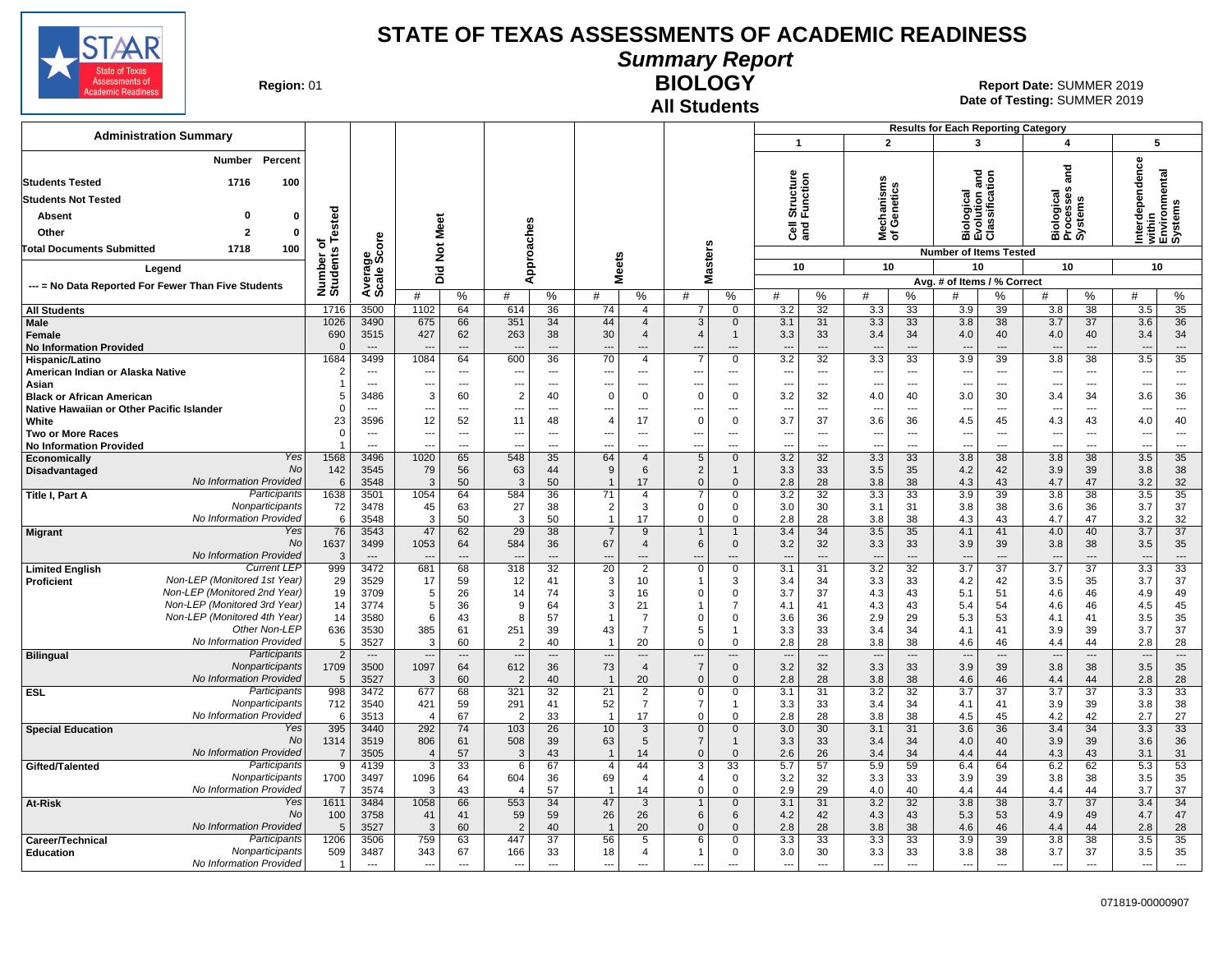# STATE OF TEXAS ASSESSMENTS OF ACADEMIC READINESS

## Summary Report

## BIOLOGY

### All Students

**Region:** 01

**Report Date:** SUMMER 2019
**Date of Testing:** SUMMER 2019

**Administration Summary**

| | Number | Percent |
|---|---|---|
| Students Tested | 1716 | 100 |
| Students Not Tested | | |
| Absent | 0 | 0 |
| Other | 2 | 0 |
| Total Documents Submitted | 1718 | 100 |

**Legend**

--- = No Data Reported For Fewer Than Five Students

**Results for Each Reporting Category:** 1 = Cell Structure and Function; 2 = Mechanisms of Genetics; 3 = Biological Evolution and Classification; 4 = Biological Processes and Systems; 5 = Interdependence within Environmental Systems. Number of Items Tested: 10 / 10 / 10 / 10 / 10. Avg. # of Items / % Correct.

| Group | | Number of Students Tested | Average Scale Score | Did Not Meet # | Did Not Meet % | Approaches # | Approaches % | Meets # | Meets % | Masters # | Masters % | 1 # | 1 % | 2 # | 2 % | 3 # | 3 % | 4 # | 4 % | 5 # | 5 % |
|---|---|---|---|---|---|---|---|---|---|---|---|---|---|---|---|---|---|---|---|---|---|
| All Students | | 1716 | 3500 | 1102 | 64 | 614 | 36 | 74 | 4 | 7 | 0 | 3.2 | 32 | 3.3 | 33 | 3.9 | 39 | 3.8 | 38 | 3.5 | 35 |
| Male | | 1026 | 3490 | 675 | 66 | 351 | 34 | 44 | 4 | 3 | 0 | 3.1 | 31 | 3.3 | 33 | 3.8 | 38 | 3.7 | 37 | 3.6 | 36 |
| Female | | 690 | 3515 | 427 | 62 | 263 | 38 | 30 | 4 | 4 | 1 | 3.3 | 33 | 3.4 | 34 | 4.0 | 40 | 4.0 | 40 | 3.4 | 34 |
| No Information Provided | | 0 | --- | --- | --- | --- | --- | --- | --- | --- | --- | --- | --- | --- | --- | --- | --- | --- | --- | --- | --- |
| Hispanic/Latino | | 1684 | 3499 | 1084 | 64 | 600 | 36 | 70 | 4 | 7 | 0 | 3.2 | 32 | 3.3 | 33 | 3.9 | 39 | 3.8 | 38 | 3.5 | 35 |
| American Indian or Alaska Native | | 2 | --- | --- | --- | --- | --- | --- | --- | --- | --- | --- | --- | --- | --- | --- | --- | --- | --- | --- | --- |
| Asian | | 1 | --- | --- | --- | --- | --- | --- | --- | --- | --- | --- | --- | --- | --- | --- | --- | --- | --- | --- | --- |
| Black or African American | | 5 | 3486 | 3 | 60 | 2 | 40 | 0 | 0 | 0 | 0 | 3.2 | 32 | 4.0 | 40 | 3.0 | 30 | 3.4 | 34 | 3.6 | 36 |
| Native Hawaiian or Other Pacific Islander | | 0 | --- | --- | --- | --- | --- | --- | --- | --- | --- | --- | --- | --- | --- | --- | --- | --- | --- | --- | --- |
| White | | 23 | 3596 | 12 | 52 | 11 | 48 | 4 | 17 | 0 | 0 | 3.7 | 37 | 3.6 | 36 | 4.5 | 45 | 4.3 | 43 | 4.0 | 40 |
| Two or More Races | | 0 | --- | --- | --- | --- | --- | --- | --- | --- | --- | --- | --- | --- | --- | --- | --- | --- | --- | --- | --- |
| No Information Provided | | 1 | --- | --- | --- | --- | --- | --- | --- | --- | --- | --- | --- | --- | --- | --- | --- | --- | --- | --- | --- |
| Economically Disadvantaged | Yes | 1568 | 3496 | 1020 | 65 | 548 | 35 | 64 | 4 | 5 | 0 | 3.2 | 32 | 3.3 | 33 | 3.8 | 38 | 3.8 | 38 | 3.5 | 35 |
| | No | 142 | 3545 | 79 | 56 | 63 | 44 | 9 | 6 | 2 | 1 | 3.3 | 33 | 3.5 | 35 | 4.2 | 42 | 3.9 | 39 | 3.8 | 38 |
| | No Information Provided | 6 | 3548 | 3 | 50 | 3 | 50 | 1 | 17 | 0 | 0 | 2.8 | 28 | 3.8 | 38 | 4.3 | 43 | 4.7 | 47 | 3.2 | 32 |
| Title I, Part A | Participants | 1638 | 3501 | 1054 | 64 | 584 | 36 | 71 | 4 | 7 | 0 | 3.2 | 32 | 3.3 | 33 | 3.9 | 39 | 3.8 | 38 | 3.5 | 35 |
| | Nonparticipants | 72 | 3478 | 45 | 63 | 27 | 38 | 2 | 3 | 0 | 0 | 3.0 | 30 | 3.1 | 31 | 3.8 | 38 | 3.6 | 36 | 3.7 | 37 |
| | No Information Provided | 6 | 3548 | 3 | 50 | 3 | 50 | 1 | 17 | 0 | 0 | 2.8 | 28 | 3.8 | 38 | 4.3 | 43 | 4.7 | 47 | 3.2 | 32 |
| Migrant | Yes | 76 | 3543 | 47 | 62 | 29 | 38 | 7 | 9 | 1 | 1 | 3.4 | 34 | 3.5 | 35 | 4.1 | 41 | 4.0 | 40 | 3.7 | 37 |
| | No | 1637 | 3499 | 1053 | 64 | 584 | 36 | 67 | 4 | 6 | 0 | 3.2 | 32 | 3.3 | 33 | 3.9 | 39 | 3.8 | 38 | 3.5 | 35 |
| | No Information Provided | 3 | --- | --- | --- | --- | --- | --- | --- | --- | --- | --- | --- | --- | --- | --- | --- | --- | --- | --- | --- |
| Limited English Proficient | Current LEP | 999 | 3472 | 681 | 68 | 318 | 32 | 20 | 2 | 0 | 0 | 3.1 | 31 | 3.2 | 32 | 3.7 | 37 | 3.7 | 37 | 3.3 | 33 |
| | Non-LEP (Monitored 1st Year) | 29 | 3529 | 17 | 59 | 12 | 41 | 3 | 10 | 1 | 3 | 3.4 | 34 | 3.3 | 33 | 4.2 | 42 | 3.5 | 35 | 3.7 | 37 |
| | Non-LEP (Monitored 2nd Year) | 19 | 3709 | 5 | 26 | 14 | 74 | 3 | 16 | 0 | 0 | 3.7 | 37 | 4.3 | 43 | 5.1 | 51 | 4.6 | 46 | 4.9 | 49 |
| | Non-LEP (Monitored 3rd Year) | 14 | 3774 | 5 | 36 | 9 | 64 | 3 | 21 | 1 | 7 | 4.1 | 41 | 4.3 | 43 | 5.4 | 54 | 4.6 | 46 | 4.5 | 45 |
| | Non-LEP (Monitored 4th Year) | 14 | 3580 | 6 | 43 | 8 | 57 | 1 | 7 | 0 | 0 | 3.6 | 36 | 2.9 | 29 | 5.3 | 53 | 4.1 | 41 | 3.5 | 35 |
| | Other Non-LEP | 636 | 3530 | 385 | 61 | 251 | 39 | 43 | 7 | 5 | 1 | 3.3 | 33 | 3.4 | 34 | 4.1 | 41 | 3.9 | 39 | 3.7 | 37 |
| | No Information Provided | 5 | 3527 | 3 | 60 | 2 | 40 | 1 | 20 | 0 | 0 | 2.8 | 28 | 3.8 | 38 | 4.6 | 46 | 4.4 | 44 | 2.8 | 28 |
| Bilingual | Participants | 2 | --- | --- | --- | --- | --- | --- | --- | --- | --- | --- | --- | --- | --- | --- | --- | --- | --- | --- | --- |
| | Nonparticipants | 1709 | 3500 | 1097 | 64 | 612 | 36 | 73 | 4 | 7 | 0 | 3.2 | 32 | 3.3 | 33 | 3.9 | 39 | 3.8 | 38 | 3.5 | 35 |
| | No Information Provided | 5 | 3527 | 3 | 60 | 2 | 40 | 1 | 20 | 0 | 0 | 2.8 | 28 | 3.8 | 38 | 4.6 | 46 | 4.4 | 44 | 2.8 | 28 |
| ESL | Participants | 998 | 3472 | 677 | 68 | 321 | 32 | 21 | 2 | 0 | 0 | 3.1 | 31 | 3.2 | 32 | 3.7 | 37 | 3.7 | 37 | 3.3 | 33 |
| | Nonparticipants | 712 | 3540 | 421 | 59 | 291 | 41 | 52 | 7 | 7 | 1 | 3.3 | 33 | 3.4 | 34 | 4.1 | 41 | 3.9 | 39 | 3.8 | 38 |
| | No Information Provided | 6 | 3513 | 4 | 67 | 2 | 33 | 1 | 17 | 0 | 0 | 2.8 | 28 | 3.8 | 38 | 4.5 | 45 | 4.2 | 42 | 2.7 | 27 |
| Special Education | Yes | 395 | 3440 | 292 | 74 | 103 | 26 | 10 | 3 | 0 | 0 | 3.0 | 30 | 3.1 | 31 | 3.6 | 36 | 3.4 | 34 | 3.3 | 33 |
| | No | 1314 | 3519 | 806 | 61 | 508 | 39 | 63 | 5 | 7 | 1 | 3.3 | 33 | 3.4 | 34 | 4.0 | 40 | 3.9 | 39 | 3.6 | 36 |
| | No Information Provided | 7 | 3505 | 4 | 57 | 3 | 43 | 1 | 14 | 0 | 0 | 2.6 | 26 | 3.4 | 34 | 4.4 | 44 | 4.3 | 43 | 3.1 | 31 |
| Gifted/Talented | Participants | 9 | 4139 | 3 | 33 | 6 | 67 | 4 | 44 | 3 | 33 | 5.7 | 57 | 5.9 | 59 | 6.4 | 64 | 6.2 | 62 | 5.3 | 53 |
| | Nonparticipants | 1700 | 3497 | 1096 | 64 | 604 | 36 | 69 | 4 | 4 | 0 | 3.2 | 32 | 3.3 | 33 | 3.9 | 39 | 3.8 | 38 | 3.5 | 35 |
| | No Information Provided | 7 | 3574 | 3 | 43 | 4 | 57 | 1 | 14 | 0 | 0 | 2.9 | 29 | 4.0 | 40 | 4.4 | 44 | 4.4 | 44 | 3.7 | 37 |
| At-Risk | Yes | 1611 | 3484 | 1058 | 66 | 553 | 34 | 47 | 3 | 1 | 0 | 3.1 | 31 | 3.2 | 32 | 3.8 | 38 | 3.7 | 37 | 3.4 | 34 |
| | No | 100 | 3758 | 41 | 41 | 59 | 59 | 26 | 26 | 6 | 6 | 4.2 | 42 | 4.3 | 43 | 5.3 | 53 | 4.9 | 49 | 4.7 | 47 |
| | No Information Provided | 5 | 3527 | 3 | 60 | 2 | 40 | 1 | 20 | 0 | 0 | 2.8 | 28 | 3.8 | 38 | 4.6 | 46 | 4.4 | 44 | 2.8 | 28 |
| Career/Technical Education | Participants | 1206 | 3506 | 759 | 63 | 447 | 37 | 56 | 5 | 6 | 0 | 3.3 | 33 | 3.3 | 33 | 3.9 | 39 | 3.8 | 38 | 3.5 | 35 |
| | Nonparticipants | 509 | 3487 | 343 | 67 | 166 | 33 | 18 | 4 | 1 | 0 | 3.0 | 30 | 3.3 | 33 | 3.8 | 38 | 3.7 | 37 | 3.5 | 35 |
| | No Information Provided | 1 | --- | --- | --- | --- | --- | --- | --- | --- | --- | --- | --- | --- | --- | --- | --- | --- | --- | --- | --- |

071819-00000907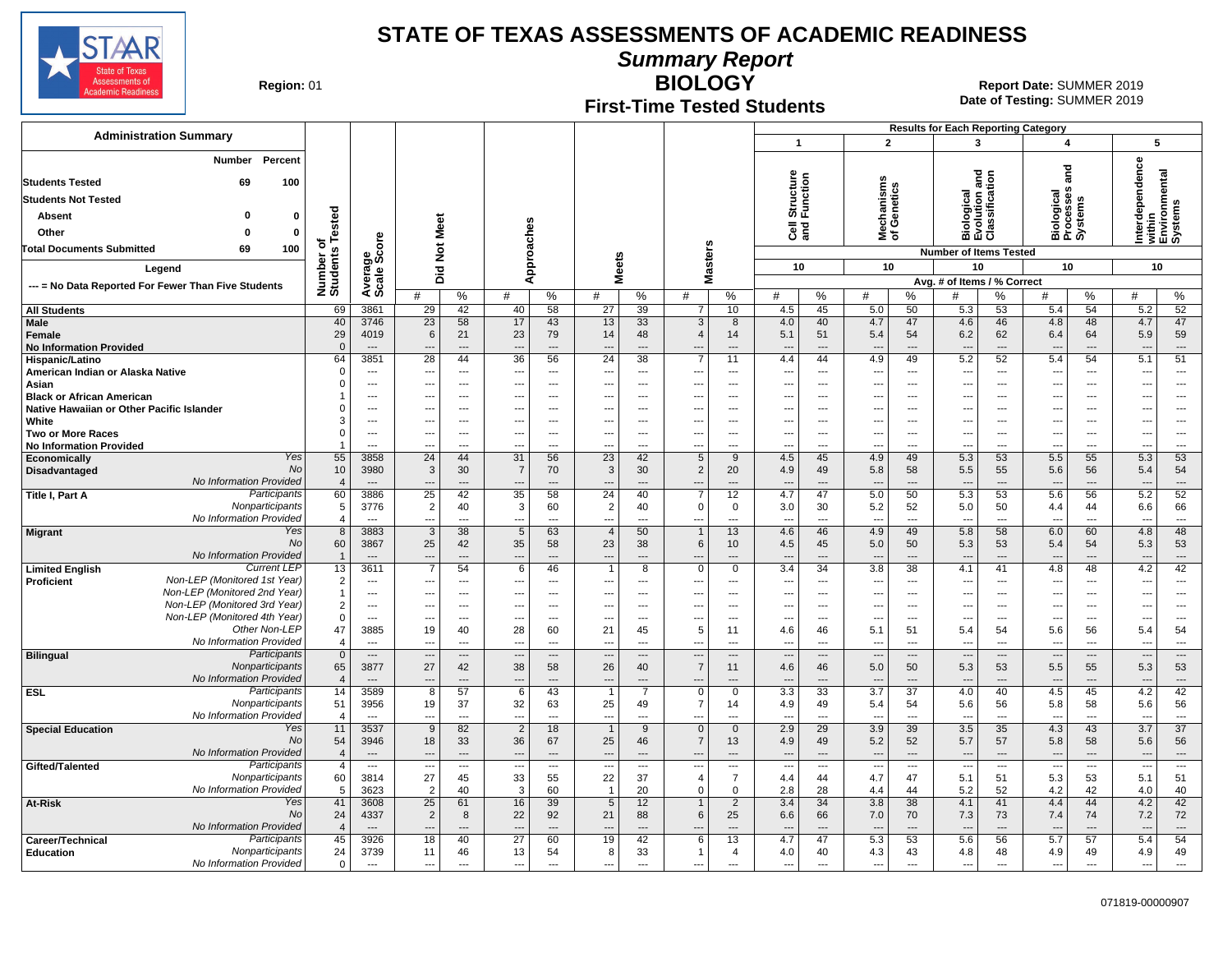# STATE OF TEXAS ASSESSMENTS OF ACADEMIC READINESS

## Summary Report

## BIOLOGY

## First-Time Tested Students

**Region:** 01

**Report Date:** SUMMER 2019
**Date of Testing:** SUMMER 2019

### Administration Summary

| | Number | Percent |
|---|---|---|
| Students Tested | 69 | 100 |
| Students Not Tested | | |
| Absent | 0 | 0 |
| Other | 0 | 0 |
| Total Documents Submitted | 69 | 100 |

Legend

--- = No Data Reported For Fewer Than Five Students

Results for Each Reporting Category: 1 = Cell Structure and Function (10 items); 2 = Mechanisms of Genetics (10 items); 3 = Biological Evolution and Classification (10 items); 4 = Biological Processes and Systems (10 items); 5 = Interdependence within Environmental Systems (10 items). Avg. # of Items / % Correct.

| Group | | Number of Students Tested | Average Scale Score | Did Not Meet # | Did Not Meet % | Approaches # | Approaches % | Meets # | Meets % | Masters # | Masters % | Cat 1 # | Cat 1 % | Cat 2 # | Cat 2 % | Cat 3 # | Cat 3 % | Cat 4 # | Cat 4 % | Cat 5 # | Cat 5 % |
|---|---|---|---|---|---|---|---|---|---|---|---|---|---|---|---|---|---|---|---|---|---|
| All Students | | 69 | 3861 | 29 | 42 | 40 | 58 | 27 | 39 | 7 | 10 | 4.5 | 45 | 5.0 | 50 | 5.3 | 53 | 5.4 | 54 | 5.2 | 52 |
| Male | | 40 | 3746 | 23 | 58 | 17 | 43 | 13 | 33 | 3 | 8 | 4.0 | 40 | 4.7 | 47 | 4.6 | 46 | 4.8 | 48 | 4.7 | 47 |
| Female | | 29 | 4019 | 6 | 21 | 23 | 79 | 14 | 48 | 4 | 14 | 5.1 | 51 | 5.4 | 54 | 6.2 | 62 | 6.4 | 64 | 5.9 | 59 |
| No Information Provided | | 0 | --- | --- | --- | --- | --- | --- | --- | --- | --- | --- | --- | --- | --- | --- | --- | --- | --- | --- | --- |
| Hispanic/Latino | | 64 | 3851 | 28 | 44 | 36 | 56 | 24 | 38 | 7 | 11 | 4.4 | 44 | 4.9 | 49 | 5.2 | 52 | 5.4 | 54 | 5.1 | 51 |
| American Indian or Alaska Native | | 0 | --- | --- | --- | --- | --- | --- | --- | --- | --- | --- | --- | --- | --- | --- | --- | --- | --- | --- | --- |
| Asian | | 0 | --- | --- | --- | --- | --- | --- | --- | --- | --- | --- | --- | --- | --- | --- | --- | --- | --- | --- | --- |
| Black or African American | | 1 | --- | --- | --- | --- | --- | --- | --- | --- | --- | --- | --- | --- | --- | --- | --- | --- | --- | --- | --- |
| Native Hawaiian or Other Pacific Islander | | 0 | --- | --- | --- | --- | --- | --- | --- | --- | --- | --- | --- | --- | --- | --- | --- | --- | --- | --- | --- |
| White | | 3 | --- | --- | --- | --- | --- | --- | --- | --- | --- | --- | --- | --- | --- | --- | --- | --- | --- | --- | --- |
| Two or More Races | | 0 | --- | --- | --- | --- | --- | --- | --- | --- | --- | --- | --- | --- | --- | --- | --- | --- | --- | --- | --- |
| No Information Provided | | 1 | --- | --- | --- | --- | --- | --- | --- | --- | --- | --- | --- | --- | --- | --- | --- | --- | --- | --- | --- |
| Economically Disadvantaged | Yes | 55 | 3858 | 24 | 44 | 31 | 56 | 23 | 42 | 5 | 9 | 4.5 | 45 | 4.9 | 49 | 5.3 | 53 | 5.5 | 55 | 5.3 | 53 |
| | No | 10 | 3980 | 3 | 30 | 7 | 70 | 3 | 30 | 2 | 20 | 4.9 | 49 | 5.8 | 58 | 5.5 | 55 | 5.6 | 56 | 5.4 | 54 |
| | No Information Provided | 4 | --- | --- | --- | --- | --- | --- | --- | --- | --- | --- | --- | --- | --- | --- | --- | --- | --- | --- | --- |
| Title I, Part A | Participants | 60 | 3886 | 25 | 42 | 35 | 58 | 24 | 40 | 7 | 12 | 4.7 | 47 | 5.0 | 50 | 5.3 | 53 | 5.6 | 56 | 5.2 | 52 |
| | Nonparticipants | 5 | 3776 | 2 | 40 | 3 | 60 | 2 | 40 | 0 | 0 | 3.0 | 30 | 5.2 | 52 | 5.0 | 50 | 4.4 | 44 | 6.6 | 66 |
| | No Information Provided | 4 | --- | --- | --- | --- | --- | --- | --- | --- | --- | --- | --- | --- | --- | --- | --- | --- | --- | --- | --- |
| Migrant | Yes | 8 | 3883 | 3 | 38 | 5 | 63 | 4 | 50 | 1 | 13 | 4.6 | 46 | 4.9 | 49 | 5.8 | 58 | 6.0 | 60 | 4.8 | 48 |
| | No | 60 | 3867 | 25 | 42 | 35 | 58 | 23 | 38 | 6 | 10 | 4.5 | 45 | 5.0 | 50 | 5.3 | 53 | 5.4 | 54 | 5.3 | 53 |
| | No Information Provided | 1 | --- | --- | --- | --- | --- | --- | --- | --- | --- | --- | --- | --- | --- | --- | --- | --- | --- | --- | --- |
| Limited English Proficient | Current LEP | 13 | 3611 | 7 | 54 | 6 | 46 | 1 | 8 | 0 | 0 | 3.4 | 34 | 3.8 | 38 | 4.1 | 41 | 4.8 | 48 | 4.2 | 42 |
| | Non-LEP (Monitored 1st Year) | 2 | --- | --- | --- | --- | --- | --- | --- | --- | --- | --- | --- | --- | --- | --- | --- | --- | --- | --- | --- |
| | Non-LEP (Monitored 2nd Year) | 1 | --- | --- | --- | --- | --- | --- | --- | --- | --- | --- | --- | --- | --- | --- | --- | --- | --- | --- | --- |
| | Non-LEP (Monitored 3rd Year) | 2 | --- | --- | --- | --- | --- | --- | --- | --- | --- | --- | --- | --- | --- | --- | --- | --- | --- | --- | --- |
| | Non-LEP (Monitored 4th Year) | 0 | --- | --- | --- | --- | --- | --- | --- | --- | --- | --- | --- | --- | --- | --- | --- | --- | --- | --- | --- |
| | Other Non-LEP | 47 | 3885 | 19 | 40 | 28 | 60 | 21 | 45 | 5 | 11 | 4.6 | 46 | 5.1 | 51 | 5.4 | 54 | 5.6 | 56 | 5.4 | 54 |
| | No Information Provided | 4 | --- | --- | --- | --- | --- | --- | --- | --- | --- | --- | --- | --- | --- | --- | --- | --- | --- | --- | --- |
| Bilingual | Participants | 0 | --- | --- | --- | --- | --- | --- | --- | --- | --- | --- | --- | --- | --- | --- | --- | --- | --- | --- | --- |
| | Nonparticipants | 65 | 3877 | 27 | 42 | 38 | 58 | 26 | 40 | 7 | 11 | 4.6 | 46 | 5.0 | 50 | 5.3 | 53 | 5.5 | 55 | 5.3 | 53 |
| | No Information Provided | 4 | --- | --- | --- | --- | --- | --- | --- | --- | --- | --- | --- | --- | --- | --- | --- | --- | --- | --- | --- |
| ESL | Participants | 14 | 3589 | 8 | 57 | 6 | 43 | 1 | 7 | 0 | 0 | 3.3 | 33 | 3.7 | 37 | 4.0 | 40 | 4.5 | 45 | 4.2 | 42 |
| | Nonparticipants | 51 | 3956 | 19 | 37 | 32 | 63 | 25 | 49 | 7 | 14 | 4.9 | 49 | 5.4 | 54 | 5.6 | 56 | 5.8 | 58 | 5.6 | 56 |
| | No Information Provided | 4 | --- | --- | --- | --- | --- | --- | --- | --- | --- | --- | --- | --- | --- | --- | --- | --- | --- | --- | --- |
| Special Education | Yes | 11 | 3537 | 9 | 82 | 2 | 18 | 1 | 9 | 0 | 0 | 2.9 | 29 | 3.9 | 39 | 3.5 | 35 | 4.3 | 43 | 3.7 | 37 |
| | No | 54 | 3946 | 18 | 33 | 36 | 67 | 25 | 46 | 7 | 13 | 4.9 | 49 | 5.2 | 52 | 5.7 | 57 | 5.8 | 58 | 5.6 | 56 |
| | No Information Provided | 4 | --- | --- | --- | --- | --- | --- | --- | --- | --- | --- | --- | --- | --- | --- | --- | --- | --- | --- | --- |
| Gifted/Talented | Participants | 4 | --- | --- | --- | --- | --- | --- | --- | --- | --- | --- | --- | --- | --- | --- | --- | --- | --- | --- | --- |
| | Nonparticipants | 60 | 3814 | 27 | 45 | 33 | 55 | 22 | 37 | 4 | 7 | 4.4 | 44 | 4.7 | 47 | 5.1 | 51 | 5.3 | 53 | 5.1 | 51 |
| | No Information Provided | 5 | 3623 | 2 | 40 | 3 | 60 | 1 | 20 | 0 | 0 | 2.8 | 28 | 4.4 | 44 | 5.2 | 52 | 4.2 | 42 | 4.0 | 40 |
| At-Risk | Yes | 41 | 3608 | 25 | 61 | 16 | 39 | 5 | 12 | 1 | 2 | 3.4 | 34 | 3.8 | 38 | 4.1 | 41 | 4.4 | 44 | 4.2 | 42 |
| | No | 24 | 4337 | 2 | 8 | 22 | 92 | 21 | 88 | 6 | 25 | 6.6 | 66 | 7.0 | 70 | 7.3 | 73 | 7.4 | 74 | 7.2 | 72 |
| | No Information Provided | 4 | --- | --- | --- | --- | --- | --- | --- | --- | --- | --- | --- | --- | --- | --- | --- | --- | --- | --- | --- |
| Career/Technical Education | Participants | 45 | 3926 | 18 | 40 | 27 | 60 | 19 | 42 | 6 | 13 | 4.7 | 47 | 5.3 | 53 | 5.6 | 56 | 5.7 | 57 | 5.4 | 54 |
| | Nonparticipants | 24 | 3739 | 11 | 46 | 13 | 54 | 8 | 33 | 1 | 4 | 4.0 | 40 | 4.3 | 43 | 4.8 | 48 | 4.9 | 49 | 4.9 | 49 |
| | No Information Provided | 0 | --- | --- | --- | --- | --- | --- | --- | --- | --- | --- | --- | --- | --- | --- | --- | --- | --- | --- | --- |

071819-00000907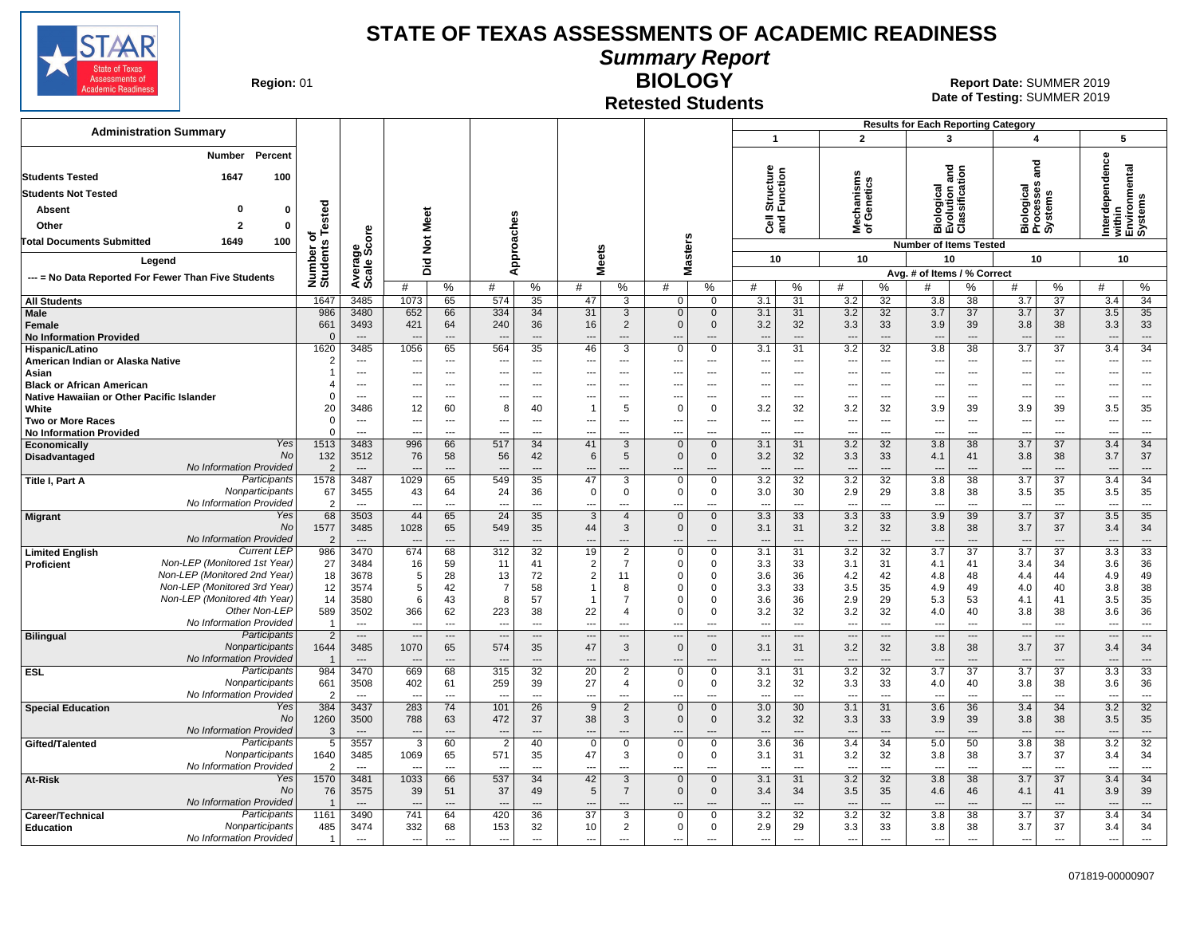# STATE OF TEXAS ASSESSMENTS OF ACADEMIC READINESS

## Summary Report

## BIOLOGY

### Retested Students

**Region:** 01

**Report Date:** SUMMER 2019
**Date of Testing:** SUMMER 2019

**Administration Summary**

| | Number | Percent |
|---|---|---|
| Students Tested | 1647 | 100 |
| Students Not Tested | | |
| Absent | 0 | 0 |
| Other | 2 | 0 |
| Total Documents Submitted | 1649 | 100 |

**Legend**

--- = No Data Reported For Fewer Than Five Students

Results for Each Reporting Category: 1 = Cell Structure and Function; 2 = Mechanisms of Genetics; 3 = Biological Evolution and Classification; 4 = Biological Processes and Systems; 5 = Interdependence within Environmental Systems. Number of Items Tested: 10, 10, 10, 10, 10. Avg. # of Items / % Correct.

| Group | | Number of Students Tested | Average Scale Score | Did Not Meet # | Did Not Meet % | Approaches # | Approaches % | Meets # | Meets % | Masters # | Masters % | 1 # | 1 % | 2 # | 2 % | 3 # | 3 % | 4 # | 4 % | 5 # | 5 % |
|---|---|---|---|---|---|---|---|---|---|---|---|---|---|---|---|---|---|---|---|---|---|
| All Students | | 1647 | 3485 | 1073 | 65 | 574 | 35 | 47 | 3 | 0 | 0 | 3.1 | 31 | 3.2 | 32 | 3.8 | 38 | 3.7 | 37 | 3.4 | 34 |
| Male | | 986 | 3480 | 652 | 66 | 334 | 34 | 31 | 3 | 0 | 0 | 3.1 | 31 | 3.2 | 32 | 3.7 | 37 | 3.7 | 37 | 3.5 | 35 |
| Female | | 661 | 3493 | 421 | 64 | 240 | 36 | 16 | 2 | 0 | 0 | 3.2 | 32 | 3.3 | 33 | 3.9 | 39 | 3.8 | 38 | 3.3 | 33 |
| No Information Provided | | 0 | --- | --- | --- | --- | --- | --- | --- | --- | --- | --- | --- | --- | --- | --- | --- | --- | --- | --- | --- |
| Hispanic/Latino | | 1620 | 3485 | 1056 | 65 | 564 | 35 | 46 | 3 | 0 | 0 | 3.1 | 31 | 3.2 | 32 | 3.8 | 38 | 3.7 | 37 | 3.4 | 34 |
| American Indian or Alaska Native | | 2 | --- | --- | --- | --- | --- | --- | --- | --- | --- | --- | --- | --- | --- | --- | --- | --- | --- | --- | --- |
| Asian | | 1 | --- | --- | --- | --- | --- | --- | --- | --- | --- | --- | --- | --- | --- | --- | --- | --- | --- | --- | --- |
| Black or African American | | 4 | --- | --- | --- | --- | --- | --- | --- | --- | --- | --- | --- | --- | --- | --- | --- | --- | --- | --- | --- |
| Native Hawaiian or Other Pacific Islander | | 0 | --- | --- | --- | --- | --- | --- | --- | --- | --- | --- | --- | --- | --- | --- | --- | --- | --- | --- | --- |
| White | | 20 | 3486 | 12 | 60 | 8 | 40 | 1 | 5 | 0 | 0 | 3.2 | 32 | 3.2 | 32 | 3.9 | 39 | 3.9 | 39 | 3.5 | 35 |
| Two or More Races | | 0 | --- | --- | --- | --- | --- | --- | --- | --- | --- | --- | --- | --- | --- | --- | --- | --- | --- | --- | --- |
| No Information Provided | | 0 | --- | --- | --- | --- | --- | --- | --- | --- | --- | --- | --- | --- | --- | --- | --- | --- | --- | --- | --- |
| Economically Disadvantaged | Yes | 1513 | 3483 | 996 | 66 | 517 | 34 | 41 | 3 | 0 | 0 | 3.1 | 31 | 3.2 | 32 | 3.8 | 38 | 3.7 | 37 | 3.4 | 34 |
| | No | 132 | 3512 | 76 | 58 | 56 | 42 | 6 | 5 | 0 | 0 | 3.2 | 32 | 3.3 | 33 | 4.1 | 41 | 3.8 | 38 | 3.7 | 37 |
| | No Information Provided | 2 | --- | --- | --- | --- | --- | --- | --- | --- | --- | --- | --- | --- | --- | --- | --- | --- | --- | --- | --- |
| Title I, Part A | Participants | 1578 | 3487 | 1029 | 65 | 549 | 35 | 47 | 3 | 0 | 0 | 3.2 | 32 | 3.2 | 32 | 3.8 | 38 | 3.7 | 37 | 3.4 | 34 |
| | Nonparticipants | 67 | 3455 | 43 | 64 | 24 | 36 | 0 | 0 | 0 | 0 | 3.0 | 30 | 2.9 | 29 | 3.8 | 38 | 3.5 | 35 | 3.5 | 35 |
| | No Information Provided | 2 | --- | --- | --- | --- | --- | --- | --- | --- | --- | --- | --- | --- | --- | --- | --- | --- | --- | --- | --- |
| Migrant | Yes | 68 | 3503 | 44 | 65 | 24 | 35 | 3 | 4 | 0 | 0 | 3.3 | 33 | 3.3 | 33 | 3.9 | 39 | 3.7 | 37 | 3.5 | 35 |
| | No | 1577 | 3485 | 1028 | 65 | 549 | 35 | 44 | 3 | 0 | 0 | 3.1 | 31 | 3.2 | 32 | 3.8 | 38 | 3.7 | 37 | 3.4 | 34 |
| | No Information Provided | 2 | --- | --- | --- | --- | --- | --- | --- | --- | --- | --- | --- | --- | --- | --- | --- | --- | --- | --- | --- |
| Limited English Proficient | Current LEP | 986 | 3470 | 674 | 68 | 312 | 32 | 19 | 2 | 0 | 0 | 3.1 | 31 | 3.2 | 32 | 3.7 | 37 | 3.7 | 37 | 3.3 | 33 |
| | Non-LEP (Monitored 1st Year) | 27 | 3484 | 16 | 59 | 11 | 41 | 2 | 7 | 0 | 0 | 3.3 | 33 | 3.1 | 31 | 4.1 | 41 | 3.4 | 34 | 3.6 | 36 |
| | Non-LEP (Monitored 2nd Year) | 18 | 3678 | 5 | 28 | 13 | 72 | 2 | 11 | 0 | 0 | 3.6 | 36 | 4.2 | 42 | 4.8 | 48 | 4.4 | 44 | 4.9 | 49 |
| | Non-LEP (Monitored 3rd Year) | 12 | 3574 | 5 | 42 | 7 | 58 | 1 | 8 | 0 | 0 | 3.3 | 33 | 3.5 | 35 | 4.9 | 49 | 4.0 | 40 | 3.8 | 38 |
| | Non-LEP (Monitored 4th Year) | 14 | 3580 | 6 | 43 | 8 | 57 | 1 | 7 | 0 | 0 | 3.6 | 36 | 2.9 | 29 | 5.3 | 53 | 4.1 | 41 | 3.5 | 35 |
| | Other Non-LEP | 589 | 3502 | 366 | 62 | 223 | 38 | 22 | 4 | 0 | 0 | 3.2 | 32 | 3.2 | 32 | 4.0 | 40 | 3.8 | 38 | 3.6 | 36 |
| | No Information Provided | 1 | --- | --- | --- | --- | --- | --- | --- | --- | --- | --- | --- | --- | --- | --- | --- | --- | --- | --- | --- |
| Bilingual | Participants | 2 | --- | --- | --- | --- | --- | --- | --- | --- | --- | --- | --- | --- | --- | --- | --- | --- | --- | --- | --- |
| | Nonparticipants | 1644 | 3485 | 1070 | 65 | 574 | 35 | 47 | 3 | 0 | 0 | 3.1 | 31 | 3.2 | 32 | 3.8 | 38 | 3.7 | 37 | 3.4 | 34 |
| | No Information Provided | 1 | --- | --- | --- | --- | --- | --- | --- | --- | --- | --- | --- | --- | --- | --- | --- | --- | --- | --- | --- |
| ESL | Participants | 984 | 3470 | 669 | 68 | 315 | 32 | 20 | 2 | 0 | 0 | 3.1 | 31 | 3.2 | 32 | 3.7 | 37 | 3.7 | 37 | 3.3 | 33 |
| | Nonparticipants | 661 | 3508 | 402 | 61 | 259 | 39 | 27 | 4 | 0 | 0 | 3.2 | 32 | 3.3 | 33 | 4.0 | 40 | 3.8 | 38 | 3.6 | 36 |
| | No Information Provided | 2 | --- | --- | --- | --- | --- | --- | --- | --- | --- | --- | --- | --- | --- | --- | --- | --- | --- | --- | --- |
| Special Education | Yes | 384 | 3437 | 283 | 74 | 101 | 26 | 9 | 2 | 0 | 0 | 3.0 | 30 | 3.1 | 31 | 3.6 | 36 | 3.4 | 34 | 3.2 | 32 |
| | No | 1260 | 3500 | 788 | 63 | 472 | 37 | 38 | 3 | 0 | 0 | 3.2 | 32 | 3.3 | 33 | 3.9 | 39 | 3.8 | 38 | 3.5 | 35 |
| | No Information Provided | 3 | --- | --- | --- | --- | --- | --- | --- | --- | --- | --- | --- | --- | --- | --- | --- | --- | --- | --- | --- |
| Gifted/Talented | Participants | 5 | 3557 | 3 | 60 | 2 | 40 | 0 | 0 | 0 | 0 | 3.6 | 36 | 3.4 | 34 | 5.0 | 50 | 3.8 | 38 | 3.2 | 32 |
| | Nonparticipants | 1640 | 3485 | 1069 | 65 | 571 | 35 | 47 | 3 | 0 | 0 | 3.1 | 31 | 3.2 | 32 | 3.8 | 38 | 3.7 | 37 | 3.4 | 34 |
| | No Information Provided | 2 | --- | --- | --- | --- | --- | --- | --- | --- | --- | --- | --- | --- | --- | --- | --- | --- | --- | --- | --- |
| At-Risk | Yes | 1570 | 3481 | 1033 | 66 | 537 | 34 | 42 | 3 | 0 | 0 | 3.1 | 31 | 3.2 | 32 | 3.8 | 38 | 3.7 | 37 | 3.4 | 34 |
| | No | 76 | 3575 | 39 | 51 | 37 | 49 | 5 | 7 | 0 | 0 | 3.4 | 34 | 3.5 | 35 | 4.6 | 46 | 4.1 | 41 | 3.9 | 39 |
| | No Information Provided | 1 | --- | --- | --- | --- | --- | --- | --- | --- | --- | --- | --- | --- | --- | --- | --- | --- | --- | --- | --- |
| Career/Technical Education | Participants | 1161 | 3490 | 741 | 64 | 420 | 36 | 37 | 3 | 0 | 0 | 3.2 | 32 | 3.2 | 32 | 3.8 | 38 | 3.7 | 37 | 3.4 | 34 |
| | Nonparticipants | 485 | 3474 | 332 | 68 | 153 | 32 | 10 | 2 | 0 | 0 | 2.9 | 29 | 3.3 | 33 | 3.8 | 38 | 3.7 | 37 | 3.4 | 34 |
| | No Information Provided | 1 | --- | --- | --- | --- | --- | --- | --- | --- | --- | --- | --- | --- | --- | --- | --- | --- | --- | --- | --- |

071819-00000907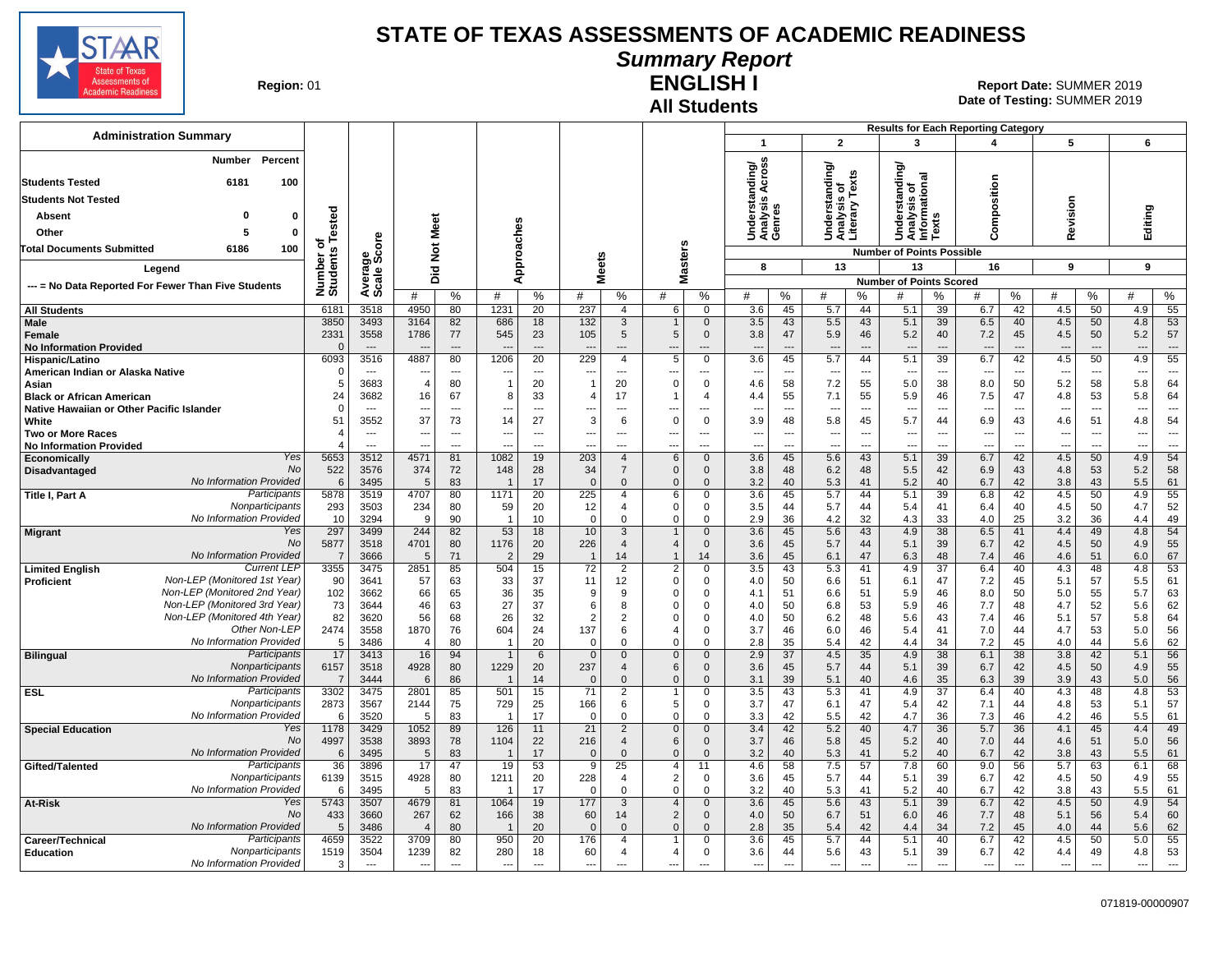# STATE OF TEXAS ASSESSMENTS OF ACADEMIC READINESS

## Summary Report

## ENGLISH I

## All Students

**Region:** 01

**Report Date:** SUMMER 2019
**Date of Testing:** SUMMER 2019

### Administration Summary

| | Number | Percent |
|---|---|---|
| Students Tested | 6181 | 100 |
| Students Not Tested | | |
| Absent | 0 | 0 |
| Other | 5 | 0 |
| Total Documents Submitted | 6186 | 100 |

Legend: --- = No Data Reported For Fewer Than Five Students

Results for Each Reporting Category (Number of Points Possible): 1 Understanding/Analysis Across Genres (8); 2 Understanding/Analysis of Literary Texts (13); 3 Understanding/Analysis of Informational Texts (13); 4 Composition (16); 5 Revision (9); 6 Editing (9)

| Group | | Number of Students Tested | Average Scale Score | Did Not Meet # | Did Not Meet % | Approaches # | Approaches % | Meets # | Meets % | Masters # | Masters % | 1 # | 1 % | 2 # | 2 % | 3 # | 3 % | 4 # | 4 % | 5 # | 5 % | 6 # | 6 % |
|---|---|---|---|---|---|---|---|---|---|---|---|---|---|---|---|---|---|---|---|---|---|---|---|
| All Students | | 6181 | 3518 | 4950 | 80 | 1231 | 20 | 237 | 4 | 6 | 0 | 3.6 | 45 | 5.7 | 44 | 5.1 | 39 | 6.7 | 42 | 4.5 | 50 | 4.9 | 55 |
| Male | | 3850 | 3493 | 3164 | 82 | 686 | 18 | 132 | 3 | 1 | 0 | 3.5 | 43 | 5.5 | 43 | 5.1 | 39 | 6.5 | 40 | 4.5 | 50 | 4.8 | 53 |
| Female | | 2331 | 3558 | 1786 | 77 | 545 | 23 | 105 | 5 | 5 | 0 | 3.8 | 47 | 5.9 | 46 | 5.2 | 40 | 7.2 | 45 | 4.5 | 50 | 5.2 | 57 |
| No Information Provided | | 0 | --- | --- | --- | --- | --- | --- | --- | --- | --- | --- | --- | --- | --- | --- | --- | --- | --- | --- | --- | --- | --- |
| Hispanic/Latino | | 6093 | 3516 | 4887 | 80 | 1206 | 20 | 229 | 4 | 5 | 0 | 3.6 | 45 | 5.7 | 44 | 5.1 | 39 | 6.7 | 42 | 4.5 | 50 | 4.9 | 55 |
| American Indian or Alaska Native | | 0 | --- | --- | --- | --- | --- | --- | --- | --- | --- | --- | --- | --- | --- | --- | --- | --- | --- | --- | --- | --- | --- |
| Asian | | 5 | 3683 | 4 | 80 | 1 | 20 | 1 | 20 | 0 | 0 | 4.6 | 58 | 7.2 | 55 | 5.0 | 38 | 8.0 | 50 | 5.2 | 58 | 5.8 | 64 |
| Black or African American | | 24 | 3682 | 16 | 67 | 8 | 33 | 4 | 17 | 1 | 4 | 4.4 | 55 | 7.1 | 55 | 5.9 | 46 | 7.5 | 47 | 4.8 | 53 | 5.8 | 64 |
| Native Hawaiian or Other Pacific Islander | | 0 | --- | --- | --- | --- | --- | --- | --- | --- | --- | --- | --- | --- | --- | --- | --- | --- | --- | --- | --- | --- | --- |
| White | | 51 | 3552 | 37 | 73 | 14 | 27 | 3 | 6 | 0 | 0 | 3.9 | 48 | 5.8 | 45 | 5.7 | 44 | 6.9 | 43 | 4.6 | 51 | 4.8 | 54 |
| Two or More Races | | 4 | --- | --- | --- | --- | --- | --- | --- | --- | --- | --- | --- | --- | --- | --- | --- | --- | --- | --- | --- | --- | --- |
| No Information Provided | | 4 | --- | --- | --- | --- | --- | --- | --- | --- | --- | --- | --- | --- | --- | --- | --- | --- | --- | --- | --- | --- | --- |
| Economically Disadvantaged | Yes | 5653 | 3512 | 4571 | 81 | 1082 | 19 | 203 | 4 | 6 | 0 | 3.6 | 45 | 5.6 | 43 | 5.1 | 39 | 6.7 | 42 | 4.5 | 50 | 4.9 | 54 |
| | No | 522 | 3576 | 374 | 72 | 148 | 28 | 34 | 7 | 0 | 0 | 3.8 | 48 | 6.2 | 48 | 5.5 | 42 | 6.9 | 43 | 4.8 | 53 | 5.2 | 58 |
| | No Information Provided | 6 | 3495 | 5 | 83 | 1 | 17 | 0 | 0 | 0 | 0 | 3.2 | 40 | 5.3 | 41 | 5.2 | 40 | 6.7 | 42 | 3.8 | 43 | 5.5 | 61 |
| Title I, Part A | Participants | 5878 | 3519 | 4707 | 80 | 1171 | 20 | 225 | 4 | 6 | 0 | 3.6 | 45 | 5.7 | 44 | 5.1 | 39 | 6.8 | 42 | 4.5 | 50 | 4.9 | 55 |
| | Nonparticipants | 293 | 3503 | 234 | 80 | 59 | 20 | 12 | 4 | 0 | 0 | 3.5 | 44 | 5.7 | 44 | 5.4 | 41 | 6.4 | 40 | 4.5 | 50 | 4.7 | 52 |
| | No Information Provided | 10 | 3294 | 9 | 90 | 1 | 10 | 0 | 0 | 0 | 0 | 2.9 | 36 | 4.2 | 32 | 4.3 | 33 | 4.0 | 25 | 3.2 | 36 | 4.4 | 49 |
| Migrant | Yes | 297 | 3499 | 244 | 82 | 53 | 18 | 10 | 3 | 1 | 0 | 3.6 | 45 | 5.6 | 43 | 4.9 | 38 | 6.5 | 41 | 4.4 | 49 | 4.8 | 54 |
| | No | 5877 | 3518 | 4701 | 80 | 1176 | 20 | 226 | 4 | 4 | 0 | 3.6 | 45 | 5.7 | 44 | 5.1 | 39 | 6.7 | 42 | 4.5 | 50 | 4.9 | 55 |
| | No Information Provided | 7 | 3666 | 5 | 71 | 2 | 29 | 1 | 14 | 1 | 14 | 3.6 | 45 | 6.1 | 47 | 6.3 | 48 | 7.4 | 46 | 4.6 | 51 | 6.0 | 67 |
| Limited English Proficient | Current LEP | 3355 | 3475 | 2851 | 85 | 504 | 15 | 72 | 2 | 2 | 0 | 3.5 | 43 | 5.3 | 41 | 4.9 | 37 | 6.4 | 40 | 4.3 | 48 | 4.8 | 53 |
| | Non-LEP (Monitored 1st Year) | 90 | 3641 | 57 | 63 | 33 | 37 | 11 | 12 | 0 | 0 | 4.0 | 50 | 6.6 | 51 | 6.1 | 47 | 7.2 | 45 | 5.1 | 57 | 5.5 | 61 |
| | Non-LEP (Monitored 2nd Year) | 102 | 3662 | 66 | 65 | 36 | 35 | 9 | 9 | 0 | 0 | 4.1 | 51 | 6.6 | 51 | 5.9 | 46 | 8.0 | 50 | 5.0 | 55 | 5.7 | 63 |
| | Non-LEP (Monitored 3rd Year) | 73 | 3644 | 46 | 63 | 27 | 37 | 6 | 8 | 0 | 0 | 4.0 | 50 | 6.8 | 53 | 5.9 | 46 | 7.7 | 48 | 4.7 | 52 | 5.6 | 62 |
| | Non-LEP (Monitored 4th Year) | 82 | 3620 | 56 | 68 | 26 | 32 | 2 | 2 | 0 | 0 | 4.0 | 50 | 6.2 | 48 | 5.6 | 43 | 7.4 | 46 | 5.1 | 57 | 5.8 | 64 |
| | Other Non-LEP | 2474 | 3558 | 1870 | 76 | 604 | 24 | 137 | 6 | 4 | 0 | 3.7 | 46 | 6.0 | 46 | 5.4 | 41 | 7.0 | 44 | 4.7 | 53 | 5.0 | 56 |
| | No Information Provided | 5 | 3486 | 4 | 80 | 1 | 20 | 0 | 0 | 0 | 0 | 2.8 | 35 | 5.4 | 42 | 4.4 | 34 | 7.2 | 45 | 4.0 | 44 | 5.6 | 62 |
| Bilingual | Participants | 17 | 3413 | 16 | 94 | 1 | 6 | 0 | 0 | 0 | 0 | 2.9 | 37 | 4.5 | 35 | 4.9 | 38 | 6.1 | 38 | 3.8 | 42 | 5.1 | 56 |
| | Nonparticipants | 6157 | 3518 | 4928 | 80 | 1229 | 20 | 237 | 4 | 6 | 0 | 3.6 | 45 | 5.7 | 44 | 5.1 | 39 | 6.7 | 42 | 4.5 | 50 | 4.9 | 55 |
| | No Information Provided | 7 | 3444 | 6 | 86 | 1 | 14 | 0 | 0 | 0 | 0 | 3.1 | 39 | 5.1 | 40 | 4.6 | 35 | 6.3 | 39 | 3.9 | 43 | 5.0 | 56 |
| ESL | Participants | 3302 | 3475 | 2801 | 85 | 501 | 15 | 71 | 2 | 1 | 0 | 3.5 | 43 | 5.3 | 41 | 4.9 | 37 | 6.4 | 40 | 4.3 | 48 | 4.8 | 53 |
| | Nonparticipants | 2873 | 3567 | 2144 | 75 | 729 | 25 | 166 | 6 | 5 | 0 | 3.7 | 47 | 6.1 | 47 | 5.4 | 42 | 7.1 | 44 | 4.8 | 53 | 5.1 | 57 |
| | No Information Provided | 6 | 3520 | 5 | 83 | 1 | 17 | 0 | 0 | 0 | 0 | 3.3 | 42 | 5.5 | 42 | 4.7 | 36 | 7.3 | 46 | 4.2 | 46 | 5.5 | 61 |
| Special Education | Yes | 1178 | 3429 | 1052 | 89 | 126 | 11 | 21 | 2 | 0 | 0 | 3.4 | 42 | 5.2 | 40 | 4.7 | 36 | 5.7 | 36 | 4.1 | 45 | 4.4 | 49 |
| | No | 4997 | 3538 | 3893 | 78 | 1104 | 22 | 216 | 4 | 6 | 0 | 3.7 | 46 | 5.8 | 45 | 5.2 | 40 | 7.0 | 44 | 4.6 | 51 | 5.0 | 56 |
| | No Information Provided | 6 | 3495 | 5 | 83 | 1 | 17 | 0 | 0 | 0 | 0 | 3.2 | 40 | 5.3 | 41 | 5.2 | 40 | 6.7 | 42 | 3.8 | 43 | 5.5 | 61 |
| Gifted/Talented | Participants | 36 | 3896 | 17 | 47 | 19 | 53 | 9 | 25 | 4 | 11 | 4.6 | 58 | 7.5 | 57 | 7.8 | 60 | 9.0 | 56 | 5.7 | 63 | 6.1 | 68 |
| | Nonparticipants | 6139 | 3515 | 4928 | 80 | 1211 | 20 | 228 | 4 | 2 | 0 | 3.6 | 45 | 5.7 | 44 | 5.1 | 39 | 6.7 | 42 | 4.5 | 50 | 4.9 | 55 |
| | No Information Provided | 6 | 3495 | 5 | 83 | 1 | 17 | 0 | 0 | 0 | 0 | 3.2 | 40 | 5.3 | 41 | 5.2 | 40 | 6.7 | 42 | 3.8 | 43 | 5.5 | 61 |
| At-Risk | Yes | 5743 | 3507 | 4679 | 81 | 1064 | 19 | 177 | 3 | 4 | 0 | 3.6 | 45 | 5.6 | 43 | 5.1 | 39 | 6.7 | 42 | 4.5 | 50 | 4.9 | 54 |
| | No | 433 | 3660 | 267 | 62 | 166 | 38 | 60 | 14 | 2 | 0 | 4.0 | 50 | 6.7 | 51 | 6.0 | 46 | 7.7 | 48 | 5.1 | 56 | 5.4 | 60 |
| | No Information Provided | 5 | 3486 | 4 | 80 | 1 | 20 | 0 | 0 | 0 | 0 | 2.8 | 35 | 5.4 | 42 | 4.4 | 34 | 7.2 | 45 | 4.0 | 44 | 5.6 | 62 |
| Career/Technical Education | Participants | 4659 | 3522 | 3709 | 80 | 950 | 20 | 176 | 4 | 1 | 0 | 3.6 | 45 | 5.7 | 44 | 5.1 | 40 | 6.7 | 42 | 4.5 | 50 | 5.0 | 55 |
| | Nonparticipants | 1519 | 3504 | 1239 | 82 | 280 | 18 | 60 | 4 | 4 | 0 | 3.6 | 44 | 5.6 | 43 | 5.1 | 39 | 6.7 | 42 | 4.4 | 49 | 4.8 | 53 |
| | No Information Provided | 3 | --- | --- | --- | --- | --- | --- | --- | --- | --- | --- | --- | --- | --- | --- | --- | --- | --- | --- | --- | --- | --- |

071819-00000907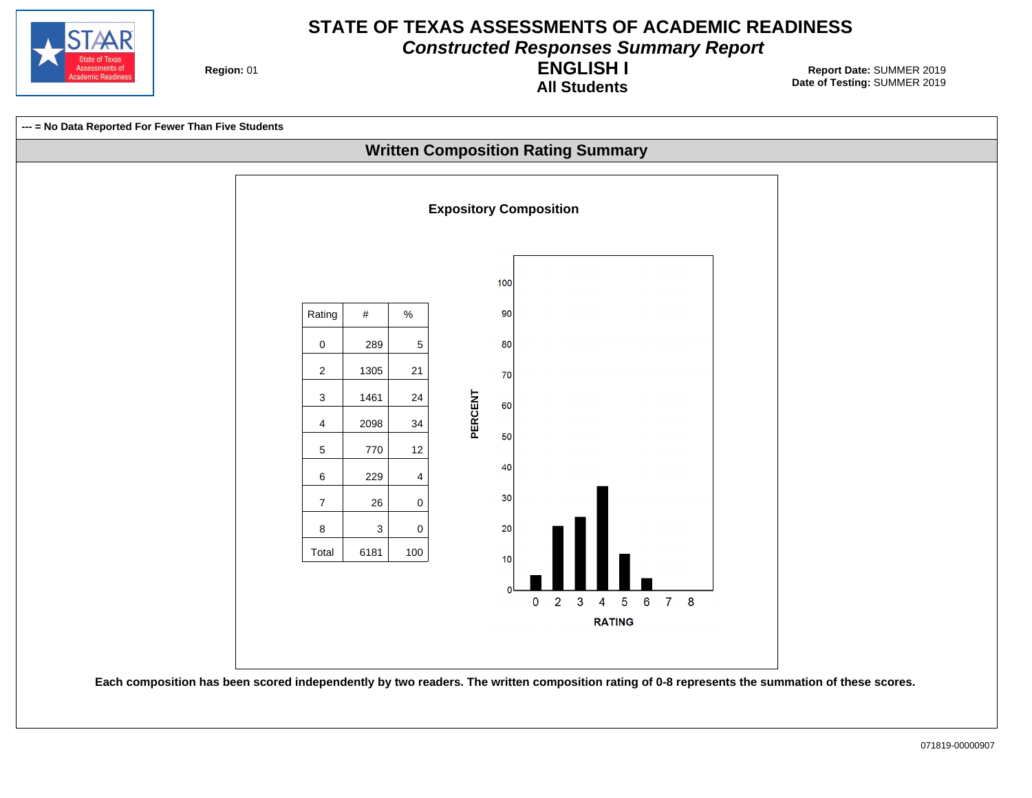# STATE OF TEXAS ASSESSMENTS OF ACADEMIC READINESS

## *Constructed Responses Summary Report*

## ENGLISH I

### All Students

**Region:** 01

**Report Date:** SUMMER 2019
**Date of Testing:** SUMMER 2019

**--- = No Data Reported For Fewer Than Five Students**

## Written Composition Rating Summary

### Expository Composition

| Rating | # | % |
|---|---|---|
| 0 | 289 | 5 |
| 2 | 1305 | 21 |
| 3 | 1461 | 24 |
| 4 | 2098 | 34 |
| 5 | 770 | 12 |
| 6 | 229 | 4 |
| 7 | 26 | 0 |
| 8 | 3 | 0 |
| Total | 6181 | 100 |

**Each composition has been scored independently by two readers. The written composition rating of 0-8 represents the summation of these scores.**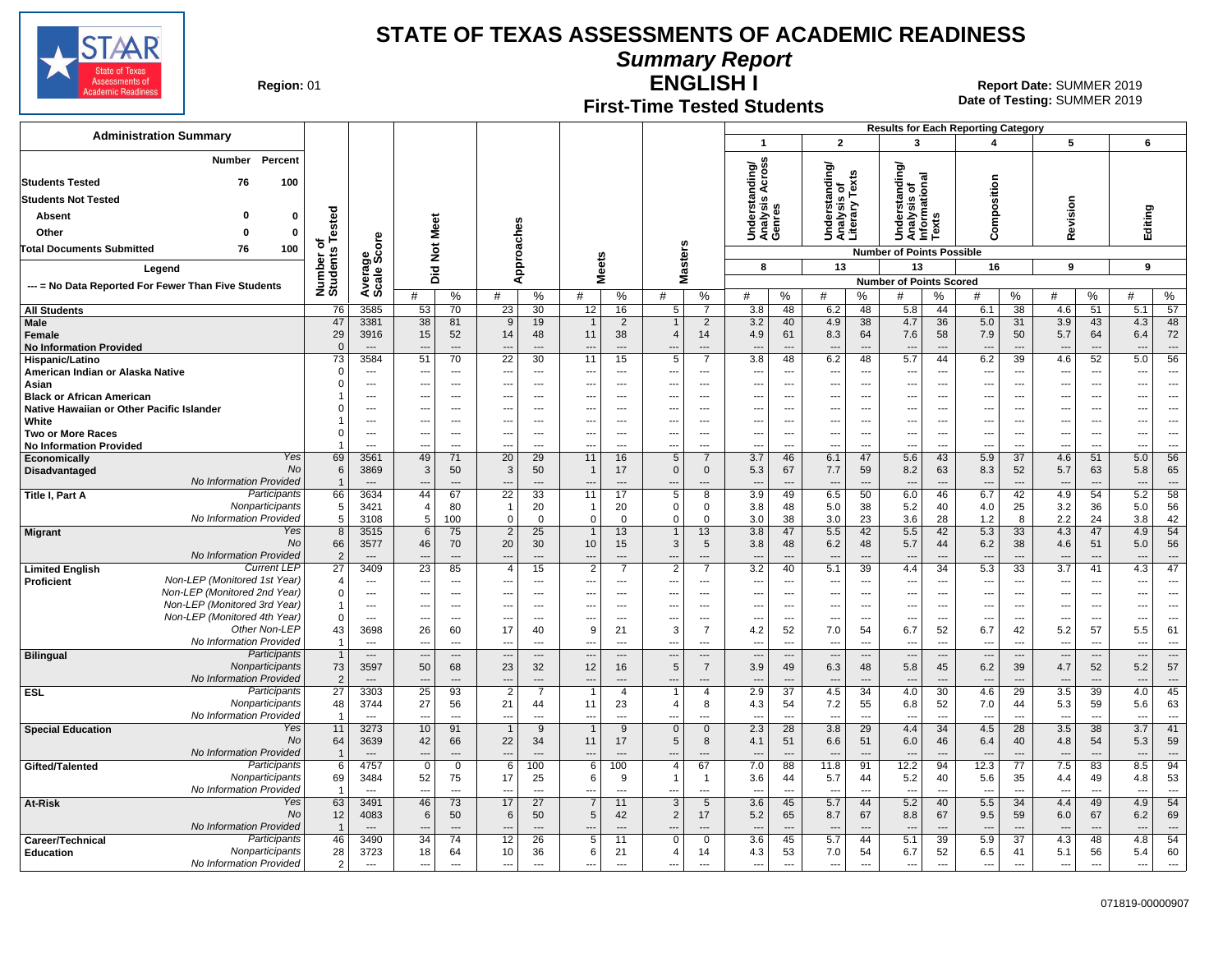# STATE OF TEXAS ASSESSMENTS OF ACADEMIC READINESS

## Summary Report

## ENGLISH I

### First-Time Tested Students

**Region:** 01

**Report Date:** SUMMER 2019
**Date of Testing:** SUMMER 2019

**Administration Summary**

| | Number | Percent |
|---|---|---|
| Students Tested | 76 | 100 |
| Students Not Tested | | |
| Absent | 0 | 0 |
| Other | 0 | 0 |
| Total Documents Submitted | 76 | 100 |

Legend

--- = No Data Reported For Fewer Than Five Students

Results for Each Reporting Category: 1 = Understanding/Analysis Across Genres (8 points possible); 2 = Understanding/Analysis of Literary Texts (13); 3 = Understanding/Analysis of Informational Texts (13); 4 = Composition (16); 5 = Revision (9); 6 = Editing (9). Values are Number of Points Scored.

| Group | | Number of Students Tested | Average Scale Score | Did Not Meet # | Did Not Meet % | Approaches # | Approaches % | Meets # | Meets % | Masters # | Masters % | Cat 1 # | Cat 1 % | Cat 2 # | Cat 2 % | Cat 3 # | Cat 3 % | Cat 4 # | Cat 4 % | Cat 5 # | Cat 5 % | Cat 6 # | Cat 6 % |
|---|---|---|---|---|---|---|---|---|---|---|---|---|---|---|---|---|---|---|---|---|---|---|---|
| All Students | | 76 | 3585 | 53 | 70 | 23 | 30 | 12 | 16 | 5 | 7 | 3.8 | 48 | 6.2 | 48 | 5.8 | 44 | 6.1 | 38 | 4.6 | 51 | 5.1 | 57 |
| Male | | 47 | 3381 | 38 | 81 | 9 | 19 | 1 | 2 | 1 | 2 | 3.2 | 40 | 4.9 | 38 | 4.7 | 36 | 5.0 | 31 | 3.9 | 43 | 4.3 | 48 |
| Female | | 29 | 3916 | 15 | 52 | 14 | 48 | 11 | 38 | 4 | 14 | 4.9 | 61 | 8.3 | 64 | 7.6 | 58 | 7.9 | 50 | 5.7 | 64 | 6.4 | 72 |
| No Information Provided | | 0 | --- | --- | --- | --- | --- | --- | --- | --- | --- | --- | --- | --- | --- | --- | --- | --- | --- | --- | --- | --- | --- |
| Hispanic/Latino | | 73 | 3584 | 51 | 70 | 22 | 30 | 11 | 15 | 5 | 7 | 3.8 | 48 | 6.2 | 48 | 5.7 | 44 | 6.2 | 39 | 4.6 | 52 | 5.0 | 56 |
| American Indian or Alaska Native | | 0 | --- | --- | --- | --- | --- | --- | --- | --- | --- | --- | --- | --- | --- | --- | --- | --- | --- | --- | --- | --- | --- |
| Asian | | 0 | --- | --- | --- | --- | --- | --- | --- | --- | --- | --- | --- | --- | --- | --- | --- | --- | --- | --- | --- | --- | --- |
| Black or African American | | 1 | --- | --- | --- | --- | --- | --- | --- | --- | --- | --- | --- | --- | --- | --- | --- | --- | --- | --- | --- | --- | --- |
| Native Hawaiian or Other Pacific Islander | | 0 | --- | --- | --- | --- | --- | --- | --- | --- | --- | --- | --- | --- | --- | --- | --- | --- | --- | --- | --- | --- | --- |
| White | | 1 | --- | --- | --- | --- | --- | --- | --- | --- | --- | --- | --- | --- | --- | --- | --- | --- | --- | --- | --- | --- | --- |
| Two or More Races | | 0 | --- | --- | --- | --- | --- | --- | --- | --- | --- | --- | --- | --- | --- | --- | --- | --- | --- | --- | --- | --- | --- |
| No Information Provided | | 1 | --- | --- | --- | --- | --- | --- | --- | --- | --- | --- | --- | --- | --- | --- | --- | --- | --- | --- | --- | --- | --- |
| Economically Disadvantaged | Yes | 69 | 3561 | 49 | 71 | 20 | 29 | 11 | 16 | 5 | 7 | 3.7 | 46 | 6.1 | 47 | 5.6 | 43 | 5.9 | 37 | 4.6 | 51 | 5.0 | 56 |
| | No | 6 | 3869 | 3 | 50 | 3 | 50 | 1 | 17 | 0 | 0 | 5.3 | 67 | 7.7 | 59 | 8.2 | 63 | 8.3 | 52 | 5.7 | 63 | 5.8 | 65 |
| | No Information Provided | 1 | --- | --- | --- | --- | --- | --- | --- | --- | --- | --- | --- | --- | --- | --- | --- | --- | --- | --- | --- | --- | --- |
| Title I, Part A | Participants | 66 | 3634 | 44 | 67 | 22 | 33 | 11 | 17 | 5 | 8 | 3.9 | 49 | 6.5 | 50 | 6.0 | 46 | 6.7 | 42 | 4.9 | 54 | 5.2 | 58 |
| | Nonparticipants | 5 | 3421 | 4 | 80 | 1 | 20 | 1 | 20 | 0 | 0 | 3.8 | 48 | 5.0 | 38 | 5.2 | 40 | 4.0 | 25 | 3.2 | 36 | 5.0 | 56 |
| | No Information Provided | 5 | 3108 | 5 | 100 | 0 | 0 | 0 | 0 | 0 | 0 | 3.0 | 38 | 3.0 | 23 | 3.6 | 28 | 1.2 | 8 | 2.2 | 24 | 3.8 | 42 |
| Migrant | Yes | 8 | 3515 | 6 | 75 | 2 | 25 | 1 | 13 | 1 | 13 | 3.8 | 47 | 5.5 | 42 | 5.5 | 42 | 5.3 | 33 | 4.3 | 47 | 4.9 | 54 |
| | No | 66 | 3577 | 46 | 70 | 20 | 30 | 10 | 15 | 3 | 5 | 3.8 | 48 | 6.2 | 48 | 5.7 | 44 | 6.2 | 38 | 4.6 | 51 | 5.0 | 56 |
| | No Information Provided | 2 | --- | --- | --- | --- | --- | --- | --- | --- | --- | --- | --- | --- | --- | --- | --- | --- | --- | --- | --- | --- | --- |
| Limited English Proficient | Current LEP | 27 | 3409 | 23 | 85 | 4 | 15 | 2 | 7 | 2 | 7 | 3.2 | 40 | 5.1 | 39 | 4.4 | 34 | 5.3 | 33 | 3.7 | 41 | 4.3 | 47 |
| | Non-LEP (Monitored 1st Year) | 4 | --- | --- | --- | --- | --- | --- | --- | --- | --- | --- | --- | --- | --- | --- | --- | --- | --- | --- | --- | --- | --- |
| | Non-LEP (Monitored 2nd Year) | 0 | --- | --- | --- | --- | --- | --- | --- | --- | --- | --- | --- | --- | --- | --- | --- | --- | --- | --- | --- | --- | --- |
| | Non-LEP (Monitored 3rd Year) | 1 | --- | --- | --- | --- | --- | --- | --- | --- | --- | --- | --- | --- | --- | --- | --- | --- | --- | --- | --- | --- | --- |
| | Non-LEP (Monitored 4th Year) | 0 | --- | --- | --- | --- | --- | --- | --- | --- | --- | --- | --- | --- | --- | --- | --- | --- | --- | --- | --- | --- | --- |
| | Other Non-LEP | 43 | 3698 | 26 | 60 | 17 | 40 | 9 | 21 | 3 | 7 | 4.2 | 52 | 7.0 | 54 | 6.7 | 52 | 6.7 | 42 | 5.2 | 57 | 5.5 | 61 |
| | No Information Provided | 1 | --- | --- | --- | --- | --- | --- | --- | --- | --- | --- | --- | --- | --- | --- | --- | --- | --- | --- | --- | --- | --- |
| Bilingual | Participants | 1 | --- | --- | --- | --- | --- | --- | --- | --- | --- | --- | --- | --- | --- | --- | --- | --- | --- | --- | --- | --- | --- |
| | Nonparticipants | 73 | 3597 | 50 | 68 | 23 | 32 | 12 | 16 | 5 | 7 | 3.9 | 49 | 6.3 | 48 | 5.8 | 45 | 6.2 | 39 | 4.7 | 52 | 5.2 | 57 |
| | No Information Provided | 2 | --- | --- | --- | --- | --- | --- | --- | --- | --- | --- | --- | --- | --- | --- | --- | --- | --- | --- | --- | --- | --- |
| ESL | Participants | 27 | 3303 | 25 | 93 | 2 | 7 | 1 | 4 | 1 | 4 | 2.9 | 37 | 4.5 | 34 | 4.0 | 30 | 4.6 | 29 | 3.5 | 39 | 4.0 | 45 |
| | Nonparticipants | 48 | 3744 | 27 | 56 | 21 | 44 | 11 | 23 | 4 | 8 | 4.3 | 54 | 7.2 | 55 | 6.8 | 52 | 7.0 | 44 | 5.3 | 59 | 5.6 | 63 |
| | No Information Provided | 1 | --- | --- | --- | --- | --- | --- | --- | --- | --- | --- | --- | --- | --- | --- | --- | --- | --- | --- | --- | --- | --- |
| Special Education | Yes | 11 | 3273 | 10 | 91 | 1 | 9 | 1 | 9 | 0 | 0 | 2.3 | 28 | 3.8 | 29 | 4.4 | 34 | 4.5 | 28 | 3.5 | 38 | 3.7 | 41 |
| | No | 64 | 3639 | 42 | 66 | 22 | 34 | 11 | 17 | 5 | 8 | 4.1 | 51 | 6.6 | 51 | 6.0 | 46 | 6.4 | 40 | 4.8 | 54 | 5.3 | 59 |
| | No Information Provided | 1 | --- | --- | --- | --- | --- | --- | --- | --- | --- | --- | --- | --- | --- | --- | --- | --- | --- | --- | --- | --- | --- |
| Gifted/Talented | Participants | 6 | 4757 | 0 | 0 | 6 | 100 | 6 | 100 | 4 | 67 | 7.0 | 88 | 11.8 | 91 | 12.2 | 94 | 12.3 | 77 | 7.5 | 83 | 8.5 | 94 |
| | Nonparticipants | 69 | 3484 | 52 | 75 | 17 | 25 | 6 | 9 | 1 | 1 | 3.6 | 44 | 5.7 | 44 | 5.2 | 40 | 5.6 | 35 | 4.4 | 49 | 4.8 | 53 |
| | No Information Provided | 1 | --- | --- | --- | --- | --- | --- | --- | --- | --- | --- | --- | --- | --- | --- | --- | --- | --- | --- | --- | --- | --- |
| At-Risk | Yes | 63 | 3491 | 46 | 73 | 17 | 27 | 7 | 11 | 3 | 5 | 3.6 | 45 | 5.7 | 44 | 5.2 | 40 | 5.5 | 34 | 4.4 | 49 | 4.9 | 54 |
| | No | 12 | 4083 | 6 | 50 | 6 | 50 | 5 | 42 | 2 | 17 | 5.2 | 65 | 8.7 | 67 | 8.8 | 67 | 9.5 | 59 | 6.0 | 67 | 6.2 | 69 |
| | No Information Provided | 1 | --- | --- | --- | --- | --- | --- | --- | --- | --- | --- | --- | --- | --- | --- | --- | --- | --- | --- | --- | --- | --- |
| Career/Technical Education | Participants | 46 | 3490 | 34 | 74 | 12 | 26 | 5 | 11 | 0 | 0 | 3.6 | 45 | 5.7 | 44 | 5.1 | 39 | 5.9 | 37 | 4.3 | 48 | 4.8 | 54 |
| | Nonparticipants | 28 | 3723 | 18 | 64 | 10 | 36 | 6 | 21 | 4 | 14 | 4.3 | 53 | 7.0 | 54 | 6.7 | 52 | 6.5 | 41 | 5.1 | 56 | 5.4 | 60 |
| | No Information Provided | 2 | --- | --- | --- | --- | --- | --- | --- | --- | --- | --- | --- | --- | --- | --- | --- | --- | --- | --- | --- | --- | --- |

071819-00000907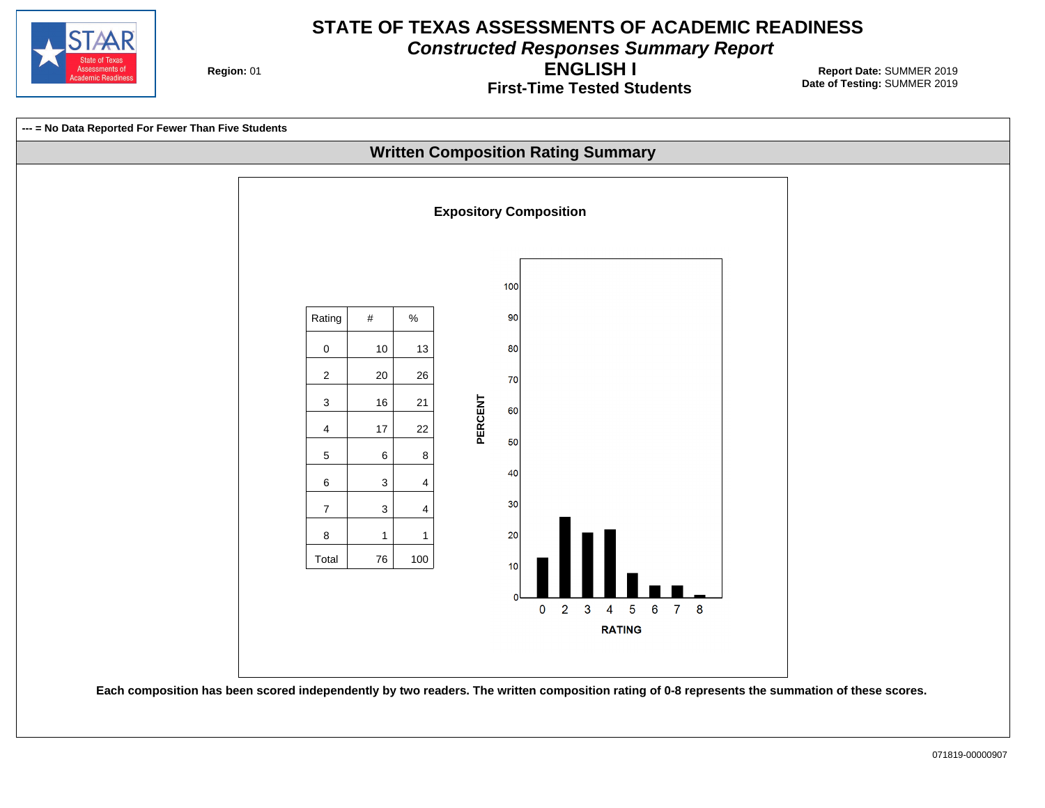# STATE OF TEXAS ASSESSMENTS OF ACADEMIC READINESS

## *Constructed Responses Summary Report*

## ENGLISH I

### First-Time Tested Students

**Region:** 01

**Report Date:** SUMMER 2019
**Date of Testing:** SUMMER 2019

**--- = No Data Reported For Fewer Than Five Students**

## Written Composition Rating Summary

### Expository Composition

| Rating | # | % |
|---|---|---|
| 0 | 10 | 13 |
| 2 | 20 | 26 |
| 3 | 16 | 21 |
| 4 | 17 | 22 |
| 5 | 6 | 8 |
| 6 | 3 | 4 |
| 7 | 3 | 4 |
| 8 | 1 | 1 |
| Total | 76 | 100 |

**Each composition has been scored independently by two readers. The written composition rating of 0-8 represents the summation of these scores.**

071819-00000907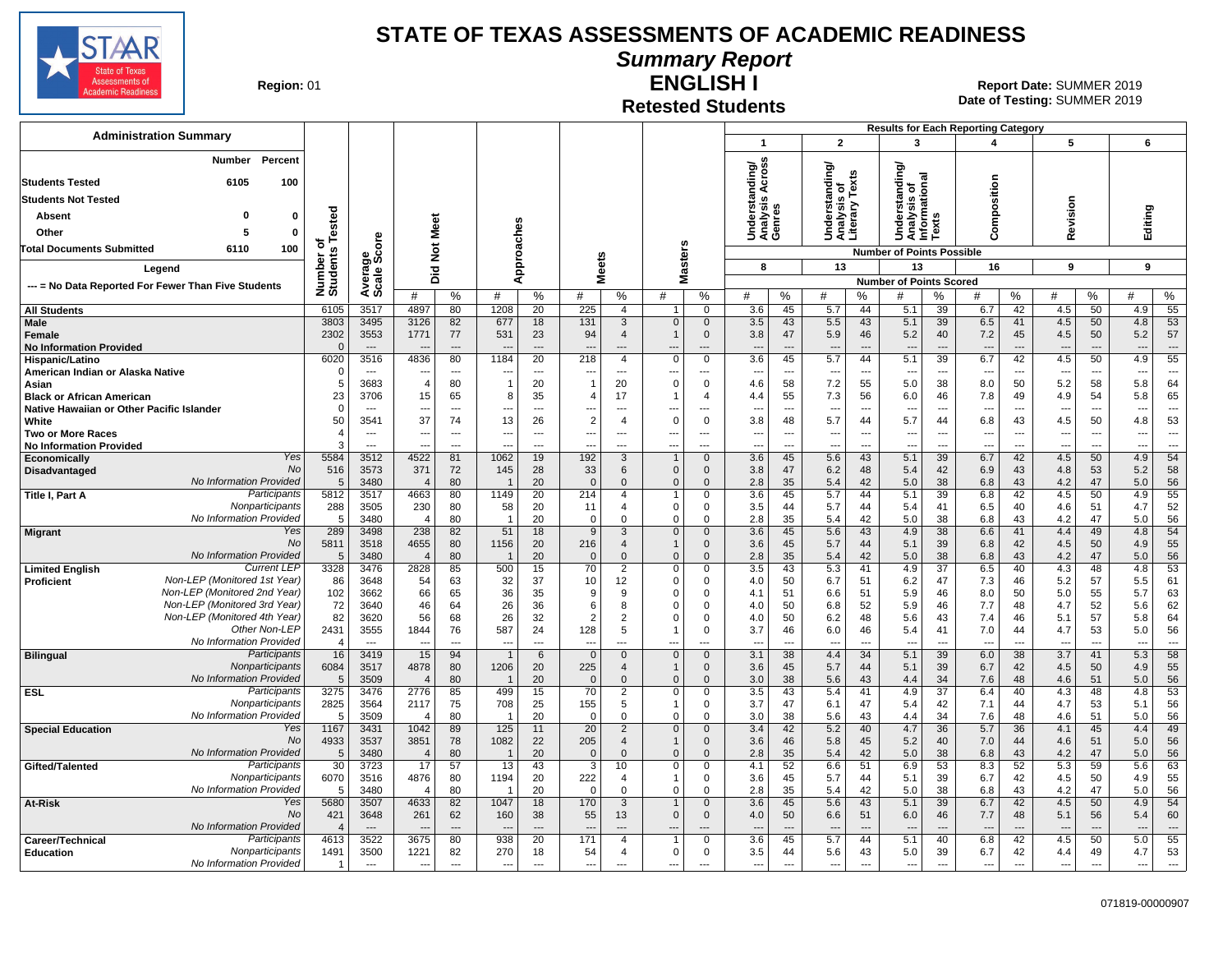# STATE OF TEXAS ASSESSMENTS OF ACADEMIC READINESS

## Summary Report

## ENGLISH I

### Retested Students

**Region:** 01

**Report Date:** SUMMER 2019
**Date of Testing:** SUMMER 2019

| Administration Summary | Number | Percent |
|---|---|---|
| Students Tested | 6105 | 100 |
| Students Not Tested | | |
| Absent | 0 | 0 |
| Other | 5 | 0 |
| Total Documents Submitted | 6110 | 100 |

Legend: --- = No Data Reported For Fewer Than Five Students

Results for Each Reporting Category: 1 = Understanding/Analysis Across Genres (8 points possible); 2 = Understanding/Analysis of Literary Texts (13 points possible); 3 = Understanding/Analysis of Informational Texts (13 points possible); 4 = Composition (16 points possible); 5 = Revision (9 points possible); 6 = Editing (9 points possible)

| Group | | Number of Students Tested | Average Scale Score | Did Not Meet # | Did Not Meet % | Approaches # | Approaches % | Meets # | Meets % | Masters # | Masters % | Cat 1 # | Cat 1 % | Cat 2 # | Cat 2 % | Cat 3 # | Cat 3 % | Cat 4 # | Cat 4 % | Cat 5 # | Cat 5 % | Cat 6 # | Cat 6 % |
|---|---|---|---|---|---|---|---|---|---|---|---|---|---|---|---|---|---|---|---|---|---|---|---|
| All Students | | 6105 | 3517 | 4897 | 80 | 1208 | 20 | 225 | 4 | 1 | 0 | 3.6 | 45 | 5.7 | 44 | 5.1 | 39 | 6.7 | 42 | 4.5 | 50 | 4.9 | 55 |
| Male | | 3803 | 3495 | 3126 | 82 | 677 | 18 | 131 | 3 | 0 | 0 | 3.5 | 43 | 5.5 | 43 | 5.1 | 39 | 6.5 | 41 | 4.5 | 50 | 4.8 | 53 |
| Female | | 2302 | 3553 | 1771 | 77 | 531 | 23 | 94 | 4 | 1 | 0 | 3.8 | 47 | 5.9 | 46 | 5.2 | 40 | 7.2 | 45 | 4.5 | 50 | 5.2 | 57 |
| No Information Provided | | 0 | --- | --- | --- | --- | --- | --- | --- | --- | --- | --- | --- | --- | --- | --- | --- | --- | --- | --- | --- | --- | --- |
| Hispanic/Latino | | 6020 | 3516 | 4836 | 80 | 1184 | 20 | 218 | 4 | 0 | 0 | 3.6 | 45 | 5.7 | 44 | 5.1 | 39 | 6.7 | 42 | 4.5 | 50 | 4.9 | 55 |
| American Indian or Alaska Native | | 0 | --- | --- | --- | --- | --- | --- | --- | --- | --- | --- | --- | --- | --- | --- | --- | --- | --- | --- | --- | --- | --- |
| Asian | | 5 | 3683 | 4 | 80 | 1 | 20 | 1 | 20 | 0 | 0 | 4.6 | 58 | 7.2 | 55 | 5.0 | 38 | 8.0 | 50 | 5.2 | 58 | 5.8 | 64 |
| Black or African American | | 23 | 3706 | 15 | 65 | 8 | 35 | 4 | 17 | 1 | 4 | 4.4 | 55 | 7.3 | 56 | 6.0 | 46 | 7.8 | 49 | 4.9 | 54 | 5.8 | 65 |
| Native Hawaiian or Other Pacific Islander | | 0 | --- | --- | --- | --- | --- | --- | --- | --- | --- | --- | --- | --- | --- | --- | --- | --- | --- | --- | --- | --- | --- |
| White | | 50 | 3541 | 37 | 74 | 13 | 26 | 2 | 4 | 0 | 0 | 3.8 | 48 | 5.7 | 44 | 5.7 | 44 | 6.8 | 43 | 4.5 | 50 | 4.8 | 53 |
| Two or More Races | | 4 | --- | --- | --- | --- | --- | --- | --- | --- | --- | --- | --- | --- | --- | --- | --- | --- | --- | --- | --- | --- | --- |
| No Information Provided | | 3 | --- | --- | --- | --- | --- | --- | --- | --- | --- | --- | --- | --- | --- | --- | --- | --- | --- | --- | --- | --- | --- |
| Economically Disadvantaged | Yes | 5584 | 3512 | 4522 | 81 | 1062 | 19 | 192 | 3 | 1 | 0 | 3.6 | 45 | 5.6 | 43 | 5.1 | 39 | 6.7 | 42 | 4.5 | 50 | 4.9 | 54 |
| | No | 516 | 3573 | 371 | 72 | 145 | 28 | 33 | 6 | 0 | 0 | 3.8 | 47 | 6.2 | 48 | 5.4 | 42 | 6.9 | 43 | 4.8 | 53 | 5.2 | 58 |
| | No Information Provided | 5 | 3480 | 4 | 80 | 1 | 20 | 0 | 0 | 0 | 0 | 2.8 | 35 | 5.4 | 42 | 5.0 | 38 | 6.8 | 43 | 4.2 | 47 | 5.0 | 56 |
| Title I, Part A | Participants | 5812 | 3517 | 4663 | 80 | 1149 | 20 | 214 | 4 | 1 | 0 | 3.6 | 45 | 5.7 | 44 | 5.1 | 39 | 6.8 | 42 | 4.5 | 50 | 4.9 | 55 |
| | Nonparticipants | 288 | 3505 | 230 | 80 | 58 | 20 | 11 | 4 | 0 | 0 | 3.5 | 44 | 5.7 | 44 | 5.4 | 41 | 6.5 | 40 | 4.6 | 51 | 4.7 | 52 |
| | No Information Provided | 5 | 3480 | 4 | 80 | 1 | 20 | 0 | 0 | 0 | 0 | 2.8 | 35 | 5.4 | 42 | 5.0 | 38 | 6.8 | 43 | 4.2 | 47 | 5.0 | 56 |
| Migrant | Yes | 289 | 3498 | 238 | 82 | 51 | 18 | 9 | 3 | 0 | 0 | 3.6 | 45 | 5.6 | 43 | 4.9 | 38 | 6.6 | 41 | 4.4 | 49 | 4.8 | 54 |
| | No | 5811 | 3518 | 4655 | 80 | 1156 | 20 | 216 | 4 | 1 | 0 | 3.6 | 45 | 5.7 | 44 | 5.1 | 39 | 6.8 | 42 | 4.5 | 50 | 4.9 | 55 |
| | No Information Provided | 5 | 3480 | 4 | 80 | 1 | 20 | 0 | 0 | 0 | 0 | 2.8 | 35 | 5.4 | 42 | 5.0 | 38 | 6.8 | 43 | 4.2 | 47 | 5.0 | 56 |
| Limited English Proficient | Current LEP | 3328 | 3476 | 2828 | 85 | 500 | 15 | 70 | 2 | 0 | 0 | 3.5 | 43 | 5.3 | 41 | 4.9 | 37 | 6.5 | 40 | 4.3 | 48 | 4.8 | 53 |
| | Non-LEP (Monitored 1st Year) | 86 | 3648 | 54 | 63 | 32 | 37 | 10 | 12 | 0 | 0 | 4.0 | 50 | 6.7 | 51 | 6.2 | 47 | 7.3 | 46 | 5.2 | 57 | 5.5 | 61 |
| | Non-LEP (Monitored 2nd Year) | 102 | 3662 | 66 | 65 | 36 | 35 | 9 | 9 | 0 | 0 | 4.1 | 51 | 6.6 | 51 | 5.9 | 46 | 8.0 | 50 | 5.0 | 55 | 5.7 | 63 |
| | Non-LEP (Monitored 3rd Year) | 72 | 3640 | 46 | 64 | 26 | 36 | 6 | 8 | 0 | 0 | 4.0 | 50 | 6.8 | 52 | 5.9 | 46 | 7.7 | 48 | 4.7 | 52 | 5.6 | 62 |
| | Non-LEP (Monitored 4th Year) | 82 | 3620 | 56 | 68 | 26 | 32 | 2 | 2 | 0 | 0 | 4.0 | 50 | 6.2 | 48 | 5.6 | 43 | 7.4 | 46 | 5.1 | 57 | 5.8 | 64 |
| | Other Non-LEP | 2431 | 3555 | 1844 | 76 | 587 | 24 | 128 | 5 | 1 | 0 | 3.7 | 46 | 6.0 | 46 | 5.4 | 41 | 7.0 | 44 | 4.7 | 53 | 5.0 | 56 |
| | No Information Provided | 4 | --- | --- | --- | --- | --- | --- | --- | --- | --- | --- | --- | --- | --- | --- | --- | --- | --- | --- | --- | --- | --- |
| Bilingual | Participants | 16 | 3419 | 15 | 94 | 1 | 6 | 0 | 0 | 0 | 0 | 3.1 | 38 | 4.4 | 34 | 5.1 | 39 | 6.0 | 38 | 3.7 | 41 | 5.3 | 58 |
| | Nonparticipants | 6084 | 3517 | 4878 | 80 | 1206 | 20 | 225 | 4 | 1 | 0 | 3.6 | 45 | 5.7 | 44 | 5.1 | 39 | 6.7 | 42 | 4.5 | 50 | 4.9 | 55 |
| | No Information Provided | 5 | 3509 | 4 | 80 | 1 | 20 | 0 | 0 | 0 | 0 | 3.0 | 38 | 5.6 | 43 | 4.4 | 34 | 7.6 | 48 | 4.6 | 51 | 5.0 | 56 |
| ESL | Participants | 3275 | 3476 | 2776 | 85 | 499 | 15 | 70 | 2 | 0 | 0 | 3.5 | 43 | 5.4 | 41 | 4.9 | 37 | 6.4 | 40 | 4.3 | 48 | 4.8 | 53 |
| | Nonparticipants | 2825 | 3564 | 2117 | 75 | 708 | 25 | 155 | 5 | 1 | 0 | 3.7 | 47 | 6.1 | 47 | 5.4 | 42 | 7.1 | 44 | 4.7 | 53 | 5.1 | 56 |
| | No Information Provided | 5 | 3509 | 4 | 80 | 1 | 20 | 0 | 0 | 0 | 0 | 3.0 | 38 | 5.6 | 43 | 4.4 | 34 | 7.6 | 48 | 4.6 | 51 | 5.0 | 56 |
| Special Education | Yes | 1167 | 3431 | 1042 | 89 | 125 | 11 | 20 | 2 | 0 | 0 | 3.4 | 42 | 5.2 | 40 | 4.7 | 36 | 5.7 | 36 | 4.1 | 45 | 4.4 | 49 |
| | No | 4933 | 3537 | 3851 | 78 | 1082 | 22 | 205 | 4 | 1 | 0 | 3.6 | 46 | 5.8 | 45 | 5.2 | 40 | 7.0 | 44 | 4.6 | 51 | 5.0 | 56 |
| | No Information Provided | 5 | 3480 | 4 | 80 | 1 | 20 | 0 | 0 | 0 | 0 | 2.8 | 35 | 5.4 | 42 | 5.0 | 38 | 6.8 | 43 | 4.2 | 47 | 5.0 | 56 |
| Gifted/Talented | Participants | 30 | 3723 | 17 | 57 | 13 | 43 | 3 | 10 | 0 | 0 | 4.1 | 52 | 6.6 | 51 | 6.9 | 53 | 8.3 | 52 | 5.3 | 59 | 5.6 | 63 |
| | Nonparticipants | 6070 | 3516 | 4876 | 80 | 1194 | 20 | 222 | 4 | 1 | 0 | 3.6 | 45 | 5.7 | 44 | 5.1 | 39 | 6.7 | 42 | 4.5 | 50 | 4.9 | 55 |
| | No Information Provided | 5 | 3480 | 4 | 80 | 1 | 20 | 0 | 0 | 0 | 0 | 2.8 | 35 | 5.4 | 42 | 5.0 | 38 | 6.8 | 43 | 4.2 | 47 | 5.0 | 56 |
| At-Risk | Yes | 5680 | 3507 | 4633 | 82 | 1047 | 18 | 170 | 3 | 1 | 0 | 3.6 | 45 | 5.6 | 43 | 5.1 | 39 | 6.7 | 42 | 4.5 | 50 | 4.9 | 54 |
| | No | 421 | 3648 | 261 | 62 | 160 | 38 | 55 | 13 | 0 | 0 | 4.0 | 50 | 6.6 | 51 | 6.0 | 46 | 7.7 | 48 | 5.1 | 56 | 5.4 | 60 |
| | No Information Provided | 4 | --- | --- | --- | --- | --- | --- | --- | --- | --- | --- | --- | --- | --- | --- | --- | --- | --- | --- | --- | --- | --- |
| Career/Technical Education | Participants | 4613 | 3522 | 3675 | 80 | 938 | 20 | 171 | 4 | 1 | 0 | 3.6 | 45 | 5.7 | 44 | 5.1 | 40 | 6.8 | 42 | 4.5 | 50 | 5.0 | 55 |
| | Nonparticipants | 1491 | 3500 | 1221 | 82 | 270 | 18 | 54 | 4 | 0 | 0 | 3.5 | 44 | 5.6 | 43 | 5.0 | 39 | 6.7 | 42 | 4.4 | 49 | 4.7 | 53 |
| | No Information Provided | 1 | --- | --- | --- | --- | --- | --- | --- | --- | --- | --- | --- | --- | --- | --- | --- | --- | --- | --- | --- | --- | --- |

071819-00000907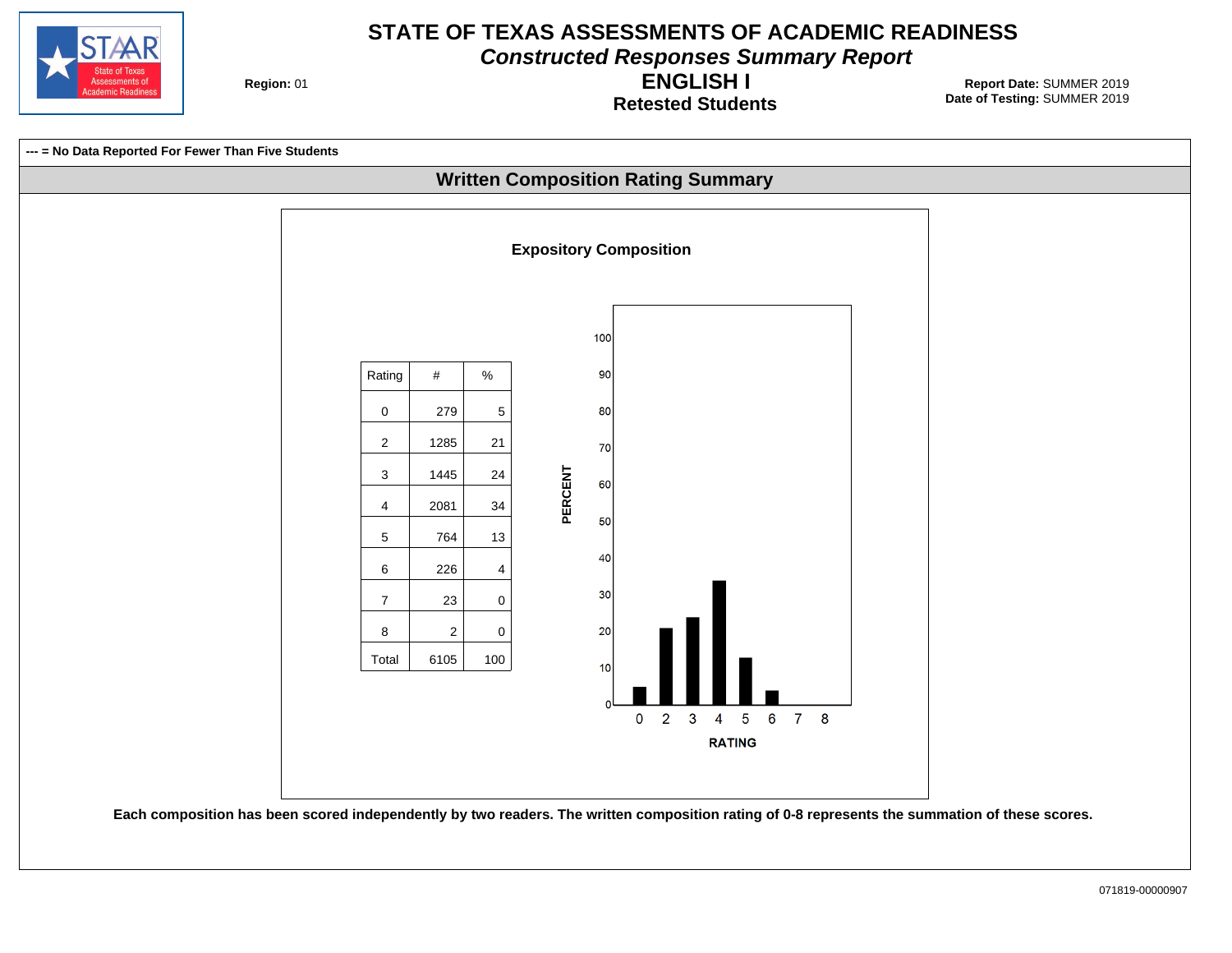# STATE OF TEXAS ASSESSMENTS OF ACADEMIC READINESS

## *Constructed Responses Summary Report*

## ENGLISH I

### Retested Students

**Region:** 01

**Report Date:** SUMMER 2019
**Date of Testing:** SUMMER 2019

**--- = No Data Reported For Fewer Than Five Students**

## Written Composition Rating Summary

### Expository Composition

| Rating | # | % |
|---|---|---|
| 0 | 279 | 5 |
| 2 | 1285 | 21 |
| 3 | 1445 | 24 |
| 4 | 2081 | 34 |
| 5 | 764 | 13 |
| 6 | 226 | 4 |
| 7 | 23 | 0 |
| 8 | 2 | 0 |
| Total | 6105 | 100 |

**Each composition has been scored independently by two readers. The written composition rating of 0-8 represents the summation of these scores.**

071819-00000907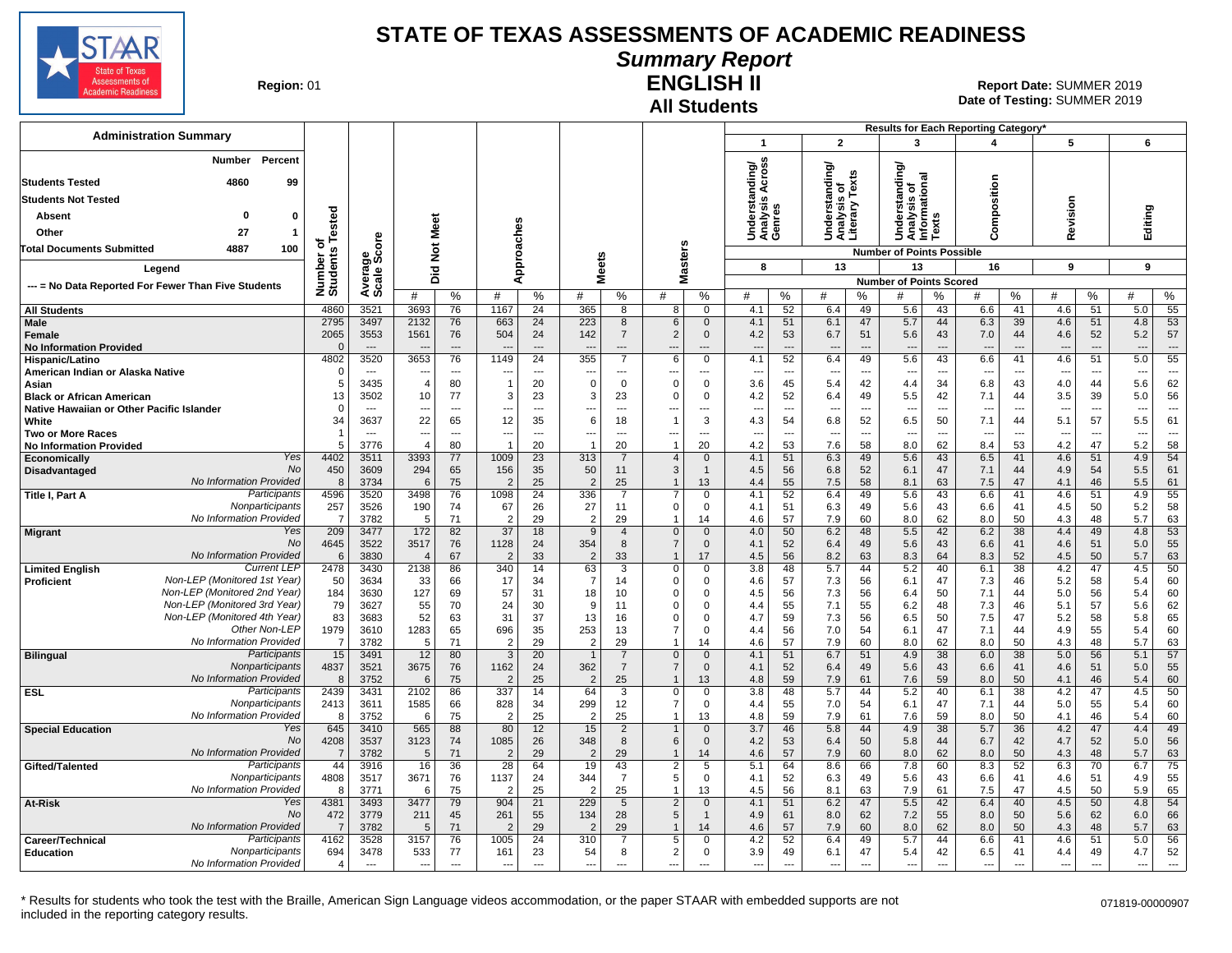# STATE OF TEXAS ASSESSMENTS OF ACADEMIC READINESS

## Summary Report

## ENGLISH II

## All Students

**Region:** 01

**Report Date:** SUMMER 2019
**Date of Testing:** SUMMER 2019

### Administration Summary

| | Number | Percent |
|---|---|---|
| Students Tested | 4860 | 99 |
| Students Not Tested | | |
| Absent | 0 | 0 |
| Other | 27 | 1 |
| Total Documents Submitted | 4887 | 100 |

Legend: --- = No Data Reported For Fewer Than Five Students

Results for Each Reporting Category*: 1 = Understanding/Analysis Across Genres (8 points possible); 2 = Understanding/Analysis of Literary Texts (13); 3 = Understanding/Analysis of Informational Texts (13); 4 = Composition (16); 5 = Revision (9); 6 = Editing (9)

| Group | | Number of Students Tested | Average Scale Score | Did Not Meet # | Did Not Meet % | Approaches # | Approaches % | Meets # | Meets % | Masters # | Masters % | Cat 1 # | Cat 1 % | Cat 2 # | Cat 2 % | Cat 3 # | Cat 3 % | Cat 4 # | Cat 4 % | Cat 5 # | Cat 5 % | Cat 6 # | Cat 6 % |
|---|---|---|---|---|---|---|---|---|---|---|---|---|---|---|---|---|---|---|---|---|---|---|---|
| All Students | | 4860 | 3521 | 3693 | 76 | 1167 | 24 | 365 | 8 | 8 | 0 | 4.1 | 52 | 6.4 | 49 | 5.6 | 43 | 6.6 | 41 | 4.6 | 51 | 5.0 | 55 |
| Male | | 2795 | 3497 | 2132 | 76 | 663 | 24 | 223 | 8 | 6 | 0 | 4.1 | 51 | 6.1 | 47 | 5.7 | 44 | 6.3 | 39 | 4.6 | 51 | 4.8 | 53 |
| Female | | 2065 | 3553 | 1561 | 76 | 504 | 24 | 142 | 7 | 2 | 0 | 4.2 | 53 | 6.7 | 51 | 5.6 | 43 | 7.0 | 44 | 4.6 | 52 | 5.2 | 57 |
| No Information Provided | | 0 | --- | --- | --- | --- | --- | --- | --- | --- | --- | --- | --- | --- | --- | --- | --- | --- | --- | --- | --- | --- | --- |
| Hispanic/Latino | | 4802 | 3520 | 3653 | 76 | 1149 | 24 | 355 | 7 | 6 | 0 | 4.1 | 52 | 6.4 | 49 | 5.6 | 43 | 6.6 | 41 | 4.6 | 51 | 5.0 | 55 |
| American Indian or Alaska Native | | 0 | --- | --- | --- | --- | --- | --- | --- | --- | --- | --- | --- | --- | --- | --- | --- | --- | --- | --- | --- | --- | --- |
| Asian | | 5 | 3435 | 4 | 80 | 1 | 20 | 0 | 0 | 0 | 0 | 3.6 | 45 | 5.4 | 42 | 4.4 | 34 | 6.8 | 43 | 4.0 | 44 | 5.6 | 62 |
| Black or African American | | 13 | 3502 | 10 | 77 | 3 | 23 | 3 | 23 | 0 | 0 | 4.2 | 52 | 6.4 | 49 | 5.5 | 42 | 7.1 | 44 | 3.5 | 39 | 5.0 | 56 |
| Native Hawaiian or Other Pacific Islander | | 0 | --- | --- | --- | --- | --- | --- | --- | --- | --- | --- | --- | --- | --- | --- | --- | --- | --- | --- | --- | --- | --- |
| White | | 34 | 3637 | 22 | 65 | 12 | 35 | 6 | 18 | 1 | 3 | 4.3 | 54 | 6.8 | 52 | 6.5 | 50 | 7.1 | 44 | 5.1 | 57 | 5.5 | 61 |
| Two or More Races | | 1 | --- | --- | --- | --- | --- | --- | --- | --- | --- | --- | --- | --- | --- | --- | --- | --- | --- | --- | --- | --- | --- |
| No Information Provided | | 5 | 3776 | 4 | 80 | 1 | 20 | 1 | 20 | 1 | 20 | 4.2 | 53 | 7.6 | 58 | 8.0 | 62 | 8.4 | 53 | 4.2 | 47 | 5.2 | 58 |
| Economically Disadvantaged | Yes | 4402 | 3511 | 3393 | 77 | 1009 | 23 | 313 | 7 | 4 | 0 | 4.1 | 51 | 6.3 | 49 | 5.6 | 43 | 6.5 | 41 | 4.6 | 51 | 4.9 | 54 |
| | No | 450 | 3609 | 294 | 65 | 156 | 35 | 50 | 11 | 3 | 1 | 4.5 | 56 | 6.8 | 52 | 6.1 | 47 | 7.1 | 44 | 4.9 | 54 | 5.5 | 61 |
| | No Information Provided | 8 | 3734 | 6 | 75 | 2 | 25 | 2 | 25 | 1 | 13 | 4.4 | 55 | 7.5 | 58 | 8.1 | 63 | 7.5 | 47 | 4.1 | 46 | 5.5 | 61 |
| Title I, Part A | Participants | 4596 | 3520 | 3498 | 76 | 1098 | 24 | 336 | 7 | 7 | 0 | 4.1 | 52 | 6.4 | 49 | 5.6 | 43 | 6.6 | 41 | 4.6 | 51 | 4.9 | 55 |
| | Nonparticipants | 257 | 3526 | 190 | 74 | 67 | 26 | 27 | 11 | 0 | 0 | 4.1 | 51 | 6.3 | 49 | 5.6 | 43 | 6.6 | 41 | 4.5 | 50 | 5.2 | 58 |
| | No Information Provided | 7 | 3782 | 5 | 71 | 2 | 29 | 2 | 29 | 1 | 14 | 4.6 | 57 | 7.9 | 60 | 8.0 | 62 | 8.0 | 50 | 4.3 | 48 | 5.7 | 63 |
| Migrant | Yes | 209 | 3477 | 172 | 82 | 37 | 18 | 9 | 4 | 0 | 0 | 4.0 | 50 | 6.2 | 48 | 5.5 | 42 | 6.2 | 38 | 4.4 | 49 | 4.8 | 53 |
| | No | 4645 | 3522 | 3517 | 76 | 1128 | 24 | 354 | 8 | 7 | 0 | 4.1 | 52 | 6.4 | 49 | 5.6 | 43 | 6.6 | 41 | 4.6 | 51 | 5.0 | 55 |
| | No Information Provided | 6 | 3830 | 4 | 67 | 2 | 33 | 2 | 33 | 1 | 17 | 4.5 | 56 | 8.2 | 63 | 8.3 | 64 | 8.3 | 52 | 4.5 | 50 | 5.7 | 63 |
| Limited English Proficient | Current LEP | 2478 | 3430 | 2138 | 86 | 340 | 14 | 63 | 3 | 0 | 0 | 3.8 | 48 | 5.7 | 44 | 5.2 | 40 | 6.1 | 38 | 4.2 | 47 | 4.5 | 50 |
| | Non-LEP (Monitored 1st Year) | 50 | 3634 | 33 | 66 | 17 | 34 | 7 | 14 | 0 | 0 | 4.6 | 57 | 7.3 | 56 | 6.1 | 47 | 7.3 | 46 | 5.2 | 58 | 5.4 | 60 |
| | Non-LEP (Monitored 2nd Year) | 184 | 3630 | 127 | 69 | 57 | 31 | 18 | 10 | 0 | 0 | 4.5 | 56 | 7.3 | 56 | 6.4 | 50 | 7.1 | 44 | 5.0 | 56 | 5.4 | 60 |
| | Non-LEP (Monitored 3rd Year) | 79 | 3627 | 55 | 70 | 24 | 30 | 9 | 11 | 0 | 0 | 4.4 | 55 | 7.1 | 55 | 6.2 | 48 | 7.3 | 46 | 5.1 | 57 | 5.6 | 62 |
| | Non-LEP (Monitored 4th Year) | 83 | 3683 | 52 | 63 | 31 | 37 | 13 | 16 | 0 | 0 | 4.7 | 59 | 7.3 | 56 | 6.5 | 50 | 7.5 | 47 | 5.2 | 58 | 5.8 | 65 |
| | Other Non-LEP | 1979 | 3610 | 1283 | 65 | 696 | 35 | 253 | 13 | 7 | 0 | 4.4 | 56 | 7.0 | 54 | 6.1 | 47 | 7.1 | 44 | 4.9 | 55 | 5.4 | 60 |
| | No Information Provided | 7 | 3782 | 5 | 71 | 2 | 29 | 2 | 29 | 1 | 14 | 4.6 | 57 | 7.9 | 60 | 8.0 | 62 | 8.0 | 50 | 4.3 | 48 | 5.7 | 63 |
| Bilingual | Participants | 15 | 3491 | 12 | 80 | 3 | 20 | 1 | 7 | 0 | 0 | 4.1 | 51 | 6.7 | 51 | 4.9 | 38 | 6.0 | 38 | 5.0 | 56 | 5.1 | 57 |
| | Nonparticipants | 4837 | 3521 | 3675 | 76 | 1162 | 24 | 362 | 7 | 7 | 0 | 4.1 | 52 | 6.4 | 49 | 5.6 | 43 | 6.6 | 41 | 4.6 | 51 | 5.0 | 55 |
| | No Information Provided | 8 | 3752 | 6 | 75 | 2 | 25 | 2 | 25 | 1 | 13 | 4.8 | 59 | 7.9 | 61 | 7.6 | 59 | 8.0 | 50 | 4.1 | 46 | 5.4 | 60 |
| ESL | Participants | 2439 | 3431 | 2102 | 86 | 337 | 14 | 64 | 3 | 0 | 0 | 3.8 | 48 | 5.7 | 44 | 5.2 | 40 | 6.1 | 38 | 4.2 | 47 | 4.5 | 50 |
| | Nonparticipants | 2413 | 3611 | 1585 | 66 | 828 | 34 | 299 | 12 | 7 | 0 | 4.4 | 55 | 7.0 | 54 | 6.1 | 47 | 7.1 | 44 | 5.0 | 55 | 5.4 | 60 |
| | No Information Provided | 8 | 3752 | 6 | 75 | 2 | 25 | 2 | 25 | 1 | 13 | 4.8 | 59 | 7.9 | 61 | 7.6 | 59 | 8.0 | 50 | 4.1 | 46 | 5.4 | 60 |
| Special Education | Yes | 645 | 3410 | 565 | 88 | 80 | 12 | 15 | 2 | 1 | 0 | 3.7 | 46 | 5.8 | 44 | 4.9 | 38 | 5.7 | 36 | 4.2 | 47 | 4.4 | 49 |
| | No | 4208 | 3537 | 3123 | 74 | 1085 | 26 | 348 | 8 | 6 | 0 | 4.2 | 53 | 6.4 | 50 | 5.8 | 44 | 6.7 | 42 | 4.7 | 52 | 5.0 | 56 |
| | No Information Provided | 7 | 3782 | 5 | 71 | 2 | 29 | 2 | 29 | 1 | 14 | 4.6 | 57 | 7.9 | 60 | 8.0 | 62 | 8.0 | 50 | 4.3 | 48 | 5.7 | 63 |
| Gifted/Talented | Participants | 44 | 3916 | 16 | 36 | 28 | 64 | 19 | 43 | 2 | 5 | 5.1 | 64 | 8.6 | 66 | 7.8 | 60 | 8.3 | 52 | 6.3 | 70 | 6.7 | 75 |
| | Nonparticipants | 4808 | 3517 | 3671 | 76 | 1137 | 24 | 344 | 7 | 5 | 0 | 4.1 | 52 | 6.3 | 49 | 5.6 | 43 | 6.6 | 41 | 4.6 | 51 | 4.9 | 55 |
| | No Information Provided | 8 | 3771 | 6 | 75 | 2 | 25 | 2 | 25 | 1 | 13 | 4.5 | 56 | 8.1 | 63 | 7.9 | 61 | 7.5 | 47 | 4.5 | 50 | 5.9 | 65 |
| At-Risk | Yes | 4381 | 3493 | 3477 | 79 | 904 | 21 | 229 | 5 | 2 | 0 | 4.1 | 51 | 6.2 | 47 | 5.5 | 42 | 6.4 | 40 | 4.5 | 50 | 4.8 | 54 |
| | No | 472 | 3779 | 211 | 45 | 261 | 55 | 134 | 28 | 5 | 1 | 4.9 | 61 | 8.0 | 62 | 7.2 | 55 | 8.0 | 50 | 5.6 | 62 | 6.0 | 66 |
| | No Information Provided | 7 | 3782 | 5 | 71 | 2 | 29 | 2 | 29 | 1 | 14 | 4.6 | 57 | 7.9 | 60 | 8.0 | 62 | 8.0 | 50 | 4.3 | 48 | 5.7 | 63 |
| Career/Technical Education | Participants | 4162 | 3528 | 3157 | 76 | 1005 | 24 | 310 | 7 | 5 | 0 | 4.2 | 52 | 6.4 | 49 | 5.7 | 44 | 6.6 | 41 | 4.6 | 51 | 5.0 | 56 |
| | Nonparticipants | 694 | 3478 | 533 | 77 | 161 | 23 | 54 | 8 | 2 | 0 | 3.9 | 49 | 6.1 | 47 | 5.4 | 42 | 6.5 | 41 | 4.4 | 49 | 4.7 | 52 |
| | No Information Provided | 4 | --- | --- | --- | --- | --- | --- | --- | --- | --- | --- | --- | --- | --- | --- | --- | --- | --- | --- | --- | --- | --- |

\* Results for students who took the test with the Braille, American Sign Language videos accommodation, or the paper STAAR with embedded supports are not included in the reporting category results.

071819-00000907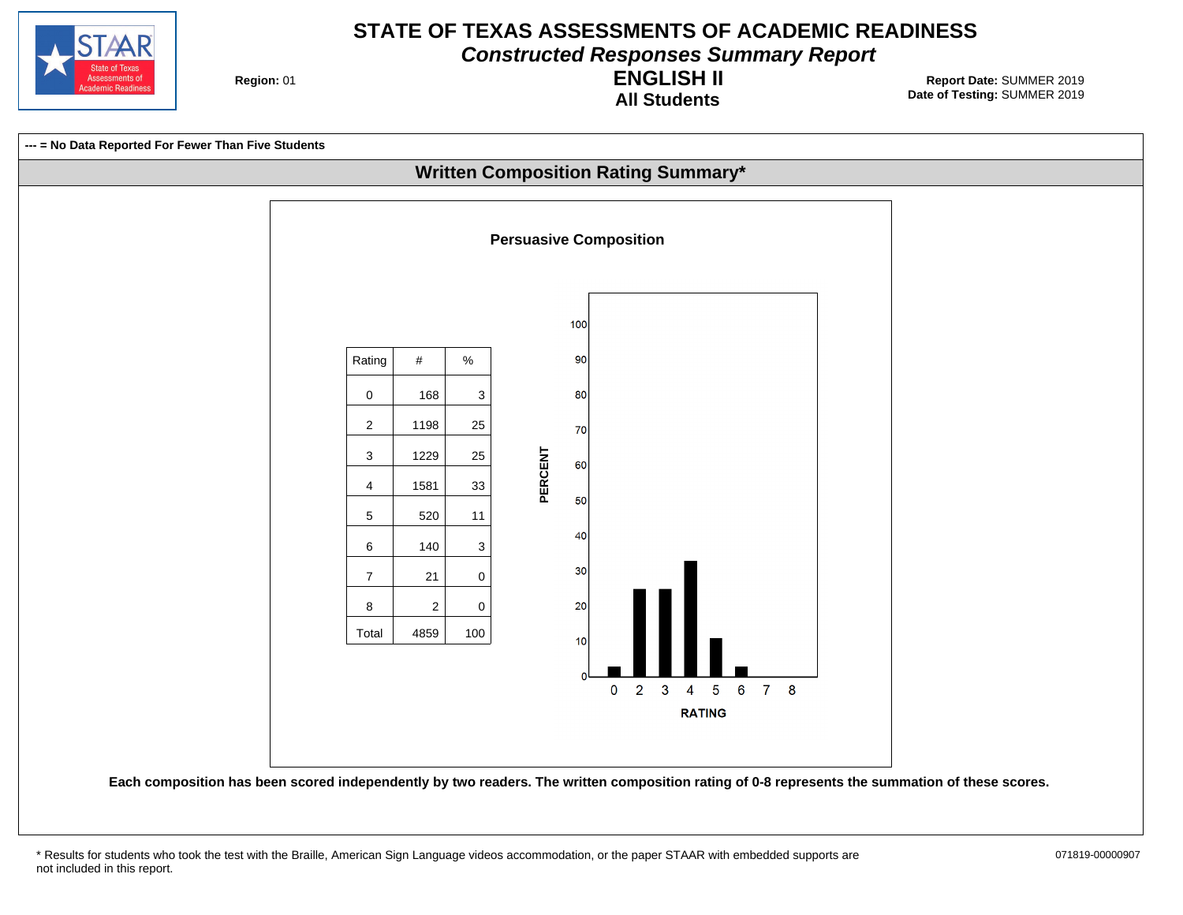# STATE OF TEXAS ASSESSMENTS OF ACADEMIC READINESS

## *Constructed Responses Summary Report*

## ENGLISH II

### All Students

**Region:** 01

**Report Date:** SUMMER 2019
**Date of Testing:** SUMMER 2019

**--- = No Data Reported For Fewer Than Five Students**

## Written Composition Rating Summary*

### Persuasive Composition

| Rating | # | % |
|---|---|---|
| 0 | 168 | 3 |
| 2 | 1198 | 25 |
| 3 | 1229 | 25 |
| 4 | 1581 | 33 |
| 5 | 520 | 11 |
| 6 | 140 | 3 |
| 7 | 21 | 0 |
| 8 | 2 | 0 |
| Total | 4859 | 100 |

**Each composition has been scored independently by two readers. The written composition rating of 0-8 represents the summation of these scores.**

* Results for students who took the test with the Braille, American Sign Language videos accommodation, or the paper STAAR with embedded supports are not included in this report.

071819-00000907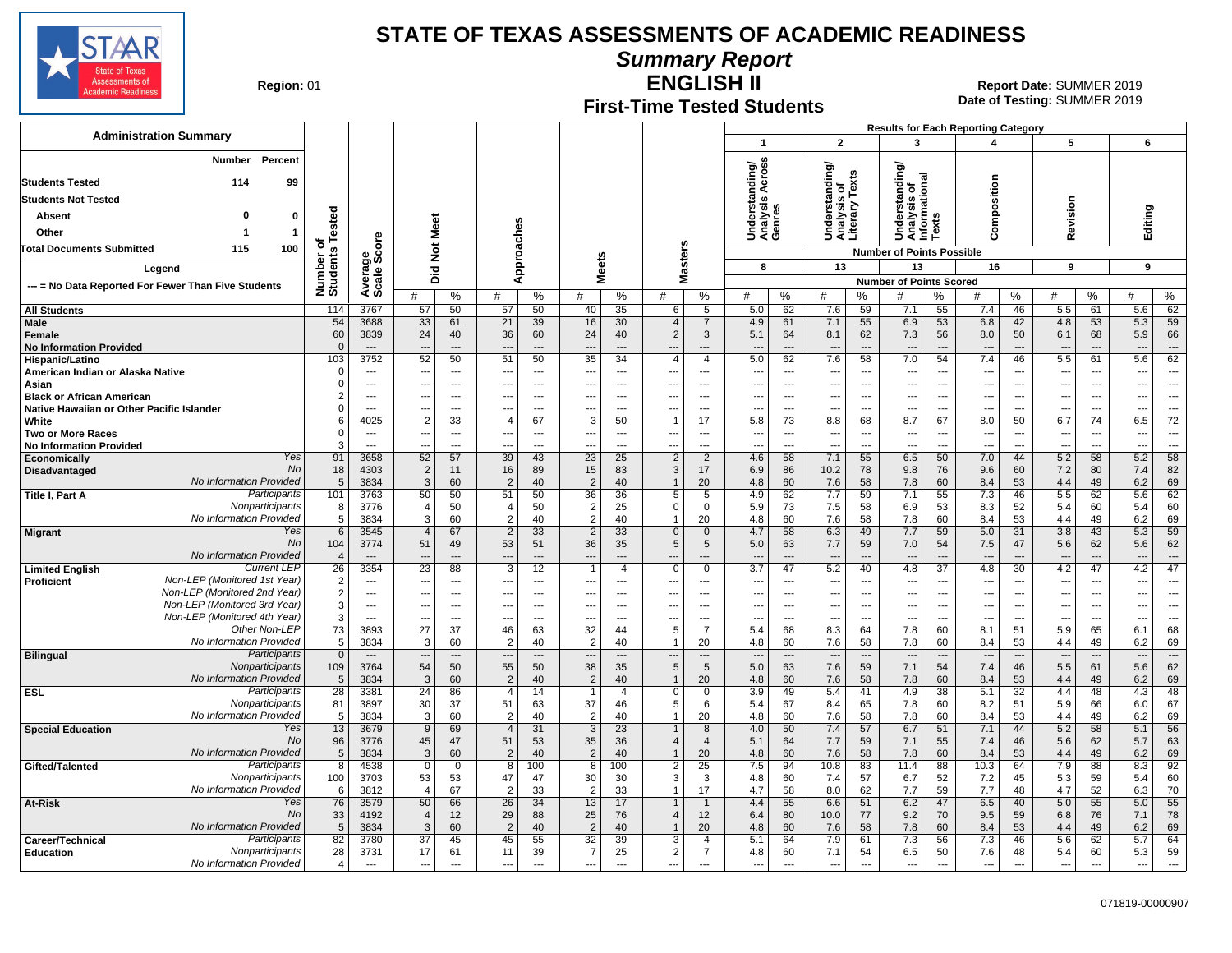# STATE OF TEXAS ASSESSMENTS OF ACADEMIC READINESS

## Summary Report

## ENGLISH II

### First-Time Tested Students

**Region:** 01

**Report Date:** SUMMER 2019
**Date of Testing:** SUMMER 2019

### Administration Summary

| | Number | Percent |
|---|---|---|
| Students Tested | 114 | 99 |
| Students Not Tested | | |
| Absent | 0 | 0 |
| Other | 1 | 1 |
| Total Documents Submitted | 115 | 100 |

Legend: --- = No Data Reported For Fewer Than Five Students

Results for Each Reporting Category (Number of Points Possible): 1 Understanding/Analysis Across Genres (8); 2 Understanding/Analysis of Literary Texts (13); 3 Understanding/Analysis of Informational Texts (13); 4 Composition (16); 5 Revision (9); 6 Editing (9)

| Group | | Number of Students Tested | Average Scale Score | Did Not Meet # | Did Not Meet % | Approaches # | Approaches % | Meets # | Meets % | Masters # | Masters % | 1 # | 1 % | 2 # | 2 % | 3 # | 3 % | 4 # | 4 % | 5 # | 5 % | 6 # | 6 % |
|---|---|---|---|---|---|---|---|---|---|---|---|---|---|---|---|---|---|---|---|---|---|---|---|
| All Students | | 114 | 3767 | 57 | 50 | 57 | 50 | 40 | 35 | 6 | 5 | 5.0 | 62 | 7.6 | 59 | 7.1 | 55 | 7.4 | 46 | 5.5 | 61 | 5.6 | 62 |
| Male | | 54 | 3688 | 33 | 61 | 21 | 39 | 16 | 30 | 4 | 7 | 4.9 | 61 | 7.1 | 55 | 6.9 | 53 | 6.8 | 42 | 4.8 | 53 | 5.3 | 59 |
| Female | | 60 | 3839 | 24 | 40 | 36 | 60 | 24 | 40 | 2 | 3 | 5.1 | 64 | 8.1 | 62 | 7.3 | 56 | 8.0 | 50 | 6.1 | 68 | 5.9 | 66 |
| No Information Provided | | 0 | --- | --- | --- | --- | --- | --- | --- | --- | --- | --- | --- | --- | --- | --- | --- | --- | --- | --- | --- | --- | --- |
| Hispanic/Latino | | 103 | 3752 | 52 | 50 | 51 | 50 | 35 | 34 | 4 | 4 | 5.0 | 62 | 7.6 | 58 | 7.0 | 54 | 7.4 | 46 | 5.5 | 61 | 5.6 | 62 |
| American Indian or Alaska Native | | 0 | --- | --- | --- | --- | --- | --- | --- | --- | --- | --- | --- | --- | --- | --- | --- | --- | --- | --- | --- | --- | --- |
| Asian | | 0 | --- | --- | --- | --- | --- | --- | --- | --- | --- | --- | --- | --- | --- | --- | --- | --- | --- | --- | --- | --- | --- |
| Black or African American | | 2 | --- | --- | --- | --- | --- | --- | --- | --- | --- | --- | --- | --- | --- | --- | --- | --- | --- | --- | --- | --- | --- |
| Native Hawaiian or Other Pacific Islander | | 0 | --- | --- | --- | --- | --- | --- | --- | --- | --- | --- | --- | --- | --- | --- | --- | --- | --- | --- | --- | --- | --- |
| White | | 6 | 4025 | 2 | 33 | 4 | 67 | 3 | 50 | 1 | 17 | 5.8 | 73 | 8.8 | 68 | 8.7 | 67 | 8.0 | 50 | 6.7 | 74 | 6.5 | 72 |
| Two or More Races | | 0 | --- | --- | --- | --- | --- | --- | --- | --- | --- | --- | --- | --- | --- | --- | --- | --- | --- | --- | --- | --- | --- |
| No Information Provided | | 3 | --- | --- | --- | --- | --- | --- | --- | --- | --- | --- | --- | --- | --- | --- | --- | --- | --- | --- | --- | --- | --- |
| Economically Disadvantaged | Yes | 91 | 3658 | 52 | 57 | 39 | 43 | 23 | 25 | 2 | 2 | 4.6 | 58 | 7.1 | 55 | 6.5 | 50 | 7.0 | 44 | 5.2 | 58 | 5.2 | 58 |
| | No | 18 | 4303 | 2 | 11 | 16 | 89 | 15 | 83 | 3 | 17 | 6.9 | 86 | 10.2 | 78 | 9.8 | 76 | 9.6 | 60 | 7.2 | 80 | 7.4 | 82 |
| | No Information Provided | 5 | 3834 | 3 | 60 | 2 | 40 | 2 | 40 | 1 | 20 | 4.8 | 60 | 7.6 | 58 | 7.8 | 60 | 8.4 | 53 | 4.4 | 49 | 6.2 | 69 |
| Title I, Part A | Participants | 101 | 3763 | 50 | 50 | 51 | 50 | 36 | 36 | 5 | 5 | 4.9 | 62 | 7.7 | 59 | 7.1 | 55 | 7.3 | 46 | 5.5 | 62 | 5.6 | 62 |
| | Nonparticipants | 8 | 3776 | 4 | 50 | 4 | 50 | 2 | 25 | 0 | 0 | 5.9 | 73 | 7.5 | 58 | 6.9 | 53 | 8.3 | 52 | 5.4 | 60 | 5.4 | 60 |
| | No Information Provided | 5 | 3834 | 3 | 60 | 2 | 40 | 2 | 40 | 1 | 20 | 4.8 | 60 | 7.6 | 58 | 7.8 | 60 | 8.4 | 53 | 4.4 | 49 | 6.2 | 69 |
| Migrant | Yes | 6 | 3545 | 4 | 67 | 2 | 33 | 2 | 33 | 0 | 0 | 4.7 | 58 | 6.3 | 49 | 7.7 | 59 | 5.0 | 31 | 3.8 | 43 | 5.3 | 59 |
| | No | 104 | 3774 | 51 | 49 | 53 | 51 | 36 | 35 | 5 | 5 | 5.0 | 63 | 7.7 | 59 | 7.0 | 54 | 7.5 | 47 | 5.6 | 62 | 5.6 | 62 |
| | No Information Provided | 4 | --- | --- | --- | --- | --- | --- | --- | --- | --- | --- | --- | --- | --- | --- | --- | --- | --- | --- | --- | --- | --- |
| Limited English Proficient | Current LEP | 26 | 3354 | 23 | 88 | 3 | 12 | 1 | 4 | 0 | 0 | 3.7 | 47 | 5.2 | 40 | 4.8 | 37 | 4.8 | 30 | 4.2 | 47 | 4.2 | 47 |
| | Non-LEP (Monitored 1st Year) | 2 | --- | --- | --- | --- | --- | --- | --- | --- | --- | --- | --- | --- | --- | --- | --- | --- | --- | --- | --- | --- | --- |
| | Non-LEP (Monitored 2nd Year) | 2 | --- | --- | --- | --- | --- | --- | --- | --- | --- | --- | --- | --- | --- | --- | --- | --- | --- | --- | --- | --- | --- |
| | Non-LEP (Monitored 3rd Year) | 3 | --- | --- | --- | --- | --- | --- | --- | --- | --- | --- | --- | --- | --- | --- | --- | --- | --- | --- | --- | --- | --- |
| | Non-LEP (Monitored 4th Year) | 3 | --- | --- | --- | --- | --- | --- | --- | --- | --- | --- | --- | --- | --- | --- | --- | --- | --- | --- | --- | --- | --- |
| | Other Non-LEP | 73 | 3893 | 27 | 37 | 46 | 63 | 32 | 44 | 5 | 7 | 5.4 | 68 | 8.3 | 64 | 7.8 | 60 | 8.1 | 51 | 5.9 | 65 | 6.1 | 68 |
| | No Information Provided | 5 | 3834 | 3 | 60 | 2 | 40 | 2 | 40 | 1 | 20 | 4.8 | 60 | 7.6 | 58 | 7.8 | 60 | 8.4 | 53 | 4.4 | 49 | 6.2 | 69 |
| Bilingual | Participants | 0 | --- | --- | --- | --- | --- | --- | --- | --- | --- | --- | --- | --- | --- | --- | --- | --- | --- | --- | --- | --- | --- |
| | Nonparticipants | 109 | 3764 | 54 | 50 | 55 | 50 | 38 | 35 | 5 | 5 | 5.0 | 63 | 7.6 | 59 | 7.1 | 54 | 7.4 | 46 | 5.5 | 61 | 5.6 | 62 |
| | No Information Provided | 5 | 3834 | 3 | 60 | 2 | 40 | 2 | 40 | 1 | 20 | 4.8 | 60 | 7.6 | 58 | 7.8 | 60 | 8.4 | 53 | 4.4 | 49 | 6.2 | 69 |
| ESL | Participants | 28 | 3381 | 24 | 86 | 4 | 14 | 1 | 4 | 0 | 0 | 3.9 | 49 | 5.4 | 41 | 4.9 | 38 | 5.1 | 32 | 4.4 | 48 | 4.3 | 48 |
| | Nonparticipants | 81 | 3897 | 30 | 37 | 51 | 63 | 37 | 46 | 5 | 6 | 5.4 | 67 | 8.4 | 65 | 7.8 | 60 | 8.2 | 51 | 5.9 | 66 | 6.0 | 67 |
| | No Information Provided | 5 | 3834 | 3 | 60 | 2 | 40 | 2 | 40 | 1 | 20 | 4.8 | 60 | 7.6 | 58 | 7.8 | 60 | 8.4 | 53 | 4.4 | 49 | 6.2 | 69 |
| Special Education | Yes | 13 | 3679 | 9 | 69 | 4 | 31 | 3 | 23 | 1 | 8 | 4.0 | 50 | 7.4 | 57 | 6.7 | 51 | 7.1 | 44 | 5.2 | 58 | 5.1 | 56 |
| | No | 96 | 3776 | 45 | 47 | 51 | 53 | 35 | 36 | 4 | 4 | 5.1 | 64 | 7.7 | 59 | 7.1 | 55 | 7.4 | 46 | 5.6 | 62 | 5.7 | 63 |
| | No Information Provided | 5 | 3834 | 3 | 60 | 2 | 40 | 2 | 40 | 1 | 20 | 4.8 | 60 | 7.6 | 58 | 7.8 | 60 | 8.4 | 53 | 4.4 | 49 | 6.2 | 69 |
| Gifted/Talented | Participants | 8 | 4538 | 0 | 0 | 8 | 100 | 8 | 100 | 2 | 25 | 7.5 | 94 | 10.8 | 83 | 11.4 | 88 | 10.3 | 64 | 7.9 | 88 | 8.3 | 92 |
| | Nonparticipants | 100 | 3703 | 53 | 53 | 47 | 47 | 30 | 30 | 3 | 3 | 4.8 | 60 | 7.4 | 57 | 6.7 | 52 | 7.2 | 45 | 5.3 | 59 | 5.4 | 60 |
| | No Information Provided | 6 | 3812 | 4 | 67 | 2 | 33 | 2 | 33 | 1 | 17 | 4.7 | 58 | 8.0 | 62 | 7.7 | 59 | 7.7 | 48 | 4.7 | 52 | 6.3 | 70 |
| At-Risk | Yes | 76 | 3579 | 50 | 66 | 26 | 34 | 13 | 17 | 1 | 1 | 4.4 | 55 | 6.6 | 51 | 6.2 | 47 | 6.5 | 40 | 5.0 | 55 | 5.0 | 55 |
| | No | 33 | 4192 | 4 | 12 | 29 | 88 | 25 | 76 | 4 | 12 | 6.4 | 80 | 10.0 | 77 | 9.2 | 70 | 9.5 | 59 | 6.8 | 76 | 7.1 | 78 |
| | No Information Provided | 5 | 3834 | 3 | 60 | 2 | 40 | 2 | 40 | 1 | 20 | 4.8 | 60 | 7.6 | 58 | 7.8 | 60 | 8.4 | 53 | 4.4 | 49 | 6.2 | 69 |
| Career/Technical Education | Participants | 82 | 3780 | 37 | 45 | 45 | 55 | 32 | 39 | 3 | 4 | 5.1 | 64 | 7.9 | 61 | 7.3 | 56 | 7.3 | 46 | 5.6 | 62 | 5.7 | 64 |
| | Nonparticipants | 28 | 3731 | 17 | 61 | 11 | 39 | 7 | 25 | 2 | 7 | 4.8 | 60 | 7.1 | 54 | 6.5 | 50 | 7.6 | 48 | 5.4 | 60 | 5.3 | 59 |
| | No Information Provided | 4 | --- | --- | --- | --- | --- | --- | --- | --- | --- | --- | --- | --- | --- | --- | --- | --- | --- | --- | --- | --- | --- |

071819-00000907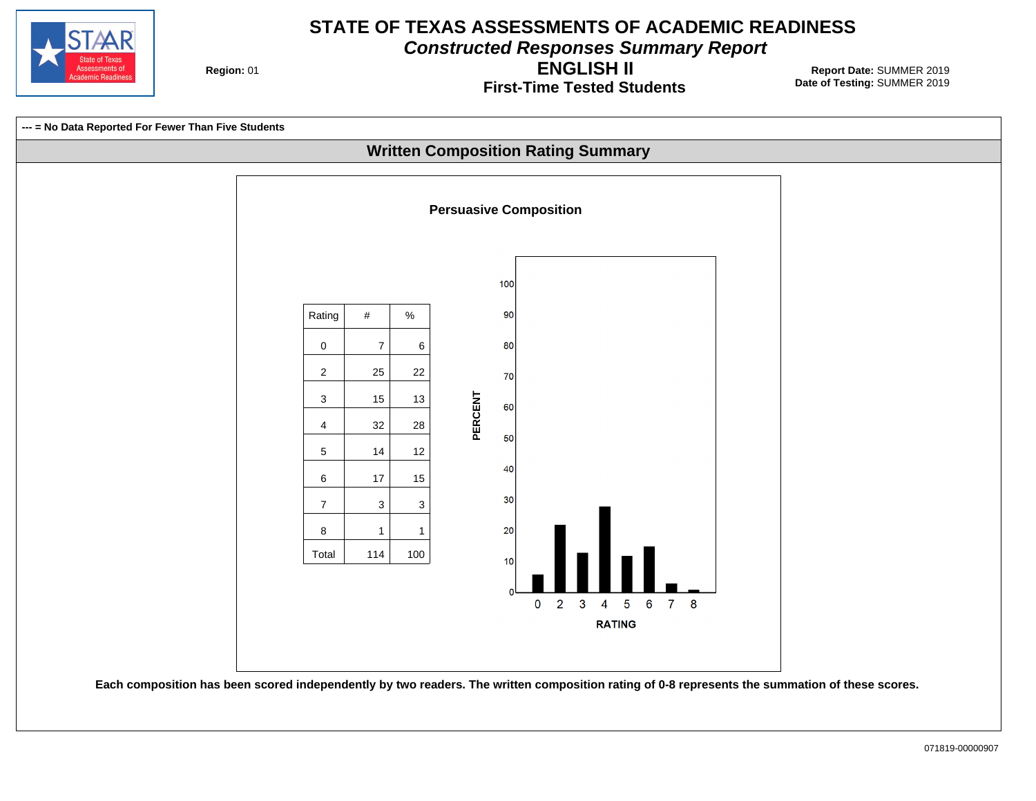# STATE OF TEXAS ASSESSMENTS OF ACADEMIC READINESS

## *Constructed Responses Summary Report*

## ENGLISH II

### First-Time Tested Students

**Region:** 01

**Report Date:** SUMMER 2019
**Date of Testing:** SUMMER 2019

**--- = No Data Reported For Fewer Than Five Students**

## Written Composition Rating Summary

### Persuasive Composition

| Rating | # | % |
|---|---|---|
| 0 | 7 | 6 |
| 2 | 25 | 22 |
| 3 | 15 | 13 |
| 4 | 32 | 28 |
| 5 | 14 | 12 |
| 6 | 17 | 15 |
| 7 | 3 | 3 |
| 8 | 1 | 1 |
| Total | 114 | 100 |

**Each composition has been scored independently by two readers. The written composition rating of 0-8 represents the summation of these scores.**

071819-00000907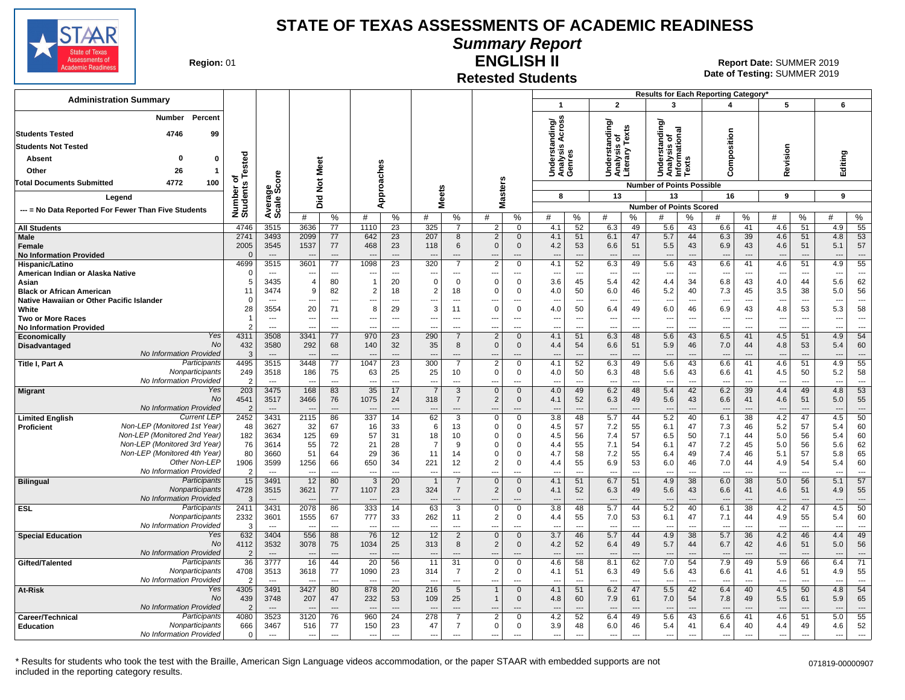# STATE OF TEXAS ASSESSMENTS OF ACADEMIC READINESS

## Summary Report

## ENGLISH II

### Retested Students

**Region:** 01

**Report Date:** SUMMER 2019
**Date of Testing:** SUMMER 2019

| Administration Summary | Number | Percent |
|---|---|---|
| Students Tested | 4746 | 99 |
| Students Not Tested | | |
| Absent | 0 | 0 |
| Other | 26 | 1 |
| Total Documents Submitted | 4772 | 100 |

Legend: --- = No Data Reported For Fewer Than Five Students

Results for Each Reporting Category*: 1 = Understanding/Analysis Across Genres (8 points possible); 2 = Understanding/Analysis of Literary Texts (13); 3 = Understanding/Analysis of Informational Texts (13); 4 = Composition (16); 5 = Revision (9); 6 = Editing (9). Values are Number of Points Scored (#) and %.

| Group | | Number of Students Tested | Average Scale Score | Did Not Meet # | Did Not Meet % | Approaches # | Approaches % | Meets # | Meets % | Masters # | Masters % | Cat 1 # | Cat 1 % | Cat 2 # | Cat 2 % | Cat 3 # | Cat 3 % | Cat 4 # | Cat 4 % | Cat 5 # | Cat 5 % | Cat 6 # | Cat 6 % |
|---|---|---|---|---|---|---|---|---|---|---|---|---|---|---|---|---|---|---|---|---|---|---|---|
| All Students | | 4746 | 3515 | 3636 | 77 | 1110 | 23 | 325 | 7 | 2 | 0 | 4.1 | 52 | 6.3 | 49 | 5.6 | 43 | 6.6 | 41 | 4.6 | 51 | 4.9 | 55 |
| Male | | 2741 | 3493 | 2099 | 77 | 642 | 23 | 207 | 8 | 2 | 0 | 4.1 | 51 | 6.1 | 47 | 5.7 | 44 | 6.3 | 39 | 4.6 | 51 | 4.8 | 53 |
| Female | | 2005 | 3545 | 1537 | 77 | 468 | 23 | 118 | 6 | 0 | 0 | 4.2 | 53 | 6.6 | 51 | 5.5 | 43 | 6.9 | 43 | 4.6 | 51 | 5.1 | 57 |
| No Information Provided | | 0 | --- | --- | --- | --- | --- | --- | --- | --- | --- | --- | --- | --- | --- | --- | --- | --- | --- | --- | --- | --- | --- |
| Hispanic/Latino | | 4699 | 3515 | 3601 | 77 | 1098 | 23 | 320 | 7 | 2 | 0 | 4.1 | 52 | 6.3 | 49 | 5.6 | 43 | 6.6 | 41 | 4.6 | 51 | 4.9 | 55 |
| American Indian or Alaska Native | | 0 | --- | --- | --- | --- | --- | --- | --- | --- | --- | --- | --- | --- | --- | --- | --- | --- | --- | --- | --- | --- | --- |
| Asian | | 5 | 3435 | 4 | 80 | 1 | 20 | 0 | 0 | 0 | 0 | 3.6 | 45 | 5.4 | 42 | 4.4 | 34 | 6.8 | 43 | 4.0 | 44 | 5.6 | 62 |
| Black or African American | | 11 | 3474 | 9 | 82 | 2 | 18 | 2 | 18 | 0 | 0 | 4.0 | 50 | 6.0 | 46 | 5.2 | 40 | 7.3 | 45 | 3.5 | 38 | 5.0 | 56 |
| Native Hawaiian or Other Pacific Islander | | 0 | --- | --- | --- | --- | --- | --- | --- | --- | --- | --- | --- | --- | --- | --- | --- | --- | --- | --- | --- | --- | --- |
| White | | 28 | 3554 | 20 | 71 | 8 | 29 | 3 | 11 | 0 | 0 | 4.0 | 50 | 6.4 | 49 | 6.0 | 46 | 6.9 | 43 | 4.8 | 53 | 5.3 | 58 |
| Two or More Races | | 1 | --- | --- | --- | --- | --- | --- | --- | --- | --- | --- | --- | --- | --- | --- | --- | --- | --- | --- | --- | --- | --- |
| No Information Provided | | 2 | --- | --- | --- | --- | --- | --- | --- | --- | --- | --- | --- | --- | --- | --- | --- | --- | --- | --- | --- | --- | --- |
| Economically Disadvantaged | Yes | 4311 | 3508 | 3341 | 77 | 970 | 23 | 290 | 7 | 2 | 0 | 4.1 | 51 | 6.3 | 48 | 5.6 | 43 | 6.5 | 41 | 4.5 | 51 | 4.9 | 54 |
| | No | 432 | 3580 | 292 | 68 | 140 | 32 | 35 | 8 | 0 | 0 | 4.4 | 54 | 6.6 | 51 | 5.9 | 46 | 7.0 | 44 | 4.8 | 53 | 5.4 | 60 |
| | No Information Provided | 3 | --- | --- | --- | --- | --- | --- | --- | --- | --- | --- | --- | --- | --- | --- | --- | --- | --- | --- | --- | --- | --- |
| Title I, Part A | Participants | 4495 | 3515 | 3448 | 77 | 1047 | 23 | 300 | 7 | 2 | 0 | 4.1 | 52 | 6.3 | 49 | 5.6 | 43 | 6.6 | 41 | 4.6 | 51 | 4.9 | 55 |
| | Nonparticipants | 249 | 3518 | 186 | 75 | 63 | 25 | 25 | 10 | 0 | 0 | 4.0 | 50 | 6.3 | 48 | 5.6 | 43 | 6.6 | 41 | 4.5 | 50 | 5.2 | 58 |
| | No Information Provided | 2 | --- | --- | --- | --- | --- | --- | --- | --- | --- | --- | --- | --- | --- | --- | --- | --- | --- | --- | --- | --- | --- |
| Migrant | Yes | 203 | 3475 | 168 | 83 | 35 | 17 | 7 | 3 | 0 | 0 | 4.0 | 49 | 6.2 | 48 | 5.4 | 42 | 6.2 | 39 | 4.4 | 49 | 4.8 | 53 |
| | No | 4541 | 3517 | 3466 | 76 | 1075 | 24 | 318 | 7 | 2 | 0 | 4.1 | 52 | 6.3 | 49 | 5.6 | 43 | 6.6 | 41 | 4.6 | 51 | 5.0 | 55 |
| | No Information Provided | 2 | --- | --- | --- | --- | --- | --- | --- | --- | --- | --- | --- | --- | --- | --- | --- | --- | --- | --- | --- | --- | --- |
| Limited English Proficient | Current LEP | 2452 | 3431 | 2115 | 86 | 337 | 14 | 62 | 3 | 0 | 0 | 3.8 | 48 | 5.7 | 44 | 5.2 | 40 | 6.1 | 38 | 4.2 | 47 | 4.5 | 50 |
| | Non-LEP (Monitored 1st Year) | 48 | 3627 | 32 | 67 | 16 | 33 | 6 | 13 | 0 | 0 | 4.5 | 57 | 7.2 | 55 | 6.1 | 47 | 7.3 | 46 | 5.2 | 57 | 5.4 | 60 |
| | Non-LEP (Monitored 2nd Year) | 182 | 3634 | 125 | 69 | 57 | 31 | 18 | 10 | 0 | 0 | 4.5 | 56 | 7.4 | 57 | 6.5 | 50 | 7.1 | 44 | 5.0 | 56 | 5.4 | 60 |
| | Non-LEP (Monitored 3rd Year) | 76 | 3614 | 55 | 72 | 21 | 28 | 7 | 9 | 0 | 0 | 4.4 | 55 | 7.1 | 54 | 6.1 | 47 | 7.2 | 45 | 5.0 | 56 | 5.6 | 62 |
| | Non-LEP (Monitored 4th Year) | 80 | 3660 | 51 | 64 | 29 | 36 | 11 | 14 | 0 | 0 | 4.7 | 58 | 7.2 | 55 | 6.4 | 49 | 7.4 | 46 | 5.1 | 57 | 5.8 | 65 |
| | Other Non-LEP | 1906 | 3599 | 1256 | 66 | 650 | 34 | 221 | 12 | 2 | 0 | 4.4 | 55 | 6.9 | 53 | 6.0 | 46 | 7.0 | 44 | 4.9 | 54 | 5.4 | 60 |
| | No Information Provided | 2 | --- | --- | --- | --- | --- | --- | --- | --- | --- | --- | --- | --- | --- | --- | --- | --- | --- | --- | --- | --- | --- |
| Bilingual | Participants | 15 | 3491 | 12 | 80 | 3 | 20 | 1 | 7 | 0 | 0 | 4.1 | 51 | 6.7 | 51 | 4.9 | 38 | 6.0 | 38 | 5.0 | 56 | 5.1 | 57 |
| | Nonparticipants | 4728 | 3515 | 3621 | 77 | 1107 | 23 | 324 | 7 | 2 | 0 | 4.1 | 52 | 6.3 | 49 | 5.6 | 43 | 6.6 | 41 | 4.6 | 51 | 4.9 | 55 |
| | No Information Provided | 3 | --- | --- | --- | --- | --- | --- | --- | --- | --- | --- | --- | --- | --- | --- | --- | --- | --- | --- | --- | --- | --- |
| ESL | Participants | 2411 | 3431 | 2078 | 86 | 333 | 14 | 63 | 3 | 0 | 0 | 3.8 | 48 | 5.7 | 44 | 5.2 | 40 | 6.1 | 38 | 4.2 | 47 | 4.5 | 50 |
| | Nonparticipants | 2332 | 3601 | 1555 | 67 | 777 | 33 | 262 | 11 | 2 | 0 | 4.4 | 55 | 7.0 | 53 | 6.1 | 47 | 7.1 | 44 | 4.9 | 55 | 5.4 | 60 |
| | No Information Provided | 3 | --- | --- | --- | --- | --- | --- | --- | --- | --- | --- | --- | --- | --- | --- | --- | --- | --- | --- | --- | --- | --- |
| Special Education | Yes | 632 | 3404 | 556 | 88 | 76 | 12 | 12 | 2 | 0 | 0 | 3.7 | 46 | 5.7 | 44 | 4.9 | 38 | 5.7 | 36 | 4.2 | 46 | 4.4 | 49 |
| | No | 4112 | 3532 | 3078 | 75 | 1034 | 25 | 313 | 8 | 2 | 0 | 4.2 | 52 | 6.4 | 49 | 5.7 | 44 | 6.7 | 42 | 4.6 | 51 | 5.0 | 56 |
| | No Information Provided | 2 | --- | --- | --- | --- | --- | --- | --- | --- | --- | --- | --- | --- | --- | --- | --- | --- | --- | --- | --- | --- | --- |
| Gifted/Talented | Participants | 36 | 3777 | 16 | 44 | 20 | 56 | 11 | 31 | 0 | 0 | 4.6 | 58 | 8.1 | 62 | 7.0 | 54 | 7.9 | 49 | 5.9 | 66 | 6.4 | 71 |
| | Nonparticipants | 4708 | 3513 | 3618 | 77 | 1090 | 23 | 314 | 7 | 2 | 0 | 4.1 | 51 | 6.3 | 49 | 5.6 | 43 | 6.6 | 41 | 4.6 | 51 | 4.9 | 55 |
| | No Information Provided | 2 | --- | --- | --- | --- | --- | --- | --- | --- | --- | --- | --- | --- | --- | --- | --- | --- | --- | --- | --- | --- | --- |
| At-Risk | Yes | 4305 | 3491 | 3427 | 80 | 878 | 20 | 216 | 5 | 1 | 0 | 4.1 | 51 | 6.2 | 47 | 5.5 | 42 | 6.4 | 40 | 4.5 | 50 | 4.8 | 54 |
| | No | 439 | 3748 | 207 | 47 | 232 | 53 | 109 | 25 | 1 | 0 | 4.8 | 60 | 7.9 | 61 | 7.0 | 54 | 7.8 | 49 | 5.5 | 61 | 5.9 | 65 |
| | No Information Provided | 2 | --- | --- | --- | --- | --- | --- | --- | --- | --- | --- | --- | --- | --- | --- | --- | --- | --- | --- | --- | --- | --- |
| Career/Technical Education | Participants | 4080 | 3523 | 3120 | 76 | 960 | 24 | 278 | 7 | 2 | 0 | 4.2 | 52 | 6.4 | 49 | 5.6 | 43 | 6.6 | 41 | 4.6 | 51 | 5.0 | 55 |
| | Nonparticipants | 666 | 3467 | 516 | 77 | 150 | 23 | 47 | 7 | 0 | 0 | 3.9 | 48 | 6.0 | 46 | 5.4 | 41 | 6.4 | 40 | 4.4 | 49 | 4.6 | 52 |
| | No Information Provided | 0 | --- | --- | --- | --- | --- | --- | --- | --- | --- | --- | --- | --- | --- | --- | --- | --- | --- | --- | --- | --- | --- |

\* Results for students who took the test with the Braille, American Sign Language videos accommodation, or the paper STAAR with embedded supports are not included in the reporting category results.

071819-00000907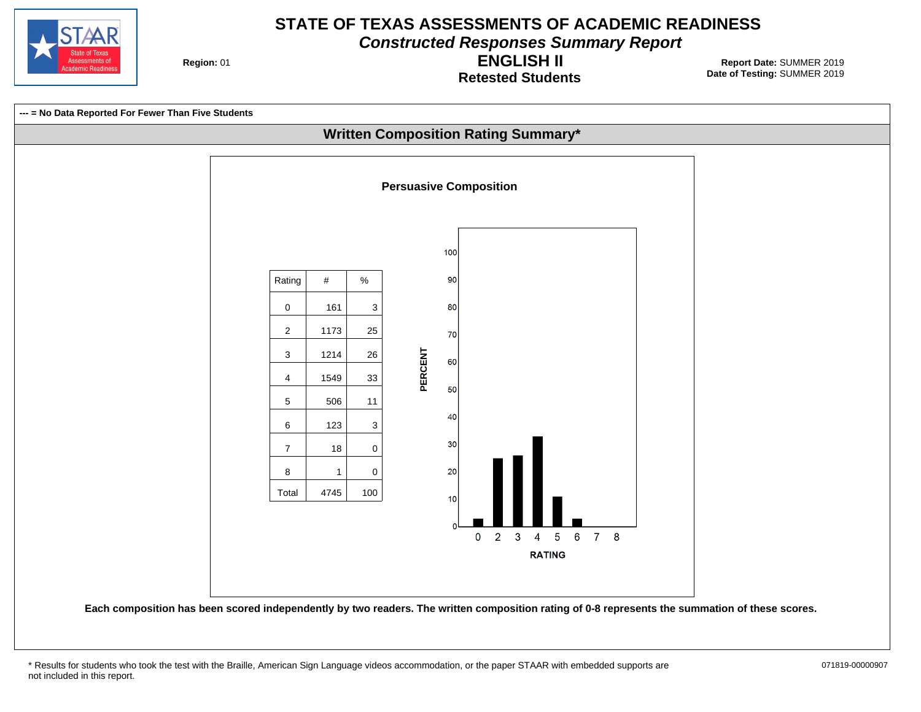# STATE OF TEXAS ASSESSMENTS OF ACADEMIC READINESS

## *Constructed Responses Summary Report*

## ENGLISH II

### Retested Students

**Region:** 01

**Report Date:** SUMMER 2019
**Date of Testing:** SUMMER 2019

**--- = No Data Reported For Fewer Than Five Students**

## Written Composition Rating Summary*

### Persuasive Composition

| Rating | # | % |
|---|---|---|
| 0 | 161 | 3 |
| 2 | 1173 | 25 |
| 3 | 1214 | 26 |
| 4 | 1549 | 33 |
| 5 | 506 | 11 |
| 6 | 123 | 3 |
| 7 | 18 | 0 |
| 8 | 1 | 0 |
| Total | 4745 | 100 |

**Each composition has been scored independently by two readers. The written composition rating of 0-8 represents the summation of these scores.**

* Results for students who took the test with the Braille, American Sign Language videos accommodation, or the paper STAAR with embedded supports are not included in this report.

071819-00000907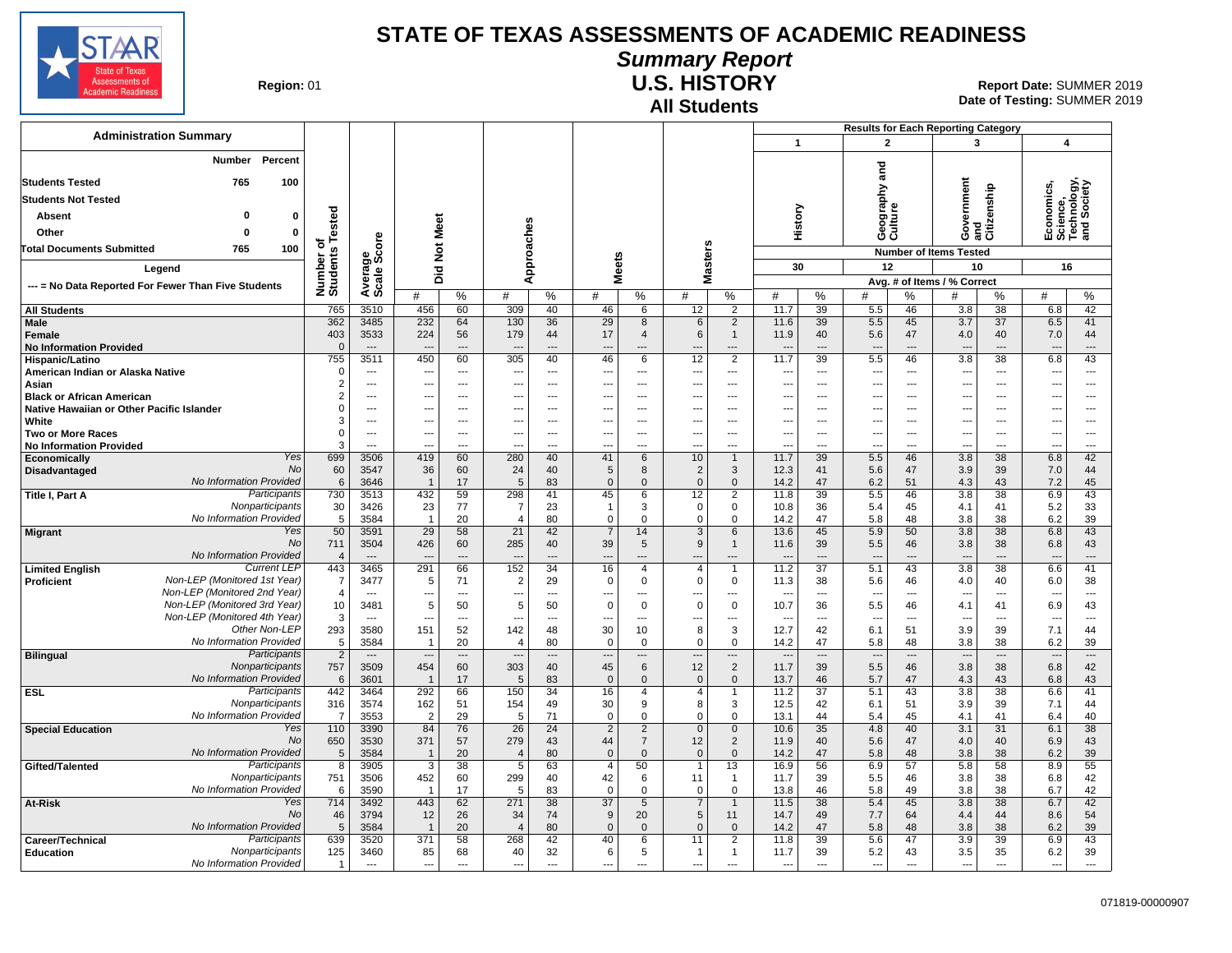# STATE OF TEXAS ASSESSMENTS OF ACADEMIC READINESS

## Summary Report

## U.S. HISTORY

### All Students

**Region:** 01

**Report Date:** SUMMER 2019
**Date of Testing:** SUMMER 2019

**Administration Summary**

| | Number | Percent |
|---|---|---|
| Students Tested | 765 | 100 |
| Students Not Tested | | |
| Absent | 0 | 0 |
| Other | 0 | 0 |
| Total Documents Submitted | 765 | 100 |

Legend

--- = No Data Reported For Fewer Than Five Students

Results for Each Reporting Category: 1 = History (Number of Items Tested: 30); 2 = Geography and Culture (12); 3 = Government and Citizenship (10); 4 = Economics, Science, Technology, and Society (16). Avg. # of Items / % Correct.

| Group | | Number of Students Tested | Average Scale Score | Did Not Meet # | Did Not Meet % | Approaches # | Approaches % | Meets # | Meets % | Masters # | Masters % | History # | History % | Geography and Culture # | Geography and Culture % | Government and Citizenship # | Government and Citizenship % | Economics, Science, Technology, and Society # | Economics, Science, Technology, and Society % |
|---|---|---|---|---|---|---|---|---|---|---|---|---|---|---|---|---|---|---|---|
| All Students | | 765 | 3510 | 456 | 60 | 309 | 40 | 46 | 6 | 12 | 2 | 11.7 | 39 | 5.5 | 46 | 3.8 | 38 | 6.8 | 42 |
| Male | | 362 | 3485 | 232 | 64 | 130 | 36 | 29 | 8 | 6 | 2 | 11.6 | 39 | 5.5 | 45 | 3.7 | 37 | 6.5 | 41 |
| Female | | 403 | 3533 | 224 | 56 | 179 | 44 | 17 | 4 | 6 | 1 | 11.9 | 40 | 5.6 | 47 | 4.0 | 40 | 7.0 | 44 |
| No Information Provided | | 0 | --- | --- | --- | --- | --- | --- | --- | --- | --- | --- | --- | --- | --- | --- | --- | --- | --- |
| Hispanic/Latino | | 755 | 3511 | 450 | 60 | 305 | 40 | 46 | 6 | 12 | 2 | 11.7 | 39 | 5.5 | 46 | 3.8 | 38 | 6.8 | 43 |
| American Indian or Alaska Native | | 0 | --- | --- | --- | --- | --- | --- | --- | --- | --- | --- | --- | --- | --- | --- | --- | --- | --- |
| Asian | | 2 | --- | --- | --- | --- | --- | --- | --- | --- | --- | --- | --- | --- | --- | --- | --- | --- | --- |
| Black or African American | | 2 | --- | --- | --- | --- | --- | --- | --- | --- | --- | --- | --- | --- | --- | --- | --- | --- | --- |
| Native Hawaiian or Other Pacific Islander | | 0 | --- | --- | --- | --- | --- | --- | --- | --- | --- | --- | --- | --- | --- | --- | --- | --- | --- |
| White | | 3 | --- | --- | --- | --- | --- | --- | --- | --- | --- | --- | --- | --- | --- | --- | --- | --- | --- |
| Two or More Races | | 0 | --- | --- | --- | --- | --- | --- | --- | --- | --- | --- | --- | --- | --- | --- | --- | --- | --- |
| No Information Provided | | 3 | --- | --- | --- | --- | --- | --- | --- | --- | --- | --- | --- | --- | --- | --- | --- | --- | --- |
| Economically Disadvantaged | Yes | 699 | 3506 | 419 | 60 | 280 | 40 | 41 | 6 | 10 | 1 | 11.7 | 39 | 5.5 | 46 | 3.8 | 38 | 6.8 | 42 |
| | No | 60 | 3547 | 36 | 60 | 24 | 40 | 5 | 8 | 2 | 3 | 12.3 | 41 | 5.6 | 47 | 3.9 | 39 | 7.0 | 44 |
| | No Information Provided | 6 | 3646 | 1 | 17 | 5 | 83 | 0 | 0 | 0 | 0 | 14.2 | 47 | 6.2 | 51 | 4.3 | 43 | 7.2 | 45 |
| Title I, Part A | Participants | 730 | 3513 | 432 | 59 | 298 | 41 | 45 | 6 | 12 | 2 | 11.8 | 39 | 5.5 | 46 | 3.8 | 38 | 6.9 | 43 |
| | Nonparticipants | 30 | 3426 | 23 | 77 | 7 | 23 | 1 | 3 | 0 | 0 | 10.8 | 36 | 5.4 | 45 | 4.1 | 41 | 5.2 | 33 |
| | No Information Provided | 5 | 3584 | 1 | 20 | 4 | 80 | 0 | 0 | 0 | 0 | 14.2 | 47 | 5.8 | 48 | 3.8 | 38 | 6.2 | 39 |
| Migrant | Yes | 50 | 3591 | 29 | 58 | 21 | 42 | 7 | 14 | 3 | 6 | 13.6 | 45 | 5.9 | 50 | 3.8 | 38 | 6.8 | 43 |
| | No | 711 | 3504 | 426 | 60 | 285 | 40 | 39 | 5 | 9 | 1 | 11.6 | 39 | 5.5 | 46 | 3.8 | 38 | 6.8 | 43 |
| | No Information Provided | 4 | --- | --- | --- | --- | --- | --- | --- | --- | --- | --- | --- | --- | --- | --- | --- | --- | --- |
| Limited English Proficient | Current LEP | 443 | 3465 | 291 | 66 | 152 | 34 | 16 | 4 | 4 | 1 | 11.2 | 37 | 5.1 | 43 | 3.8 | 38 | 6.6 | 41 |
| | Non-LEP (Monitored 1st Year) | 7 | 3477 | 5 | 71 | 2 | 29 | 0 | 0 | 0 | 0 | 11.3 | 38 | 5.6 | 46 | 4.0 | 40 | 6.0 | 38 |
| | Non-LEP (Monitored 2nd Year) | 4 | --- | --- | --- | --- | --- | --- | --- | --- | --- | --- | --- | --- | --- | --- | --- | --- | --- |
| | Non-LEP (Monitored 3rd Year) | 10 | 3481 | 5 | 50 | 5 | 50 | 0 | 0 | 0 | 0 | 10.7 | 36 | 5.5 | 46 | 4.1 | 41 | 6.9 | 43 |
| | Non-LEP (Monitored 4th Year) | 3 | --- | --- | --- | --- | --- | --- | --- | --- | --- | --- | --- | --- | --- | --- | --- | --- | --- |
| | Other Non-LEP | 293 | 3580 | 151 | 52 | 142 | 48 | 30 | 10 | 8 | 3 | 12.7 | 42 | 6.1 | 51 | 3.9 | 39 | 7.1 | 44 |
| | No Information Provided | 5 | 3584 | 1 | 20 | 4 | 80 | 0 | 0 | 0 | 0 | 14.2 | 47 | 5.8 | 48 | 3.8 | 38 | 6.2 | 39 |
| Bilingual | Participants | 2 | --- | --- | --- | --- | --- | --- | --- | --- | --- | --- | --- | --- | --- | --- | --- | --- | --- |
| | Nonparticipants | 757 | 3509 | 454 | 60 | 303 | 40 | 45 | 6 | 12 | 2 | 11.7 | 39 | 5.5 | 46 | 3.8 | 38 | 6.8 | 42 |
| | No Information Provided | 6 | 3601 | 1 | 17 | 5 | 83 | 0 | 0 | 0 | 0 | 13.7 | 46 | 5.7 | 47 | 4.3 | 43 | 6.8 | 43 |
| ESL | Participants | 442 | 3464 | 292 | 66 | 150 | 34 | 16 | 4 | 4 | 1 | 11.2 | 37 | 5.1 | 43 | 3.8 | 38 | 6.6 | 41 |
| | Nonparticipants | 316 | 3574 | 162 | 51 | 154 | 49 | 30 | 9 | 8 | 3 | 12.5 | 42 | 6.1 | 51 | 3.9 | 39 | 7.1 | 44 |
| | No Information Provided | 7 | 3553 | 2 | 29 | 5 | 71 | 0 | 0 | 0 | 0 | 13.1 | 44 | 5.4 | 45 | 4.1 | 41 | 6.4 | 40 |
| Special Education | Yes | 110 | 3390 | 84 | 76 | 26 | 24 | 2 | 2 | 0 | 0 | 10.6 | 35 | 4.8 | 40 | 3.1 | 31 | 6.1 | 38 |
| | No | 650 | 3530 | 371 | 57 | 279 | 43 | 44 | 7 | 12 | 2 | 11.9 | 40 | 5.6 | 47 | 4.0 | 40 | 6.9 | 43 |
| | No Information Provided | 5 | 3584 | 1 | 20 | 4 | 80 | 0 | 0 | 0 | 0 | 14.2 | 47 | 5.8 | 48 | 3.8 | 38 | 6.2 | 39 |
| Gifted/Talented | Participants | 8 | 3905 | 3 | 38 | 5 | 63 | 4 | 50 | 1 | 13 | 16.9 | 56 | 6.9 | 57 | 5.8 | 58 | 8.9 | 55 |
| | Nonparticipants | 751 | 3506 | 452 | 60 | 299 | 40 | 42 | 6 | 11 | 1 | 11.7 | 39 | 5.5 | 46 | 3.8 | 38 | 6.8 | 42 |
| | No Information Provided | 6 | 3590 | 1 | 17 | 5 | 83 | 0 | 0 | 0 | 0 | 13.8 | 46 | 5.8 | 49 | 3.8 | 38 | 6.7 | 42 |
| At-Risk | Yes | 714 | 3492 | 443 | 62 | 271 | 38 | 37 | 5 | 7 | 1 | 11.5 | 38 | 5.4 | 45 | 3.8 | 38 | 6.7 | 42 |
| | No | 46 | 3794 | 12 | 26 | 34 | 74 | 9 | 20 | 5 | 11 | 14.7 | 49 | 7.7 | 64 | 4.4 | 44 | 8.6 | 54 |
| | No Information Provided | 5 | 3584 | 1 | 20 | 4 | 80 | 0 | 0 | 0 | 0 | 14.2 | 47 | 5.8 | 48 | 3.8 | 38 | 6.2 | 39 |
| Career/Technical Education | Participants | 639 | 3520 | 371 | 58 | 268 | 42 | 40 | 6 | 11 | 2 | 11.8 | 39 | 5.6 | 47 | 3.9 | 39 | 6.9 | 43 |
| | Nonparticipants | 125 | 3460 | 85 | 68 | 40 | 32 | 6 | 5 | 1 | 1 | 11.7 | 39 | 5.2 | 43 | 3.5 | 35 | 6.2 | 39 |
| | No Information Provided | 1 | --- | --- | --- | --- | --- | --- | --- | --- | --- | --- | --- | --- | --- | --- | --- | --- | --- |

071819-00000907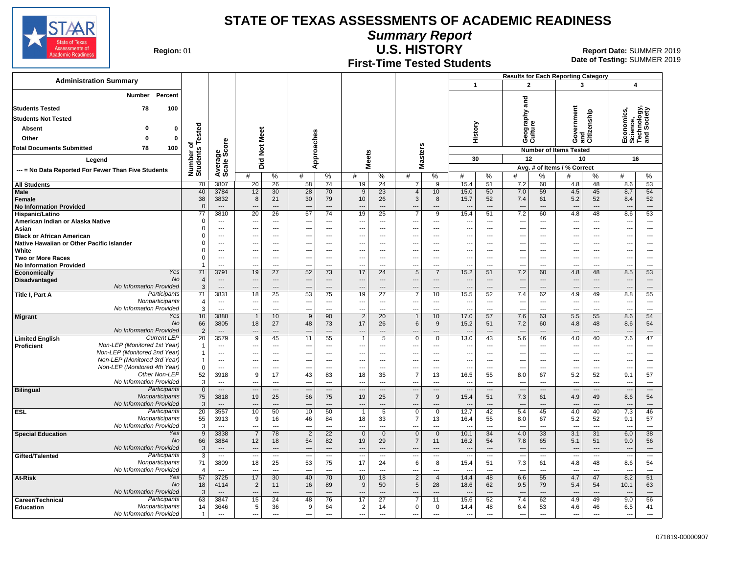# STATE OF TEXAS ASSESSMENTS OF ACADEMIC READINESS

## Summary Report

## U.S. HISTORY

### First-Time Tested Students

**Region:** 01

**Report Date:** SUMMER 2019
**Date of Testing:** SUMMER 2019

**Administration Summary**

| | Number | Percent |
|---|---|---|
| Students Tested | 78 | 100 |
| Students Not Tested | | |
| Absent | 0 | 0 |
| Other | 0 | 0 |
| Total Documents Submitted | 78 | 100 |

Legend

--- = No Data Reported For Fewer Than Five Students

Results for Each Reporting Category: 1 = History (30 items), 2 = Geography and Culture (12 items), 3 = Government and Citizenship (10 items), 4 = Economics, Science, Technology, and Society (16 items). Values are Avg. # of Items / % Correct.

| Group | | Number of Students Tested | Average Scale Score | Did Not Meet # | Did Not Meet % | Approaches # | Approaches % | Meets # | Meets % | Masters # | Masters % | 1 History # | 1 History % | 2 Geography and Culture # | 2 Geography and Culture % | 3 Government and Citizenship # | 3 Government and Citizenship % | 4 Economics, Science, Technology, and Society # | 4 Economics, Science, Technology, and Society % |
|---|---|---|---|---|---|---|---|---|---|---|---|---|---|---|---|---|---|---|---|
| All Students | | 78 | 3807 | 20 | 26 | 58 | 74 | 19 | 24 | 7 | 9 | 15.4 | 51 | 7.2 | 60 | 4.8 | 48 | 8.6 | 53 |
| Male | | 40 | 3784 | 12 | 30 | 28 | 70 | 9 | 23 | 4 | 10 | 15.0 | 50 | 7.0 | 59 | 4.5 | 45 | 8.7 | 54 |
| Female | | 38 | 3832 | 8 | 21 | 30 | 79 | 10 | 26 | 3 | 8 | 15.7 | 52 | 7.4 | 61 | 5.2 | 52 | 8.4 | 52 |
| No Information Provided | | 0 | --- | --- | --- | --- | --- | --- | --- | --- | --- | --- | --- | --- | --- | --- | --- | --- | --- |
| Hispanic/Latino | | 77 | 3810 | 20 | 26 | 57 | 74 | 19 | 25 | 7 | 9 | 15.4 | 51 | 7.2 | 60 | 4.8 | 48 | 8.6 | 53 |
| American Indian or Alaska Native | | 0 | --- | --- | --- | --- | --- | --- | --- | --- | --- | --- | --- | --- | --- | --- | --- | --- | --- |
| Asian | | 0 | --- | --- | --- | --- | --- | --- | --- | --- | --- | --- | --- | --- | --- | --- | --- | --- | --- |
| Black or African American | | 0 | --- | --- | --- | --- | --- | --- | --- | --- | --- | --- | --- | --- | --- | --- | --- | --- | --- |
| Native Hawaiian or Other Pacific Islander | | 0 | --- | --- | --- | --- | --- | --- | --- | --- | --- | --- | --- | --- | --- | --- | --- | --- | --- |
| White | | 0 | --- | --- | --- | --- | --- | --- | --- | --- | --- | --- | --- | --- | --- | --- | --- | --- | --- |
| Two or More Races | | 0 | --- | --- | --- | --- | --- | --- | --- | --- | --- | --- | --- | --- | --- | --- | --- | --- | --- |
| No Information Provided | | 1 | --- | --- | --- | --- | --- | --- | --- | --- | --- | --- | --- | --- | --- | --- | --- | --- | --- |
| Economically Disadvantaged | Yes | 71 | 3791 | 19 | 27 | 52 | 73 | 17 | 24 | 5 | 7 | 15.2 | 51 | 7.2 | 60 | 4.8 | 48 | 8.5 | 53 |
| | No | 4 | --- | --- | --- | --- | --- | --- | --- | --- | --- | --- | --- | --- | --- | --- | --- | --- | --- |
| | No Information Provided | 3 | --- | --- | --- | --- | --- | --- | --- | --- | --- | --- | --- | --- | --- | --- | --- | --- | --- |
| Title I, Part A | Participants | 71 | 3831 | 18 | 25 | 53 | 75 | 19 | 27 | 7 | 10 | 15.5 | 52 | 7.4 | 62 | 4.9 | 49 | 8.8 | 55 |
| | Nonparticipants | 4 | --- | --- | --- | --- | --- | --- | --- | --- | --- | --- | --- | --- | --- | --- | --- | --- | --- |
| | No Information Provided | 3 | --- | --- | --- | --- | --- | --- | --- | --- | --- | --- | --- | --- | --- | --- | --- | --- | --- |
| Migrant | Yes | 10 | 3888 | 1 | 10 | 9 | 90 | 2 | 20 | 1 | 10 | 17.0 | 57 | 7.6 | 63 | 5.5 | 55 | 8.6 | 54 |
| | No | 66 | 3805 | 18 | 27 | 48 | 73 | 17 | 26 | 6 | 9 | 15.2 | 51 | 7.2 | 60 | 4.8 | 48 | 8.6 | 54 |
| | No Information Provided | 2 | --- | --- | --- | --- | --- | --- | --- | --- | --- | --- | --- | --- | --- | --- | --- | --- | --- |
| Limited English Proficient | Current LEP | 20 | 3579 | 9 | 45 | 11 | 55 | 1 | 5 | 0 | 0 | 13.0 | 43 | 5.6 | 46 | 4.0 | 40 | 7.6 | 47 |
| | Non-LEP (Monitored 1st Year) | 1 | --- | --- | --- | --- | --- | --- | --- | --- | --- | --- | --- | --- | --- | --- | --- | --- | --- |
| | Non-LEP (Monitored 2nd Year) | 1 | --- | --- | --- | --- | --- | --- | --- | --- | --- | --- | --- | --- | --- | --- | --- | --- | --- |
| | Non-LEP (Monitored 3rd Year) | 1 | --- | --- | --- | --- | --- | --- | --- | --- | --- | --- | --- | --- | --- | --- | --- | --- | --- |
| | Non-LEP (Monitored 4th Year) | 0 | --- | --- | --- | --- | --- | --- | --- | --- | --- | --- | --- | --- | --- | --- | --- | --- | --- |
| | Other Non-LEP | 52 | 3918 | 9 | 17 | 43 | 83 | 18 | 35 | 7 | 13 | 16.5 | 55 | 8.0 | 67 | 5.2 | 52 | 9.1 | 57 |
| | No Information Provided | 3 | --- | --- | --- | --- | --- | --- | --- | --- | --- | --- | --- | --- | --- | --- | --- | --- | --- |
| Bilingual | Participants | 0 | --- | --- | --- | --- | --- | --- | --- | --- | --- | --- | --- | --- | --- | --- | --- | --- | --- |
| | Nonparticipants | 75 | 3818 | 19 | 25 | 56 | 75 | 19 | 25 | 7 | 9 | 15.4 | 51 | 7.3 | 61 | 4.9 | 49 | 8.6 | 54 |
| | No Information Provided | 3 | --- | --- | --- | --- | --- | --- | --- | --- | --- | --- | --- | --- | --- | --- | --- | --- | --- |
| ESL | Participants | 20 | 3557 | 10 | 50 | 10 | 50 | 1 | 5 | 0 | 0 | 12.7 | 42 | 5.4 | 45 | 4.0 | 40 | 7.3 | 46 |
| | Nonparticipants | 55 | 3913 | 9 | 16 | 46 | 84 | 18 | 33 | 7 | 13 | 16.4 | 55 | 8.0 | 67 | 5.2 | 52 | 9.1 | 57 |
| | No Information Provided | 3 | --- | --- | --- | --- | --- | --- | --- | --- | --- | --- | --- | --- | --- | --- | --- | --- | --- |
| Special Education | Yes | 9 | 3338 | 7 | 78 | 2 | 22 | 0 | 0 | 0 | 0 | 10.1 | 34 | 4.0 | 33 | 3.1 | 31 | 6.0 | 38 |
| | No | 66 | 3884 | 12 | 18 | 54 | 82 | 19 | 29 | 7 | 11 | 16.2 | 54 | 7.8 | 65 | 5.1 | 51 | 9.0 | 56 |
| | No Information Provided | 3 | --- | --- | --- | --- | --- | --- | --- | --- | --- | --- | --- | --- | --- | --- | --- | --- | --- |
| Gifted/Talented | Participants | 3 | --- | --- | --- | --- | --- | --- | --- | --- | --- | --- | --- | --- | --- | --- | --- | --- | --- |
| | Nonparticipants | 71 | 3809 | 18 | 25 | 53 | 75 | 17 | 24 | 6 | 8 | 15.4 | 51 | 7.3 | 61 | 4.8 | 48 | 8.6 | 54 |
| | No Information Provided | 4 | --- | --- | --- | --- | --- | --- | --- | --- | --- | --- | --- | --- | --- | --- | --- | --- | --- |
| At-Risk | Yes | 57 | 3725 | 17 | 30 | 40 | 70 | 10 | 18 | 2 | 4 | 14.4 | 48 | 6.6 | 55 | 4.7 | 47 | 8.2 | 51 |
| | No | 18 | 4114 | 2 | 11 | 16 | 89 | 9 | 50 | 5 | 28 | 18.6 | 62 | 9.5 | 79 | 5.4 | 54 | 10.1 | 63 |
| | No Information Provided | 3 | --- | --- | --- | --- | --- | --- | --- | --- | --- | --- | --- | --- | --- | --- | --- | --- | --- |
| Career/Technical Education | Participants | 63 | 3847 | 15 | 24 | 48 | 76 | 17 | 27 | 7 | 11 | 15.6 | 52 | 7.4 | 62 | 4.9 | 49 | 9.0 | 56 |
| | Nonparticipants | 14 | 3646 | 5 | 36 | 9 | 64 | 2 | 14 | 0 | 0 | 14.4 | 48 | 6.4 | 53 | 4.6 | 46 | 6.5 | 41 |
| | No Information Provided | 1 | --- | --- | --- | --- | --- | --- | --- | --- | --- | --- | --- | --- | --- | --- | --- | --- | --- |

071819-00000907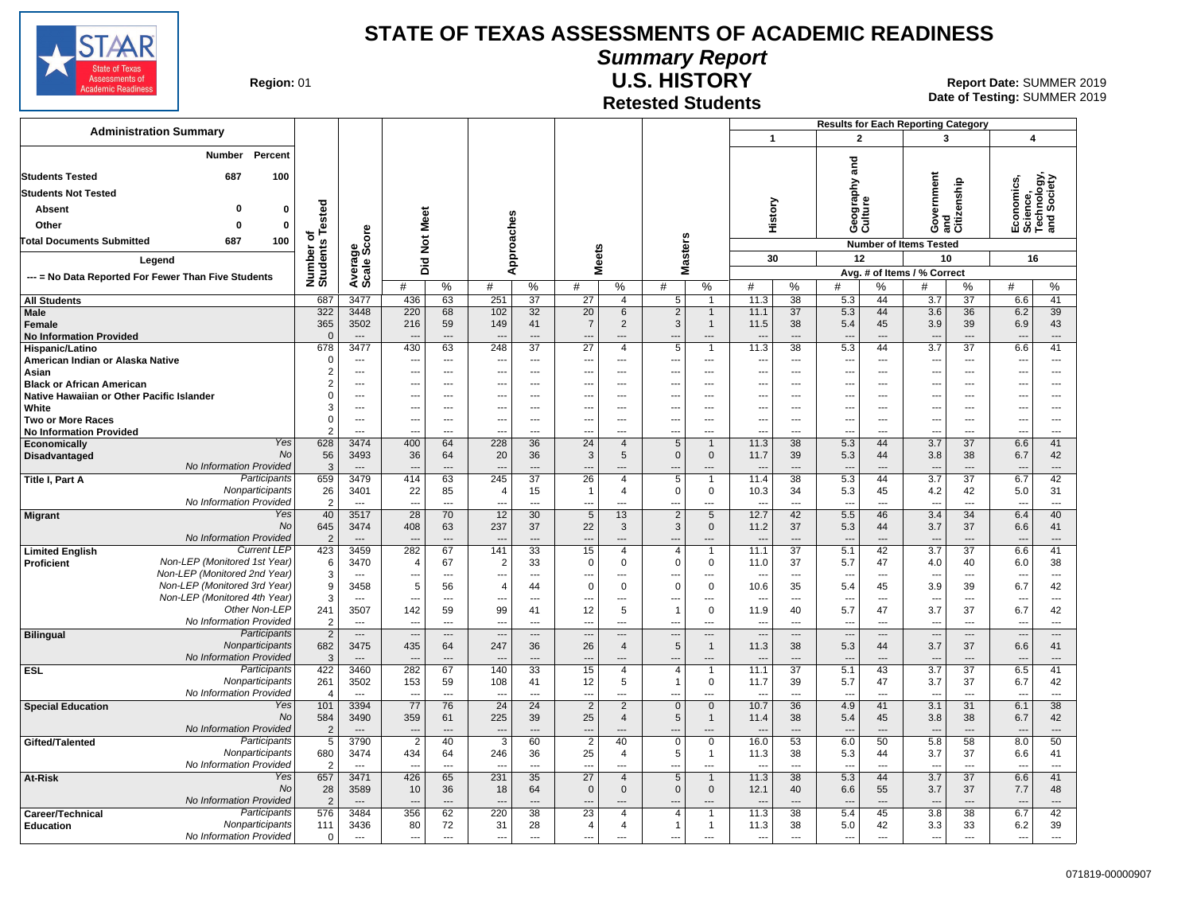# STATE OF TEXAS ASSESSMENTS OF ACADEMIC READINESS

## Summary Report

## U.S. HISTORY

### Retested Students

**Region:** 01

**Report Date:** SUMMER 2019
**Date of Testing:** SUMMER 2019

| Administration Summary | Number | Percent |
|---|---|---|
| Students Tested | 687 | 100 |
| Students Not Tested | | |
| Absent | 0 | 0 |
| Other | 0 | 0 |
| Total Documents Submitted | 687 | 100 |

Legend

--- = No Data Reported For Fewer Than Five Students

Results for Each Reporting Category: 1 = History (30 items tested); 2 = Geography and Culture (12 items tested); 3 = Government and Citizenship (10 items tested); 4 = Economics, Science, Technology, and Society (16 items tested). Reporting category values are Avg. # of Items / % Correct.

| Group | Subgroup | Number of Students Tested | Average Scale Score | Did Not Meet # | Did Not Meet % | Approaches # | Approaches % | Meets # | Meets % | Masters # | Masters % | 1 History # | 1 History % | 2 Geography and Culture # | 2 Geography and Culture % | 3 Government and Citizenship # | 3 Government and Citizenship % | 4 Economics, Science, Technology, and Society # | 4 Economics, Science, Technology, and Society % |
|---|---|---|---|---|---|---|---|---|---|---|---|---|---|---|---|---|---|---|---|
| All Students | | 687 | 3477 | 436 | 63 | 251 | 37 | 27 | 4 | 5 | 1 | 11.3 | 38 | 5.3 | 44 | 3.7 | 37 | 6.6 | 41 |
| Male | | 322 | 3448 | 220 | 68 | 102 | 32 | 20 | 6 | 2 | 1 | 11.1 | 37 | 5.3 | 44 | 3.6 | 36 | 6.2 | 39 |
| Female | | 365 | 3502 | 216 | 59 | 149 | 41 | 7 | 2 | 3 | 1 | 11.5 | 38 | 5.4 | 45 | 3.9 | 39 | 6.9 | 43 |
| No Information Provided | | 0 | --- | --- | --- | --- | --- | --- | --- | --- | --- | --- | --- | --- | --- | --- | --- | --- | --- |
| Hispanic/Latino | | 678 | 3477 | 430 | 63 | 248 | 37 | 27 | 4 | 5 | 1 | 11.3 | 38 | 5.3 | 44 | 3.7 | 37 | 6.6 | 41 |
| American Indian or Alaska Native | | 0 | --- | --- | --- | --- | --- | --- | --- | --- | --- | --- | --- | --- | --- | --- | --- | --- | --- |
| Asian | | 2 | --- | --- | --- | --- | --- | --- | --- | --- | --- | --- | --- | --- | --- | --- | --- | --- | --- |
| Black or African American | | 2 | --- | --- | --- | --- | --- | --- | --- | --- | --- | --- | --- | --- | --- | --- | --- | --- | --- |
| Native Hawaiian or Other Pacific Islander | | 0 | --- | --- | --- | --- | --- | --- | --- | --- | --- | --- | --- | --- | --- | --- | --- | --- | --- |
| White | | 3 | --- | --- | --- | --- | --- | --- | --- | --- | --- | --- | --- | --- | --- | --- | --- | --- | --- |
| Two or More Races | | 0 | --- | --- | --- | --- | --- | --- | --- | --- | --- | --- | --- | --- | --- | --- | --- | --- | --- |
| No Information Provided | | 2 | --- | --- | --- | --- | --- | --- | --- | --- | --- | --- | --- | --- | --- | --- | --- | --- | --- |
| Economically Disadvantaged | Yes | 628 | 3474 | 400 | 64 | 228 | 36 | 24 | 4 | 5 | 1 | 11.3 | 38 | 5.3 | 44 | 3.7 | 37 | 6.6 | 41 |
| | No | 56 | 3493 | 36 | 64 | 20 | 36 | 3 | 5 | 0 | 0 | 11.7 | 39 | 5.3 | 44 | 3.8 | 38 | 6.7 | 42 |
| | No Information Provided | 3 | --- | --- | --- | --- | --- | --- | --- | --- | --- | --- | --- | --- | --- | --- | --- | --- | --- |
| Title I, Part A | Participants | 659 | 3479 | 414 | 63 | 245 | 37 | 26 | 4 | 5 | 1 | 11.4 | 38 | 5.3 | 44 | 3.7 | 37 | 6.7 | 42 |
| | Nonparticipants | 26 | 3401 | 22 | 85 | 4 | 15 | 1 | 4 | 0 | 0 | 10.3 | 34 | 5.3 | 45 | 4.2 | 42 | 5.0 | 31 |
| | No Information Provided | 2 | --- | --- | --- | --- | --- | --- | --- | --- | --- | --- | --- | --- | --- | --- | --- | --- | --- |
| Migrant | Yes | 40 | 3517 | 28 | 70 | 12 | 30 | 5 | 13 | 2 | 5 | 12.7 | 42 | 5.5 | 46 | 3.4 | 34 | 6.4 | 40 |
| | No | 645 | 3474 | 408 | 63 | 237 | 37 | 22 | 3 | 3 | 0 | 11.2 | 37 | 5.3 | 44 | 3.7 | 37 | 6.6 | 41 |
| | No Information Provided | 2 | --- | --- | --- | --- | --- | --- | --- | --- | --- | --- | --- | --- | --- | --- | --- | --- | --- |
| Limited English Proficient | Current LEP | 423 | 3459 | 282 | 67 | 141 | 33 | 15 | 4 | 4 | 1 | 11.1 | 37 | 5.1 | 42 | 3.7 | 37 | 6.6 | 41 |
| | Non-LEP (Monitored 1st Year) | 6 | 3470 | 4 | 67 | 2 | 33 | 0 | 0 | 0 | 0 | 11.0 | 37 | 5.7 | 47 | 4.0 | 40 | 6.0 | 38 |
| | Non-LEP (Monitored 2nd Year) | 3 | --- | --- | --- | --- | --- | --- | --- | --- | --- | --- | --- | --- | --- | --- | --- | --- | --- |
| | Non-LEP (Monitored 3rd Year) | 9 | 3458 | 5 | 56 | 4 | 44 | 0 | 0 | 0 | 0 | 10.6 | 35 | 5.4 | 45 | 3.9 | 39 | 6.7 | 42 |
| | Non-LEP (Monitored 4th Year) | 3 | --- | --- | --- | --- | --- | --- | --- | --- | --- | --- | --- | --- | --- | --- | --- | --- | --- |
| | Other Non-LEP | 241 | 3507 | 142 | 59 | 99 | 41 | 12 | 5 | 1 | 0 | 11.9 | 40 | 5.7 | 47 | 3.7 | 37 | 6.7 | 42 |
| | No Information Provided | 2 | --- | --- | --- | --- | --- | --- | --- | --- | --- | --- | --- | --- | --- | --- | --- | --- | --- |
| Bilingual | Participants | 2 | --- | --- | --- | --- | --- | --- | --- | --- | --- | --- | --- | --- | --- | --- | --- | --- | --- |
| | Nonparticipants | 682 | 3475 | 435 | 64 | 247 | 36 | 26 | 4 | 5 | 1 | 11.3 | 38 | 5.3 | 44 | 3.7 | 37 | 6.6 | 41 |
| | No Information Provided | 3 | --- | --- | --- | --- | --- | --- | --- | --- | --- | --- | --- | --- | --- | --- | --- | --- | --- |
| ESL | Participants | 422 | 3460 | 282 | 67 | 140 | 33 | 15 | 4 | 4 | 1 | 11.1 | 37 | 5.1 | 43 | 3.7 | 37 | 6.5 | 41 |
| | Nonparticipants | 261 | 3502 | 153 | 59 | 108 | 41 | 12 | 5 | 1 | 0 | 11.7 | 39 | 5.7 | 47 | 3.7 | 37 | 6.7 | 42 |
| | No Information Provided | 4 | --- | --- | --- | --- | --- | --- | --- | --- | --- | --- | --- | --- | --- | --- | --- | --- | --- |
| Special Education | Yes | 101 | 3394 | 77 | 76 | 24 | 24 | 2 | 2 | 0 | 0 | 10.7 | 36 | 4.9 | 41 | 3.1 | 31 | 6.1 | 38 |
| | No | 584 | 3490 | 359 | 61 | 225 | 39 | 25 | 4 | 5 | 1 | 11.4 | 38 | 5.4 | 45 | 3.8 | 38 | 6.7 | 42 |
| | No Information Provided | 2 | --- | --- | --- | --- | --- | --- | --- | --- | --- | --- | --- | --- | --- | --- | --- | --- | --- |
| Gifted/Talented | Participants | 5 | 3790 | 2 | 40 | 3 | 60 | 2 | 40 | 0 | 0 | 16.0 | 53 | 6.0 | 50 | 5.8 | 58 | 8.0 | 50 |
| | Nonparticipants | 680 | 3474 | 434 | 64 | 246 | 36 | 25 | 4 | 5 | 1 | 11.3 | 38 | 5.3 | 44 | 3.7 | 37 | 6.6 | 41 |
| | No Information Provided | 2 | --- | --- | --- | --- | --- | --- | --- | --- | --- | --- | --- | --- | --- | --- | --- | --- | --- |
| At-Risk | Yes | 657 | 3471 | 426 | 65 | 231 | 35 | 27 | 4 | 5 | 1 | 11.3 | 38 | 5.3 | 44 | 3.7 | 37 | 6.6 | 41 |
| | No | 28 | 3589 | 10 | 36 | 18 | 64 | 0 | 0 | 0 | 0 | 12.1 | 40 | 6.6 | 55 | 3.7 | 37 | 7.7 | 48 |
| | No Information Provided | 2 | --- | --- | --- | --- | --- | --- | --- | --- | --- | --- | --- | --- | --- | --- | --- | --- | --- |
| Career/Technical Education | Participants | 576 | 3484 | 356 | 62 | 220 | 38 | 23 | 4 | 4 | 1 | 11.3 | 38 | 5.4 | 45 | 3.8 | 38 | 6.7 | 42 |
| | Nonparticipants | 111 | 3436 | 80 | 72 | 31 | 28 | 4 | 4 | 1 | 1 | 11.3 | 38 | 5.0 | 42 | 3.3 | 33 | 6.2 | 39 |
| | No Information Provided | 0 | --- | --- | --- | --- | --- | --- | --- | --- | --- | --- | --- | --- | --- | --- | --- | --- | --- |

071819-00000907